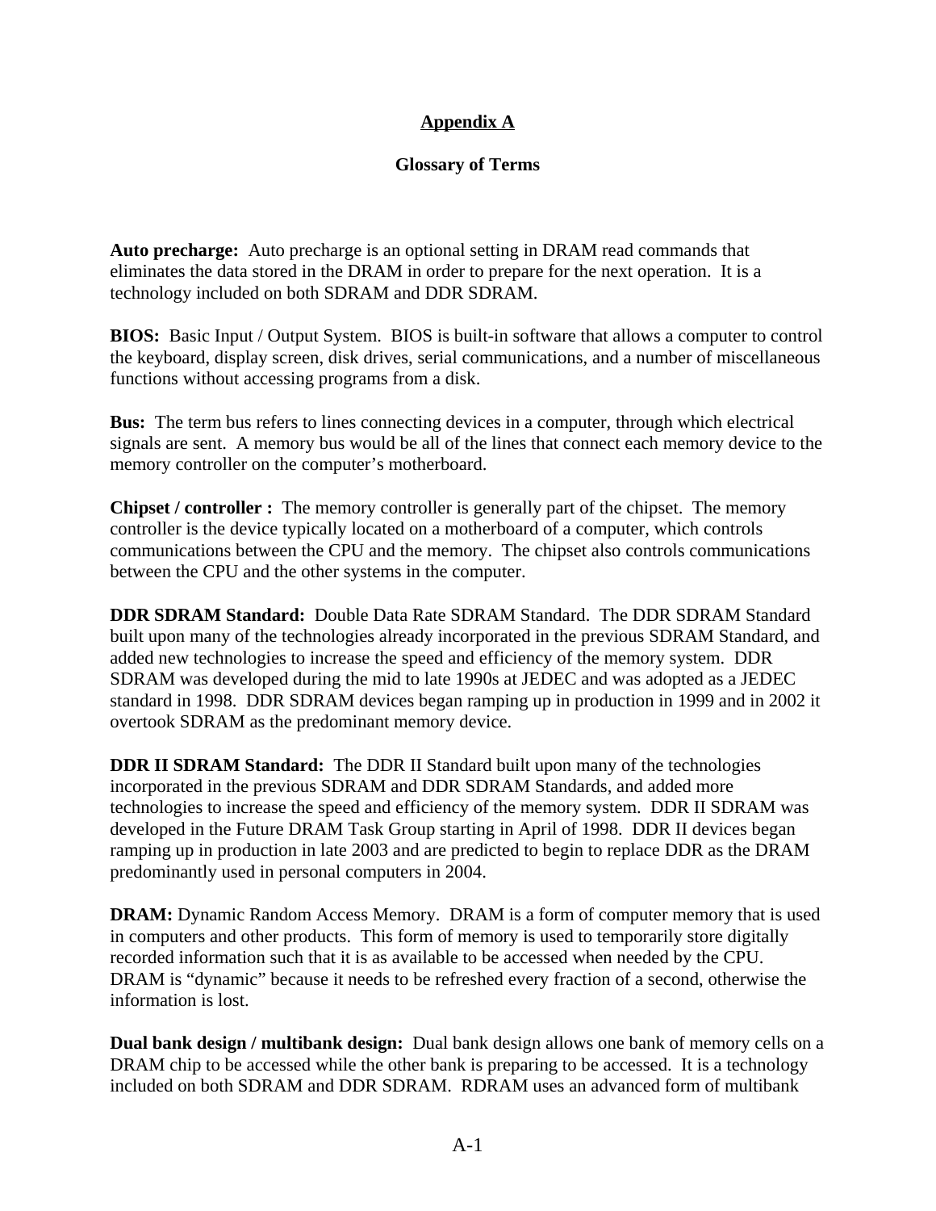# Appendix A

## Glossary of Terms

**Auto precharge:** Auto precharge is an optional setting in DRAM read commands that eliminates the data stored in the DRAM in order to prepare for the next operation. It is a technology included on both SDRAM and DDR SDRAM.

**BIOS:** Basic Input / Output System. BIOS is built-in software that allows a computer to control the keyboard, display screen, disk drives, serial communications, and a number of miscellaneous functions without accessing programs from a disk.

**Bus:** The term bus refers to lines connecting devices in a computer, through which electrical signals are sent. A memory bus would be all of the lines that connect each memory device to the memory controller on the computer's motherboard.

**Chipset / controller :** The memory controller is generally part of the chipset. The memory controller is the device typically located on a motherboard of a computer, which controls communications between the CPU and the memory. The chipset also controls communications between the CPU and the other systems in the computer.

**DDR SDRAM Standard:** Double Data Rate SDRAM Standard. The DDR SDRAM Standard built upon many of the technologies already incorporated in the previous SDRAM Standard, and added new technologies to increase the speed and efficiency of the memory system. DDR SDRAM was developed during the mid to late 1990s at JEDEC and was adopted as a JEDEC standard in 1998. DDR SDRAM devices began ramping up in production in 1999 and in 2002 it overtook SDRAM as the predominant memory device.

**DDR II SDRAM Standard:** The DDR II Standard built upon many of the technologies incorporated in the previous SDRAM and DDR SDRAM Standards, and added more technologies to increase the speed and efficiency of the memory system. DDR II SDRAM was developed in the Future DRAM Task Group starting in April of 1998. DDR II devices began ramping up in production in late 2003 and are predicted to begin to replace DDR as the DRAM predominantly used in personal computers in 2004.

**DRAM:** Dynamic Random Access Memory. DRAM is a form of computer memory that is used in computers and other products. This form of memory is used to temporarily store digitally recorded information such that it is as available to be accessed when needed by the CPU. DRAM is "dynamic" because it needs to be refreshed every fraction of a second, otherwise the information is lost.

**Dual bank design / multibank design:** Dual bank design allows one bank of memory cells on a DRAM chip to be accessed while the other bank is preparing to be accessed. It is a technology included on both SDRAM and DDR SDRAM. RDRAM uses an advanced form of multibank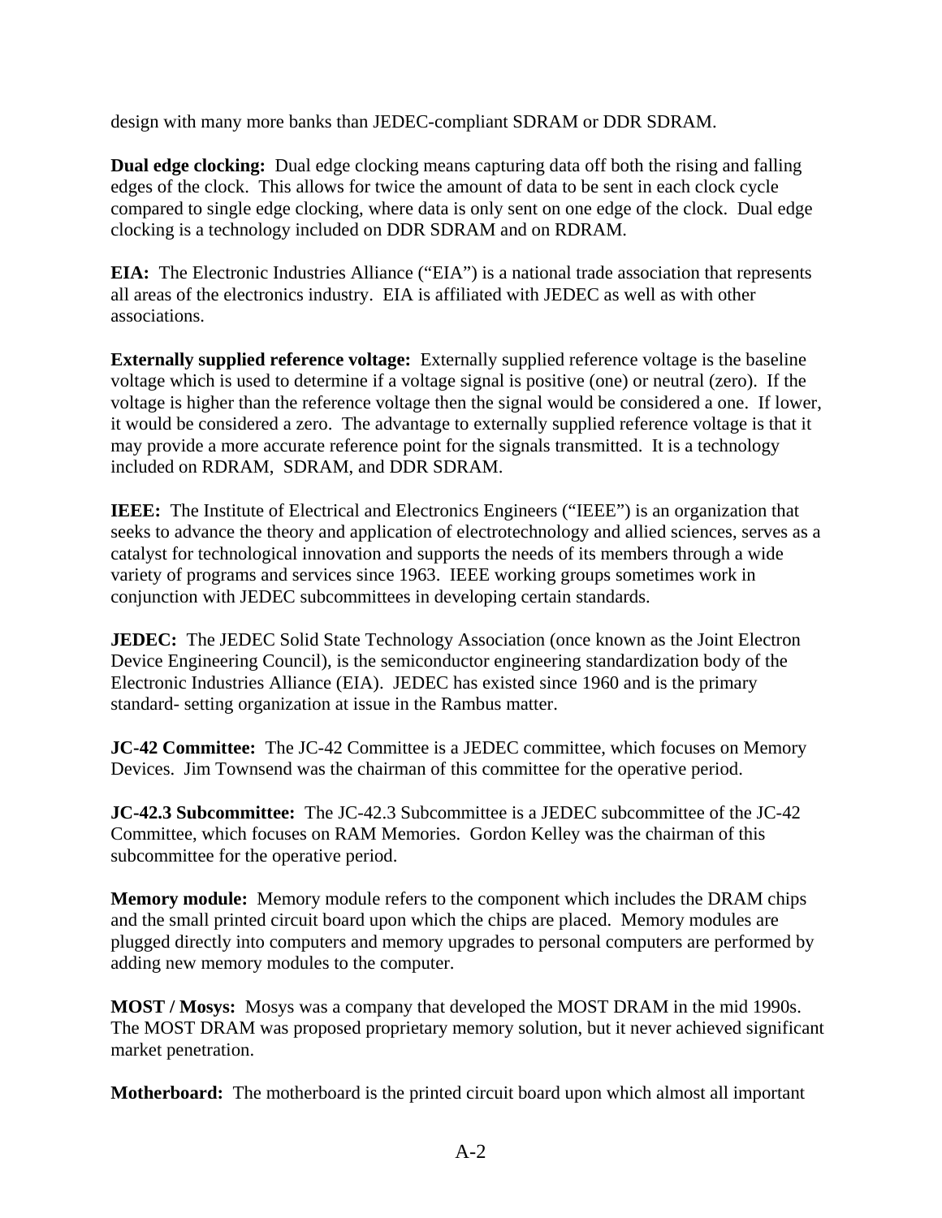design with many more banks than JEDEC-compliant SDRAM or DDR SDRAM.

**Dual edge clocking:** Dual edge clocking means capturing data off both the rising and falling edges of the clock. This allows for twice the amount of data to be sent in each clock cycle compared to single edge clocking, where data is only sent on one edge of the clock. Dual edge clocking is a technology included on DDR SDRAM and on RDRAM.

**EIA:** The Electronic Industries Alliance ("EIA") is a national trade association that represents all areas of the electronics industry. EIA is affiliated with JEDEC as well as with other associations.

**Externally supplied reference voltage:** Externally supplied reference voltage is the baseline voltage which is used to determine if a voltage signal is positive (one) or neutral (zero). If the voltage is higher than the reference voltage then the signal would be considered a one. If lower, it would be considered a zero. The advantage to externally supplied reference voltage is that it may provide a more accurate reference point for the signals transmitted. It is a technology included on RDRAM, SDRAM, and DDR SDRAM.

**IEEE:** The Institute of Electrical and Electronics Engineers ("IEEE") is an organization that seeks to advance the theory and application of electrotechnology and allied sciences, serves as a catalyst for technological innovation and supports the needs of its members through a wide variety of programs and services since 1963. IEEE working groups sometimes work in conjunction with JEDEC subcommittees in developing certain standards.

**JEDEC:** The JEDEC Solid State Technology Association (once known as the Joint Electron Device Engineering Council), is the semiconductor engineering standardization body of the Electronic Industries Alliance (EIA). JEDEC has existed since 1960 and is the primary standard- setting organization at issue in the Rambus matter.

**JC-42 Committee:** The JC-42 Committee is a JEDEC committee, which focuses on Memory Devices. Jim Townsend was the chairman of this committee for the operative period.

**JC-42.3 Subcommittee:** The JC-42.3 Subcommittee is a JEDEC subcommittee of the JC-42 Committee, which focuses on RAM Memories. Gordon Kelley was the chairman of this subcommittee for the operative period.

**Memory module:** Memory module refers to the component which includes the DRAM chips and the small printed circuit board upon which the chips are placed. Memory modules are plugged directly into computers and memory upgrades to personal computers are performed by adding new memory modules to the computer.

**MOST / Mosys:** Mosys was a company that developed the MOST DRAM in the mid 1990s. The MOST DRAM was proposed proprietary memory solution, but it never achieved significant market penetration.

**Motherboard:** The motherboard is the printed circuit board upon which almost all important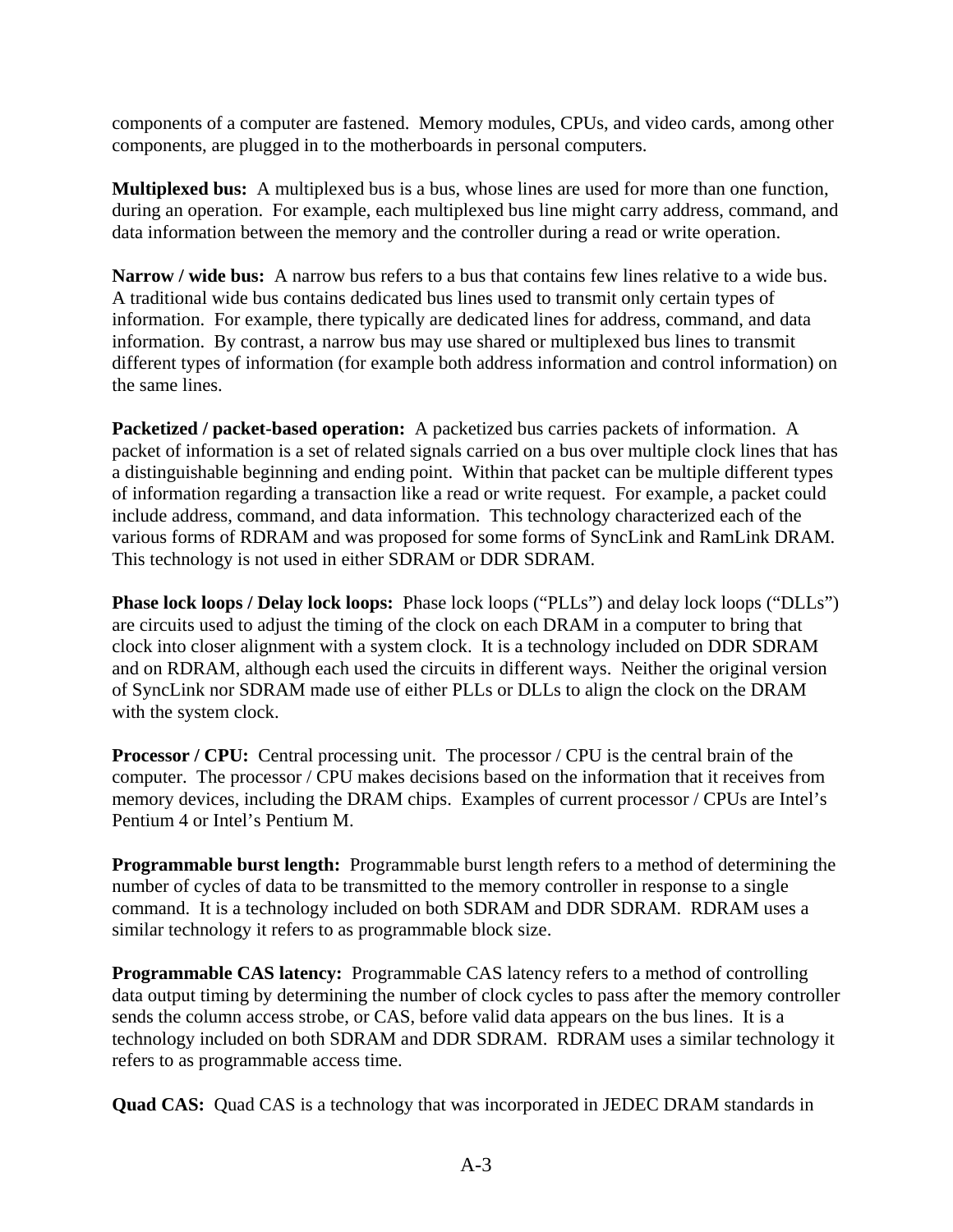components of a computer are fastened. Memory modules, CPUs, and video cards, among other components, are plugged in to the motherboards in personal computers.

**Multiplexed bus:** A multiplexed bus is a bus, whose lines are used for more than one function, during an operation. For example, each multiplexed bus line might carry address, command, and data information between the memory and the controller during a read or write operation.

**Narrow / wide bus:** A narrow bus refers to a bus that contains few lines relative to a wide bus. A traditional wide bus contains dedicated bus lines used to transmit only certain types of information. For example, there typically are dedicated lines for address, command, and data information. By contrast, a narrow bus may use shared or multiplexed bus lines to transmit different types of information (for example both address information and control information) on the same lines.

**Packetized / packet-based operation:** A packetized bus carries packets of information. A packet of information is a set of related signals carried on a bus over multiple clock lines that has a distinguishable beginning and ending point. Within that packet can be multiple different types of information regarding a transaction like a read or write request. For example, a packet could include address, command, and data information. This technology characterized each of the various forms of RDRAM and was proposed for some forms of SyncLink and RamLink DRAM. This technology is not used in either SDRAM or DDR SDRAM.

**Phase lock loops / Delay lock loops:** Phase lock loops ("PLLs") and delay lock loops ("DLLs") are circuits used to adjust the timing of the clock on each DRAM in a computer to bring that clock into closer alignment with a system clock. It is a technology included on DDR SDRAM and on RDRAM, although each used the circuits in different ways. Neither the original version of SyncLink nor SDRAM made use of either PLLs or DLLs to align the clock on the DRAM with the system clock.

**Processor / CPU:** Central processing unit. The processor / CPU is the central brain of the computer. The processor / CPU makes decisions based on the information that it receives from memory devices, including the DRAM chips. Examples of current processor / CPUs are Intel's Pentium 4 or Intel's Pentium M.

**Programmable burst length:** Programmable burst length refers to a method of determining the number of cycles of data to be transmitted to the memory controller in response to a single command. It is a technology included on both SDRAM and DDR SDRAM. RDRAM uses a similar technology it refers to as programmable block size.

**Programmable CAS latency:** Programmable CAS latency refers to a method of controlling data output timing by determining the number of clock cycles to pass after the memory controller sends the column access strobe, or CAS, before valid data appears on the bus lines. It is a technology included on both SDRAM and DDR SDRAM. RDRAM uses a similar technology it refers to as programmable access time.

**Quad CAS:** Quad CAS is a technology that was incorporated in JEDEC DRAM standards in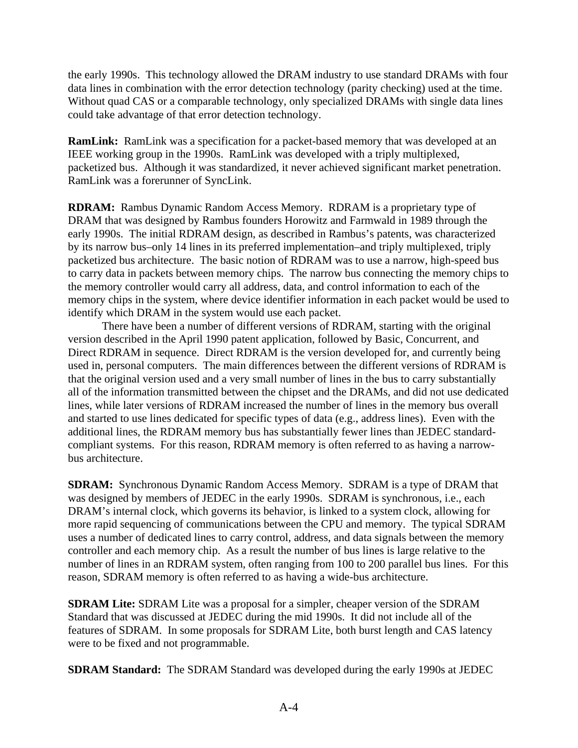the early 1990s. This technology allowed the DRAM industry to use standard DRAMs with four data lines in combination with the error detection technology (parity checking) used at the time. Without quad CAS or a comparable technology, only specialized DRAMs with single data lines could take advantage of that error detection technology.

**RamLink:** RamLink was a specification for a packet-based memory that was developed at an IEEE working group in the 1990s. RamLink was developed with a triply multiplexed, packetized bus. Although it was standardized, it never achieved significant market penetration. RamLink was a forerunner of SyncLink.

**RDRAM:** Rambus Dynamic Random Access Memory. RDRAM is a proprietary type of DRAM that was designed by Rambus founders Horowitz and Farmwald in 1989 through the early 1990s. The initial RDRAM design, as described in Rambus's patents, was characterized by its narrow bus–only 14 lines in its preferred implementation–and triply multiplexed, triply packetized bus architecture. The basic notion of RDRAM was to use a narrow, high-speed bus to carry data in packets between memory chips. The narrow bus connecting the memory chips to the memory controller would carry all address, data, and control information to each of the memory chips in the system, where device identifier information in each packet would be used to identify which DRAM in the system would use each packet.

There have been a number of different versions of RDRAM, starting with the original version described in the April 1990 patent application, followed by Basic, Concurrent, and Direct RDRAM in sequence. Direct RDRAM is the version developed for, and currently being used in, personal computers. The main differences between the different versions of RDRAM is that the original version used and a very small number of lines in the bus to carry substantially all of the information transmitted between the chipset and the DRAMs, and did not use dedicated lines, while later versions of RDRAM increased the number of lines in the memory bus overall and started to use lines dedicated for specific types of data (e.g., address lines). Even with the additional lines, the RDRAM memory bus has substantially fewer lines than JEDEC standard-compliant systems. For this reason, RDRAM memory is often referred to as having a narrow-bus architecture.

**SDRAM:** Synchronous Dynamic Random Access Memory. SDRAM is a type of DRAM that was designed by members of JEDEC in the early 1990s. SDRAM is synchronous, i.e., each DRAM's internal clock, which governs its behavior, is linked to a system clock, allowing for more rapid sequencing of communications between the CPU and memory. The typical SDRAM uses a number of dedicated lines to carry control, address, and data signals between the memory controller and each memory chip. As a result the number of bus lines is large relative to the number of lines in an RDRAM system, often ranging from 100 to 200 parallel bus lines. For this reason, SDRAM memory is often referred to as having a wide-bus architecture.

**SDRAM Lite:** SDRAM Lite was a proposal for a simpler, cheaper version of the SDRAM Standard that was discussed at JEDEC during the mid 1990s. It did not include all of the features of SDRAM. In some proposals for SDRAM Lite, both burst length and CAS latency were to be fixed and not programmable.

**SDRAM Standard:** The SDRAM Standard was developed during the early 1990s at JEDEC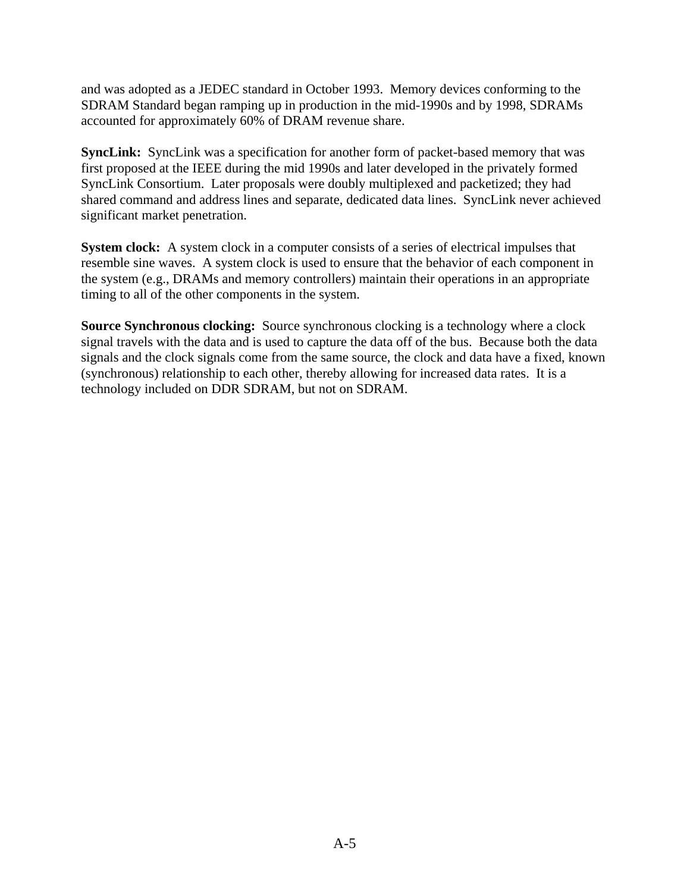and was adopted as a JEDEC standard in October 1993. Memory devices conforming to the SDRAM Standard began ramping up in production in the mid-1990s and by 1998, SDRAMs accounted for approximately 60% of DRAM revenue share.

**SyncLink:** SyncLink was a specification for another form of packet-based memory that was first proposed at the IEEE during the mid 1990s and later developed in the privately formed SyncLink Consortium. Later proposals were doubly multiplexed and packetized; they had shared command and address lines and separate, dedicated data lines. SyncLink never achieved significant market penetration.

**System clock:** A system clock in a computer consists of a series of electrical impulses that resemble sine waves. A system clock is used to ensure that the behavior of each component in the system (e.g., DRAMs and memory controllers) maintain their operations in an appropriate timing to all of the other components in the system.

**Source Synchronous clocking:** Source synchronous clocking is a technology where a clock signal travels with the data and is used to capture the data off of the bus. Because both the data signals and the clock signals come from the same source, the clock and data have a fixed, known (synchronous) relationship to each other, thereby allowing for increased data rates. It is a technology included on DDR SDRAM, but not on SDRAM.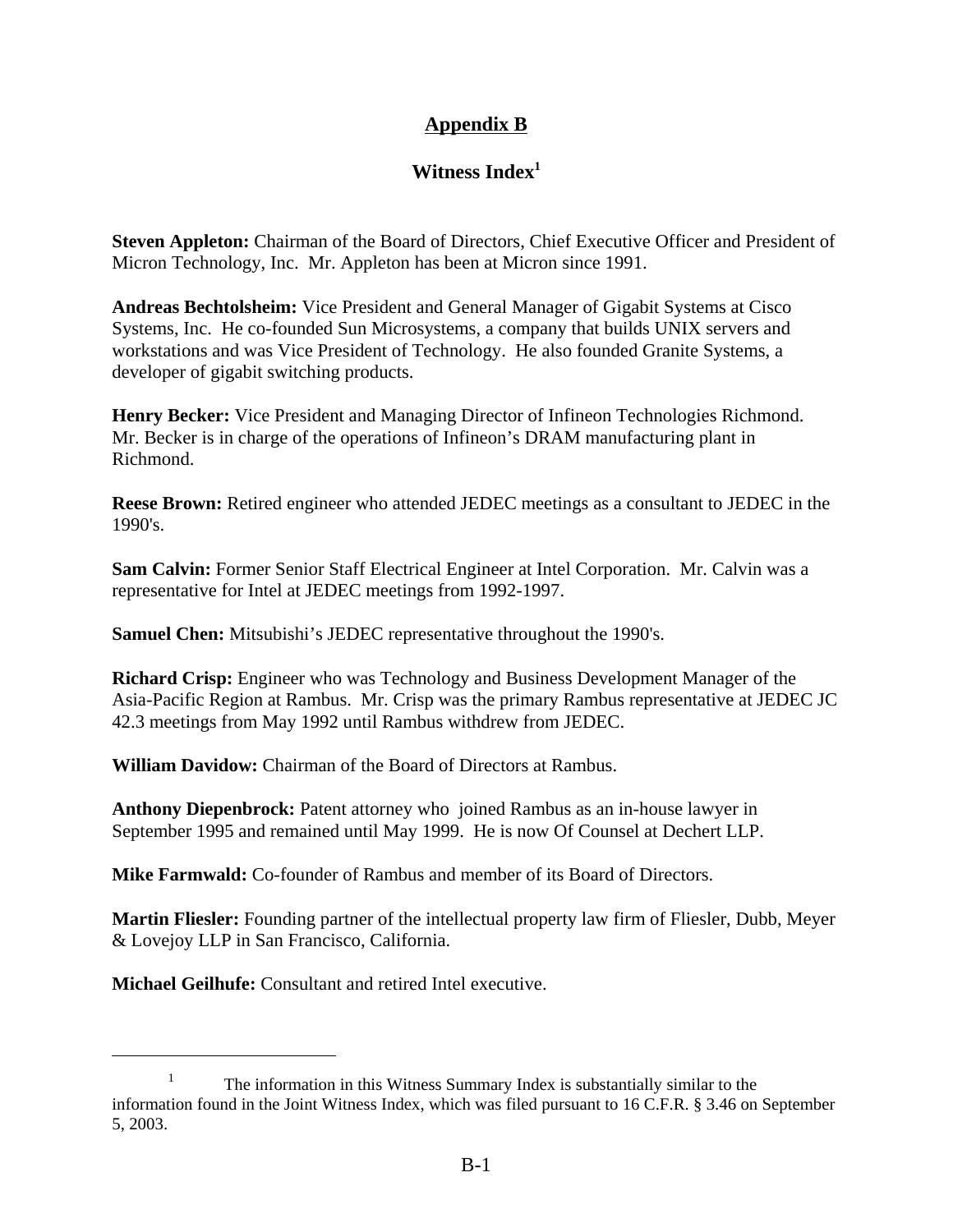# Appendix B

## Witness Index[1]

**Steven Appleton:** Chairman of the Board of Directors, Chief Executive Officer and President of Micron Technology, Inc. Mr. Appleton has been at Micron since 1991.

**Andreas Bechtolsheim:** Vice President and General Manager of Gigabit Systems at Cisco Systems, Inc. He co-founded Sun Microsystems, a company that builds UNIX servers and workstations and was Vice President of Technology. He also founded Granite Systems, a developer of gigabit switching products.

**Henry Becker:** Vice President and Managing Director of Infineon Technologies Richmond. Mr. Becker is in charge of the operations of Infineon's DRAM manufacturing plant in Richmond.

**Reese Brown:** Retired engineer who attended JEDEC meetings as a consultant to JEDEC in the 1990's.

**Sam Calvin:** Former Senior Staff Electrical Engineer at Intel Corporation. Mr. Calvin was a representative for Intel at JEDEC meetings from 1992-1997.

**Samuel Chen:** Mitsubishi's JEDEC representative throughout the 1990's.

**Richard Crisp:** Engineer who was Technology and Business Development Manager of the Asia-Pacific Region at Rambus. Mr. Crisp was the primary Rambus representative at JEDEC JC 42.3 meetings from May 1992 until Rambus withdrew from JEDEC.

**William Davidow:** Chairman of the Board of Directors at Rambus.

**Anthony Diepenbrock:** Patent attorney who joined Rambus as an in-house lawyer in September 1995 and remained until May 1999. He is now Of Counsel at Dechert LLP.

**Mike Farmwald:** Co-founder of Rambus and member of its Board of Directors.

**Martin Fliesler:** Founding partner of the intellectual property law firm of Fliesler, Dubb, Meyer & Lovejoy LLP in San Francisco, California.

**Michael Geilhufe:** Consultant and retired Intel executive.

---

[1] The information in this Witness Summary Index is substantially similar to the information found in the Joint Witness Index, which was filed pursuant to 16 C.F.R. § 3.46 on September 5, 2003.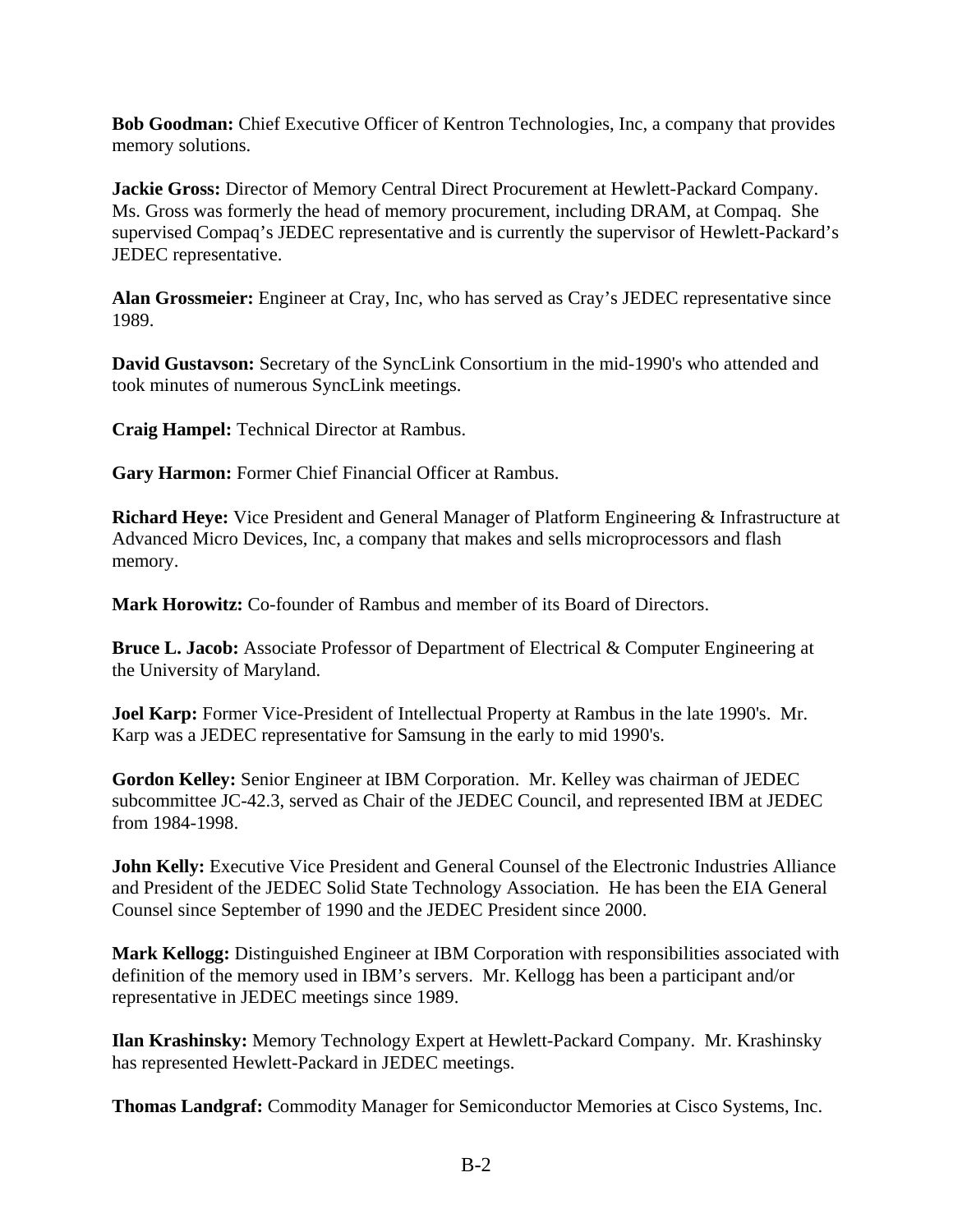**Bob Goodman:** Chief Executive Officer of Kentron Technologies, Inc, a company that provides memory solutions.

**Jackie Gross:** Director of Memory Central Direct Procurement at Hewlett-Packard Company. Ms. Gross was formerly the head of memory procurement, including DRAM, at Compaq. She supervised Compaq's JEDEC representative and is currently the supervisor of Hewlett-Packard's JEDEC representative.

**Alan Grossmeier:** Engineer at Cray, Inc, who has served as Cray's JEDEC representative since 1989.

**David Gustavson:** Secretary of the SyncLink Consortium in the mid-1990's who attended and took minutes of numerous SyncLink meetings.

**Craig Hampel:** Technical Director at Rambus.

**Gary Harmon:** Former Chief Financial Officer at Rambus.

**Richard Heye:** Vice President and General Manager of Platform Engineering & Infrastructure at Advanced Micro Devices, Inc, a company that makes and sells microprocessors and flash memory.

**Mark Horowitz:** Co-founder of Rambus and member of its Board of Directors.

**Bruce L. Jacob:** Associate Professor of Department of Electrical & Computer Engineering at the University of Maryland.

**Joel Karp:** Former Vice-President of Intellectual Property at Rambus in the late 1990's. Mr. Karp was a JEDEC representative for Samsung in the early to mid 1990's.

**Gordon Kelley:** Senior Engineer at IBM Corporation. Mr. Kelley was chairman of JEDEC subcommittee JC-42.3, served as Chair of the JEDEC Council, and represented IBM at JEDEC from 1984-1998.

**John Kelly:** Executive Vice President and General Counsel of the Electronic Industries Alliance and President of the JEDEC Solid State Technology Association. He has been the EIA General Counsel since September of 1990 and the JEDEC President since 2000.

**Mark Kellogg:** Distinguished Engineer at IBM Corporation with responsibilities associated with definition of the memory used in IBM's servers. Mr. Kellogg has been a participant and/or representative in JEDEC meetings since 1989.

**Ilan Krashinsky:** Memory Technology Expert at Hewlett-Packard Company. Mr. Krashinsky has represented Hewlett-Packard in JEDEC meetings.

**Thomas Landgraf:** Commodity Manager for Semiconductor Memories at Cisco Systems, Inc.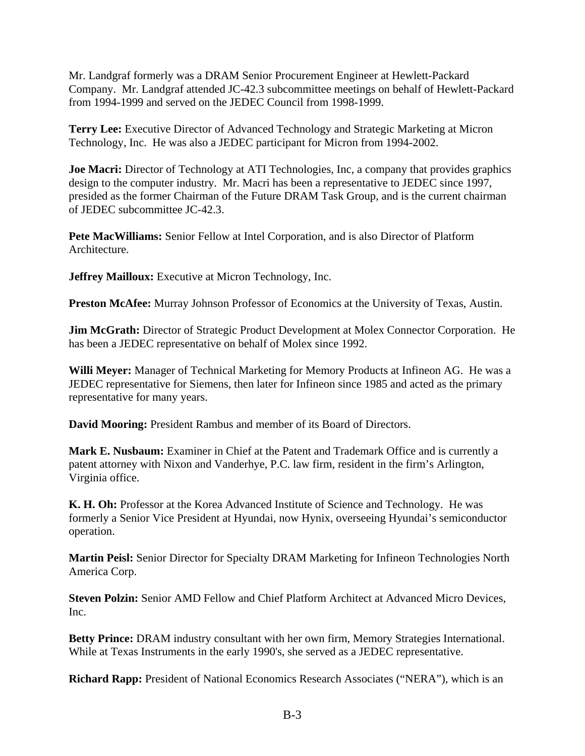Mr. Landgraf formerly was a DRAM Senior Procurement Engineer at Hewlett-Packard Company. Mr. Landgraf attended JC-42.3 subcommittee meetings on behalf of Hewlett-Packard from 1994-1999 and served on the JEDEC Council from 1998-1999.

**Terry Lee:** Executive Director of Advanced Technology and Strategic Marketing at Micron Technology, Inc. He was also a JEDEC participant for Micron from 1994-2002.

**Joe Macri:** Director of Technology at ATI Technologies, Inc, a company that provides graphics design to the computer industry. Mr. Macri has been a representative to JEDEC since 1997, presided as the former Chairman of the Future DRAM Task Group, and is the current chairman of JEDEC subcommittee JC-42.3.

**Pete MacWilliams:** Senior Fellow at Intel Corporation, and is also Director of Platform Architecture.

**Jeffrey Mailloux:** Executive at Micron Technology, Inc.

**Preston McAfee:** Murray Johnson Professor of Economics at the University of Texas, Austin.

**Jim McGrath:** Director of Strategic Product Development at Molex Connector Corporation. He has been a JEDEC representative on behalf of Molex since 1992.

**Willi Meyer:** Manager of Technical Marketing for Memory Products at Infineon AG. He was a JEDEC representative for Siemens, then later for Infineon since 1985 and acted as the primary representative for many years.

**David Mooring:** President Rambus and member of its Board of Directors.

**Mark E. Nusbaum:** Examiner in Chief at the Patent and Trademark Office and is currently a patent attorney with Nixon and Vanderhye, P.C. law firm, resident in the firm's Arlington, Virginia office.

**K. H. Oh:** Professor at the Korea Advanced Institute of Science and Technology. He was formerly a Senior Vice President at Hyundai, now Hynix, overseeing Hyundai's semiconductor operation.

**Martin Peisl:** Senior Director for Specialty DRAM Marketing for Infineon Technologies North America Corp.

**Steven Polzin:** Senior AMD Fellow and Chief Platform Architect at Advanced Micro Devices, Inc.

**Betty Prince:** DRAM industry consultant with her own firm, Memory Strategies International. While at Texas Instruments in the early 1990's, she served as a JEDEC representative.

**Richard Rapp:** President of National Economics Research Associates ("NERA"), which is an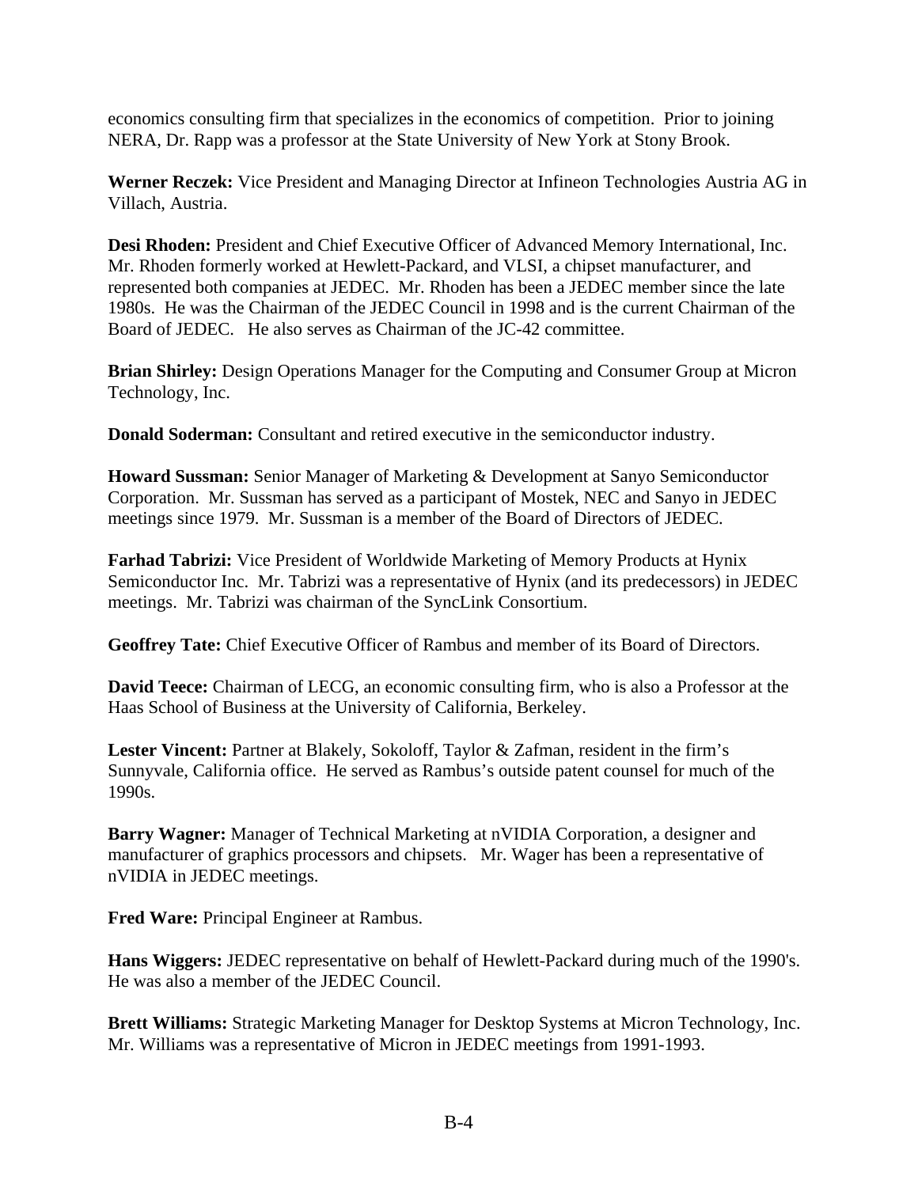economics consulting firm that specializes in the economics of competition. Prior to joining NERA, Dr. Rapp was a professor at the State University of New York at Stony Brook.

**Werner Reczek:** Vice President and Managing Director at Infineon Technologies Austria AG in Villach, Austria.

**Desi Rhoden:** President and Chief Executive Officer of Advanced Memory International, Inc. Mr. Rhoden formerly worked at Hewlett-Packard, and VLSI, a chipset manufacturer, and represented both companies at JEDEC. Mr. Rhoden has been a JEDEC member since the late 1980s. He was the Chairman of the JEDEC Council in 1998 and is the current Chairman of the Board of JEDEC. He also serves as Chairman of the JC-42 committee.

**Brian Shirley:** Design Operations Manager for the Computing and Consumer Group at Micron Technology, Inc.

**Donald Soderman:** Consultant and retired executive in the semiconductor industry.

**Howard Sussman:** Senior Manager of Marketing & Development at Sanyo Semiconductor Corporation. Mr. Sussman has served as a participant of Mostek, NEC and Sanyo in JEDEC meetings since 1979. Mr. Sussman is a member of the Board of Directors of JEDEC.

**Farhad Tabrizi:** Vice President of Worldwide Marketing of Memory Products at Hynix Semiconductor Inc. Mr. Tabrizi was a representative of Hynix (and its predecessors) in JEDEC meetings. Mr. Tabrizi was chairman of the SyncLink Consortium.

**Geoffrey Tate:** Chief Executive Officer of Rambus and member of its Board of Directors.

**David Teece:** Chairman of LECG, an economic consulting firm, who is also a Professor at the Haas School of Business at the University of California, Berkeley.

**Lester Vincent:** Partner at Blakely, Sokoloff, Taylor & Zafman, resident in the firm's Sunnyvale, California office. He served as Rambus's outside patent counsel for much of the 1990s.

**Barry Wagner:** Manager of Technical Marketing at nVIDIA Corporation, a designer and manufacturer of graphics processors and chipsets. Mr. Wager has been a representative of nVIDIA in JEDEC meetings.

**Fred Ware:** Principal Engineer at Rambus.

**Hans Wiggers:** JEDEC representative on behalf of Hewlett-Packard during much of the 1990's. He was also a member of the JEDEC Council.

**Brett Williams:** Strategic Marketing Manager for Desktop Systems at Micron Technology, Inc. Mr. Williams was a representative of Micron in JEDEC meetings from 1991-1993.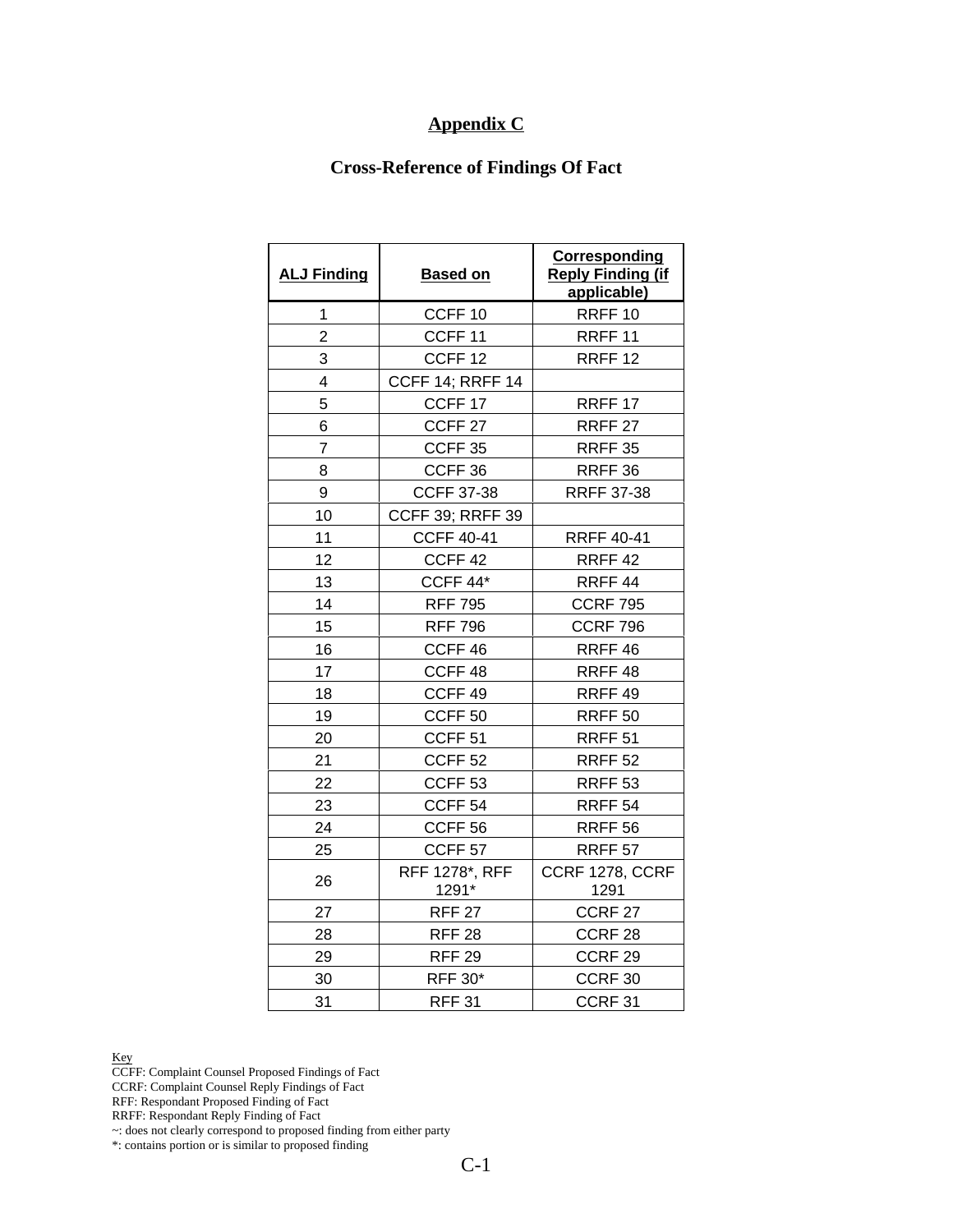# Appendix C

## Cross-Reference of Findings Of Fact

| ALJ Finding | Based on | Corresponding Reply Finding (if applicable) |
|---|---|---|
| 1 | CCFF 10 | RRFF 10 |
| 2 | CCFF 11 | RRFF 11 |
| 3 | CCFF 12 | RRFF 12 |
| 4 | CCFF 14; RRFF 14 | |
| 5 | CCFF 17 | RRFF 17 |
| 6 | CCFF 27 | RRFF 27 |
| 7 | CCFF 35 | RRFF 35 |
| 8 | CCFF 36 | RRFF 36 |
| 9 | CCFF 37-38 | RRFF 37-38 |
| 10 | CCFF 39; RRFF 39 | |
| 11 | CCFF 40-41 | RRFF 40-41 |
| 12 | CCFF 42 | RRFF 42 |
| 13 | CCFF 44* | RRFF 44 |
| 14 | RFF 795 | CCRF 795 |
| 15 | RFF 796 | CCRF 796 |
| 16 | CCFF 46 | RRFF 46 |
| 17 | CCFF 48 | RRFF 48 |
| 18 | CCFF 49 | RRFF 49 |
| 19 | CCFF 50 | RRFF 50 |
| 20 | CCFF 51 | RRFF 51 |
| 21 | CCFF 52 | RRFF 52 |
| 22 | CCFF 53 | RRFF 53 |
| 23 | CCFF 54 | RRFF 54 |
| 24 | CCFF 56 | RRFF 56 |
| 25 | CCFF 57 | RRFF 57 |
| 26 | RFF 1278*, RFF 1291* | CCRF 1278, CCRF 1291 |
| 27 | RFF 27 | CCRF 27 |
| 28 | RFF 28 | CCRF 28 |
| 29 | RFF 29 | CCRF 29 |
| 30 | RFF 30* | CCRF 30 |
| 31 | RFF 31 | CCRF 31 |

Key
CCFF: Complaint Counsel Proposed Findings of Fact
CCRF: Complaint Counsel Reply Findings of Fact
RFF: Respondant Proposed Finding of Fact
RRFF: Respondant Reply Finding of Fact
~: does not clearly correspond to proposed finding from either party
*: contains portion or is similar to proposed finding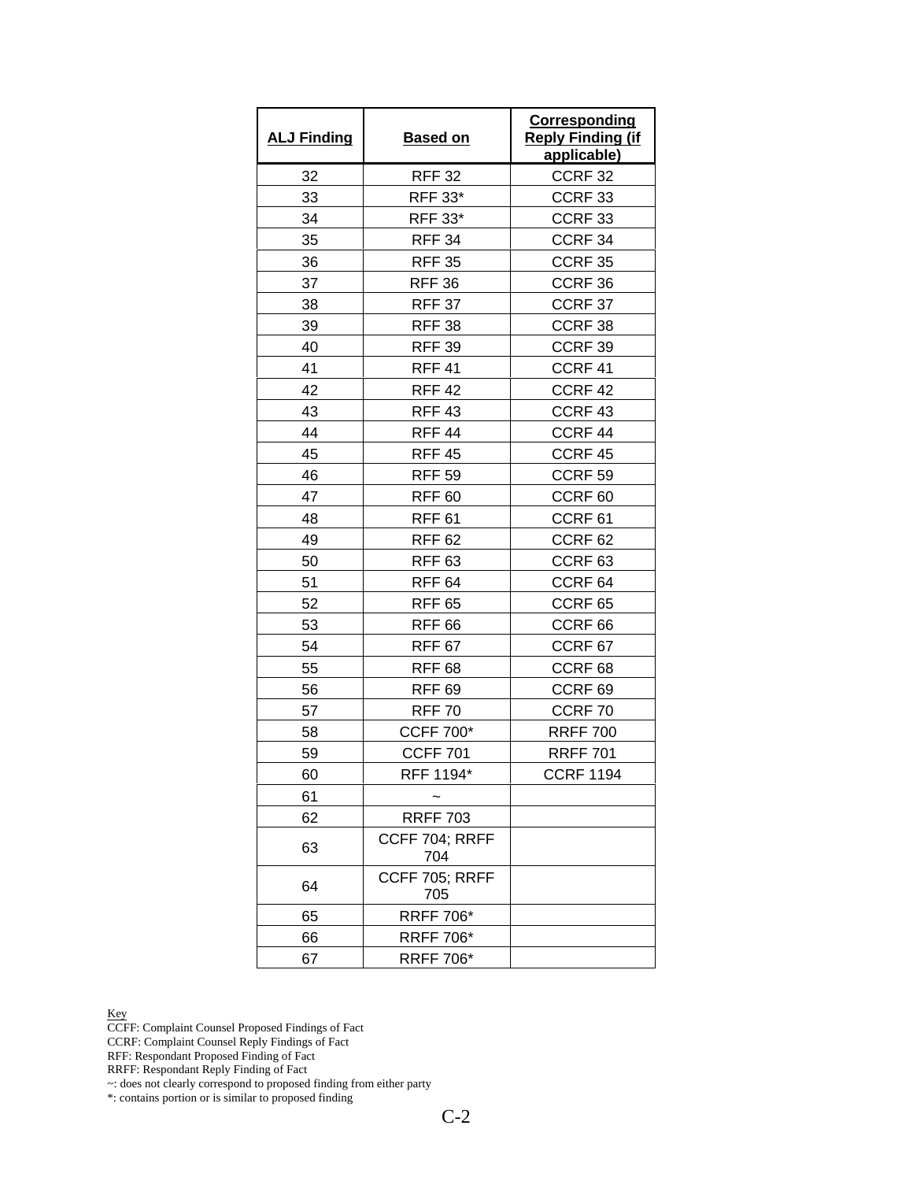| ALJ Finding | Based on | Corresponding Reply Finding (if applicable) |
| --- | --- | --- |
| 32 | RFF 32 | CCRF 32 |
| 33 | RFF 33* | CCRF 33 |
| 34 | RFF 33* | CCRF 33 |
| 35 | RFF 34 | CCRF 34 |
| 36 | RFF 35 | CCRF 35 |
| 37 | RFF 36 | CCRF 36 |
| 38 | RFF 37 | CCRF 37 |
| 39 | RFF 38 | CCRF 38 |
| 40 | RFF 39 | CCRF 39 |
| 41 | RFF 41 | CCRF 41 |
| 42 | RFF 42 | CCRF 42 |
| 43 | RFF 43 | CCRF 43 |
| 44 | RFF 44 | CCRF 44 |
| 45 | RFF 45 | CCRF 45 |
| 46 | RFF 59 | CCRF 59 |
| 47 | RFF 60 | CCRF 60 |
| 48 | RFF 61 | CCRF 61 |
| 49 | RFF 62 | CCRF 62 |
| 50 | RFF 63 | CCRF 63 |
| 51 | RFF 64 | CCRF 64 |
| 52 | RFF 65 | CCRF 65 |
| 53 | RFF 66 | CCRF 66 |
| 54 | RFF 67 | CCRF 67 |
| 55 | RFF 68 | CCRF 68 |
| 56 | RFF 69 | CCRF 69 |
| 57 | RFF 70 | CCRF 70 |
| 58 | CCFF 700* | RRFF 700 |
| 59 | CCFF 701 | RRFF 701 |
| 60 | RFF 1194* | CCRF 1194 |
| 61 | ~ | |
| 62 | RRFF 703 | |
| 63 | CCFF 704; RRFF 704 | |
| 64 | CCFF 705; RRFF 705 | |
| 65 | RRFF 706* | |
| 66 | RRFF 706* | |
| 67 | RRFF 706* | |

Key
CCFF: Complaint Counsel Proposed Findings of Fact
CCRF: Complaint Counsel Reply Findings of Fact
RFF: Respondant Proposed Finding of Fact
RRFF: Respondant Reply Finding of Fact
~: does not clearly correspond to proposed finding from either party
*: contains portion or is similar to proposed finding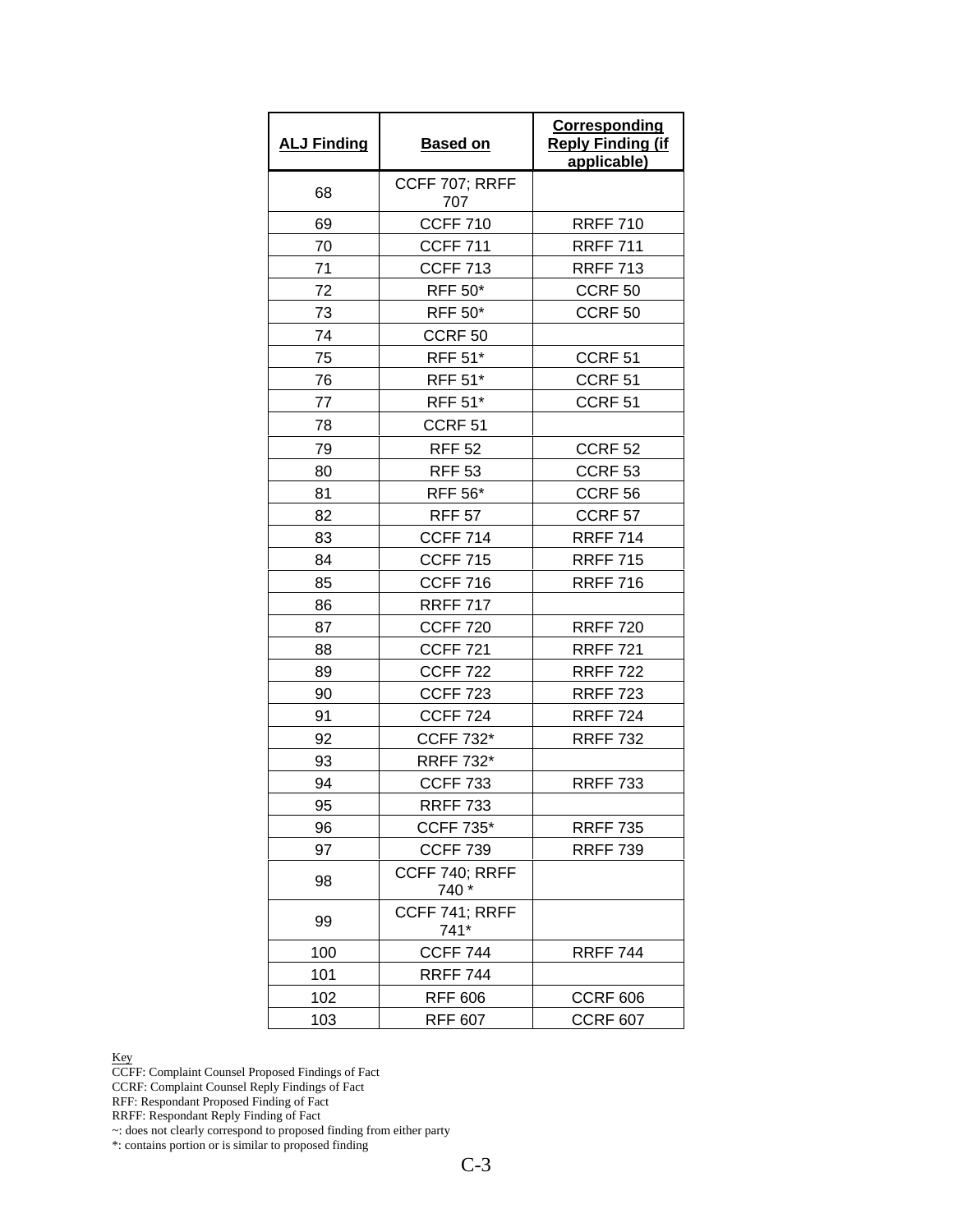| **ALJ Finding** | **Based on** | **Corresponding Reply Finding (if applicable)** |
|---|---|---|
| 68 | CCFF 707; RRFF 707 | |
| 69 | CCFF 710 | RRFF 710 |
| 70 | CCFF 711 | RRFF 711 |
| 71 | CCFF 713 | RRFF 713 |
| 72 | RFF 50* | CCRF 50 |
| 73 | RFF 50* | CCRF 50 |
| 74 | CCRF 50 | |
| 75 | RFF 51* | CCRF 51 |
| 76 | RFF 51* | CCRF 51 |
| 77 | RFF 51* | CCRF 51 |
| 78 | CCRF 51 | |
| 79 | RFF 52 | CCRF 52 |
| 80 | RFF 53 | CCRF 53 |
| 81 | RFF 56* | CCRF 56 |
| 82 | RFF 57 | CCRF 57 |
| 83 | CCFF 714 | RRFF 714 |
| 84 | CCFF 715 | RRFF 715 |
| 85 | CCFF 716 | RRFF 716 |
| 86 | RRFF 717 | |
| 87 | CCFF 720 | RRFF 720 |
| 88 | CCFF 721 | RRFF 721 |
| 89 | CCFF 722 | RRFF 722 |
| 90 | CCFF 723 | RRFF 723 |
| 91 | CCFF 724 | RRFF 724 |
| 92 | CCFF 732* | RRFF 732 |
| 93 | RRFF 732* | |
| 94 | CCFF 733 | RRFF 733 |
| 95 | RRFF 733 | |
| 96 | CCFF 735* | RRFF 735 |
| 97 | CCFF 739 | RRFF 739 |
| 98 | CCFF 740; RRFF 740 * | |
| 99 | CCFF 741; RRFF 741* | |
| 100 | CCFF 744 | RRFF 744 |
| 101 | RRFF 744 | |
| 102 | RFF 606 | CCRF 606 |
| 103 | RFF 607 | CCRF 607 |

Key
CCFF: Complaint Counsel Proposed Findings of Fact
CCRF: Complaint Counsel Reply Findings of Fact
RFF: Respondant Proposed Finding of Fact
RRFF: Respondant Reply Finding of Fact
~: does not clearly correspond to proposed finding from either party
*: contains portion or is similar to proposed finding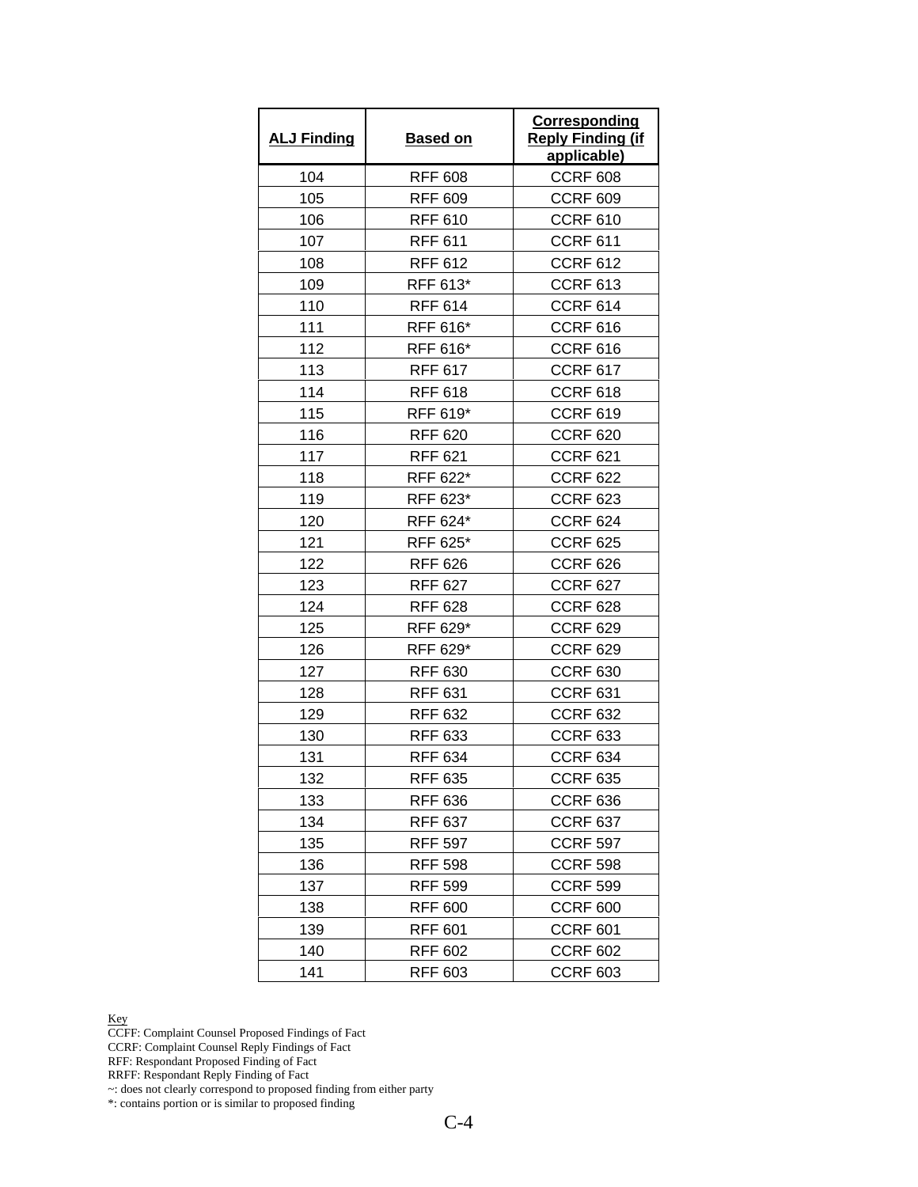| ALJ Finding | Based on | Corresponding Reply Finding (if applicable) |
|---|---|---|
| 104 | RFF 608 | CCRF 608 |
| 105 | RFF 609 | CCRF 609 |
| 106 | RFF 610 | CCRF 610 |
| 107 | RFF 611 | CCRF 611 |
| 108 | RFF 612 | CCRF 612 |
| 109 | RFF 613* | CCRF 613 |
| 110 | RFF 614 | CCRF 614 |
| 111 | RFF 616* | CCRF 616 |
| 112 | RFF 616* | CCRF 616 |
| 113 | RFF 617 | CCRF 617 |
| 114 | RFF 618 | CCRF 618 |
| 115 | RFF 619* | CCRF 619 |
| 116 | RFF 620 | CCRF 620 |
| 117 | RFF 621 | CCRF 621 |
| 118 | RFF 622* | CCRF 622 |
| 119 | RFF 623* | CCRF 623 |
| 120 | RFF 624* | CCRF 624 |
| 121 | RFF 625* | CCRF 625 |
| 122 | RFF 626 | CCRF 626 |
| 123 | RFF 627 | CCRF 627 |
| 124 | RFF 628 | CCRF 628 |
| 125 | RFF 629* | CCRF 629 |
| 126 | RFF 629* | CCRF 629 |
| 127 | RFF 630 | CCRF 630 |
| 128 | RFF 631 | CCRF 631 |
| 129 | RFF 632 | CCRF 632 |
| 130 | RFF 633 | CCRF 633 |
| 131 | RFF 634 | CCRF 634 |
| 132 | RFF 635 | CCRF 635 |
| 133 | RFF 636 | CCRF 636 |
| 134 | RFF 637 | CCRF 637 |
| 135 | RFF 597 | CCRF 597 |
| 136 | RFF 598 | CCRF 598 |
| 137 | RFF 599 | CCRF 599 |
| 138 | RFF 600 | CCRF 600 |
| 139 | RFF 601 | CCRF 601 |
| 140 | RFF 602 | CCRF 602 |
| 141 | RFF 603 | CCRF 603 |

Key
CCFF: Complaint Counsel Proposed Findings of Fact
CCRF: Complaint Counsel Reply Findings of Fact
RFF: Respondant Proposed Finding of Fact
RRFF: Respondant Reply Finding of Fact
~: does not clearly correspond to proposed finding from either party
*: contains portion or is similar to proposed finding

C-4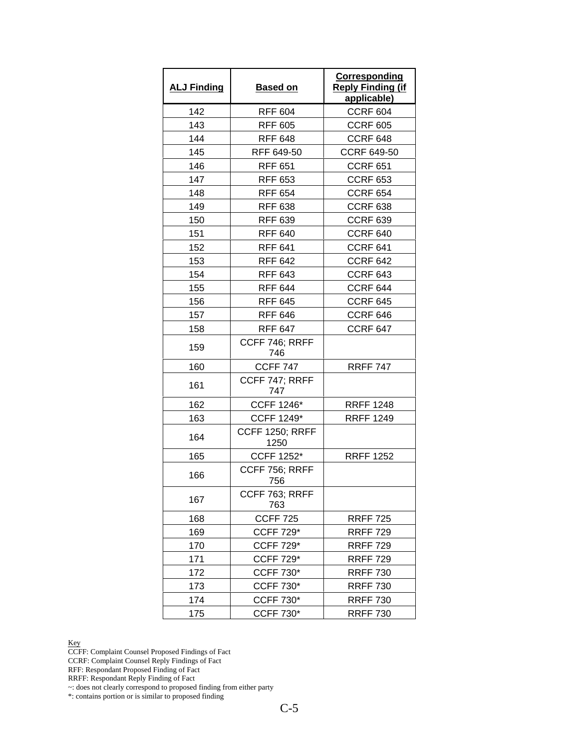| ALJ Finding | Based on | Corresponding Reply Finding (if applicable) |
|---|---|---|
| 142 | RFF 604 | CCRF 604 |
| 143 | RFF 605 | CCRF 605 |
| 144 | RFF 648 | CCRF 648 |
| 145 | RFF 649-50 | CCRF 649-50 |
| 146 | RFF 651 | CCRF 651 |
| 147 | RFF 653 | CCRF 653 |
| 148 | RFF 654 | CCRF 654 |
| 149 | RFF 638 | CCRF 638 |
| 150 | RFF 639 | CCRF 639 |
| 151 | RFF 640 | CCRF 640 |
| 152 | RFF 641 | CCRF 641 |
| 153 | RFF 642 | CCRF 642 |
| 154 | RFF 643 | CCRF 643 |
| 155 | RFF 644 | CCRF 644 |
| 156 | RFF 645 | CCRF 645 |
| 157 | RFF 646 | CCRF 646 |
| 158 | RFF 647 | CCRF 647 |
| 159 | CCFF 746; RRFF 746 | |
| 160 | CCFF 747 | RRFF 747 |
| 161 | CCFF 747; RRFF 747 | |
| 162 | CCFF 1246* | RRFF 1248 |
| 163 | CCFF 1249* | RRFF 1249 |
| 164 | CCFF 1250; RRFF 1250 | |
| 165 | CCFF 1252* | RRFF 1252 |
| 166 | CCFF 756; RRFF 756 | |
| 167 | CCFF 763; RRFF 763 | |
| 168 | CCFF 725 | RRFF 725 |
| 169 | CCFF 729* | RRFF 729 |
| 170 | CCFF 729* | RRFF 729 |
| 171 | CCFF 729* | RRFF 729 |
| 172 | CCFF 730* | RRFF 730 |
| 173 | CCFF 730* | RRFF 730 |
| 174 | CCFF 730* | RRFF 730 |
| 175 | CCFF 730* | RRFF 730 |

Key
CCFF: Complaint Counsel Proposed Findings of Fact
CCRF: Complaint Counsel Reply Findings of Fact
RFF: Respondant Proposed Finding of Fact
RRFF: Respondant Reply Finding of Fact
~: does not clearly correspond to proposed finding from either party
*: contains portion or is similar to proposed finding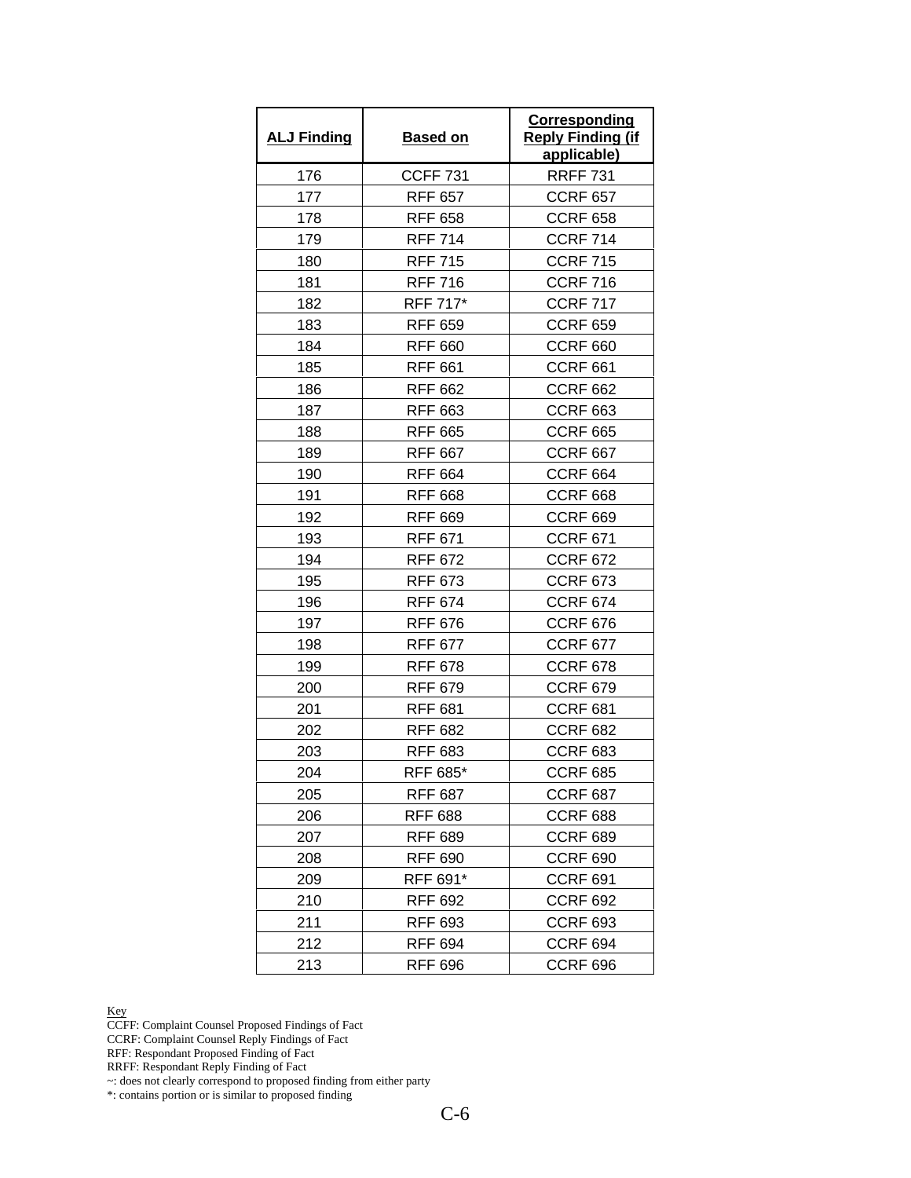| ALJ Finding | Based on | Corresponding Reply Finding (if applicable) |
|---|---|---|
| 176 | CCFF 731 | RRFF 731 |
| 177 | RFF 657 | CCRF 657 |
| 178 | RFF 658 | CCRF 658 |
| 179 | RFF 714 | CCRF 714 |
| 180 | RFF 715 | CCRF 715 |
| 181 | RFF 716 | CCRF 716 |
| 182 | RFF 717* | CCRF 717 |
| 183 | RFF 659 | CCRF 659 |
| 184 | RFF 660 | CCRF 660 |
| 185 | RFF 661 | CCRF 661 |
| 186 | RFF 662 | CCRF 662 |
| 187 | RFF 663 | CCRF 663 |
| 188 | RFF 665 | CCRF 665 |
| 189 | RFF 667 | CCRF 667 |
| 190 | RFF 664 | CCRF 664 |
| 191 | RFF 668 | CCRF 668 |
| 192 | RFF 669 | CCRF 669 |
| 193 | RFF 671 | CCRF 671 |
| 194 | RFF 672 | CCRF 672 |
| 195 | RFF 673 | CCRF 673 |
| 196 | RFF 674 | CCRF 674 |
| 197 | RFF 676 | CCRF 676 |
| 198 | RFF 677 | CCRF 677 |
| 199 | RFF 678 | CCRF 678 |
| 200 | RFF 679 | CCRF 679 |
| 201 | RFF 681 | CCRF 681 |
| 202 | RFF 682 | CCRF 682 |
| 203 | RFF 683 | CCRF 683 |
| 204 | RFF 685* | CCRF 685 |
| 205 | RFF 687 | CCRF 687 |
| 206 | RFF 688 | CCRF 688 |
| 207 | RFF 689 | CCRF 689 |
| 208 | RFF 690 | CCRF 690 |
| 209 | RFF 691* | CCRF 691 |
| 210 | RFF 692 | CCRF 692 |
| 211 | RFF 693 | CCRF 693 |
| 212 | RFF 694 | CCRF 694 |
| 213 | RFF 696 | CCRF 696 |

Key

CCFF: Complaint Counsel Proposed Findings of Fact
CCRF: Complaint Counsel Reply Findings of Fact
RFF: Respondant Proposed Finding of Fact
RRFF: Respondant Reply Finding of Fact
~: does not clearly correspond to proposed finding from either party
*: contains portion or is similar to proposed finding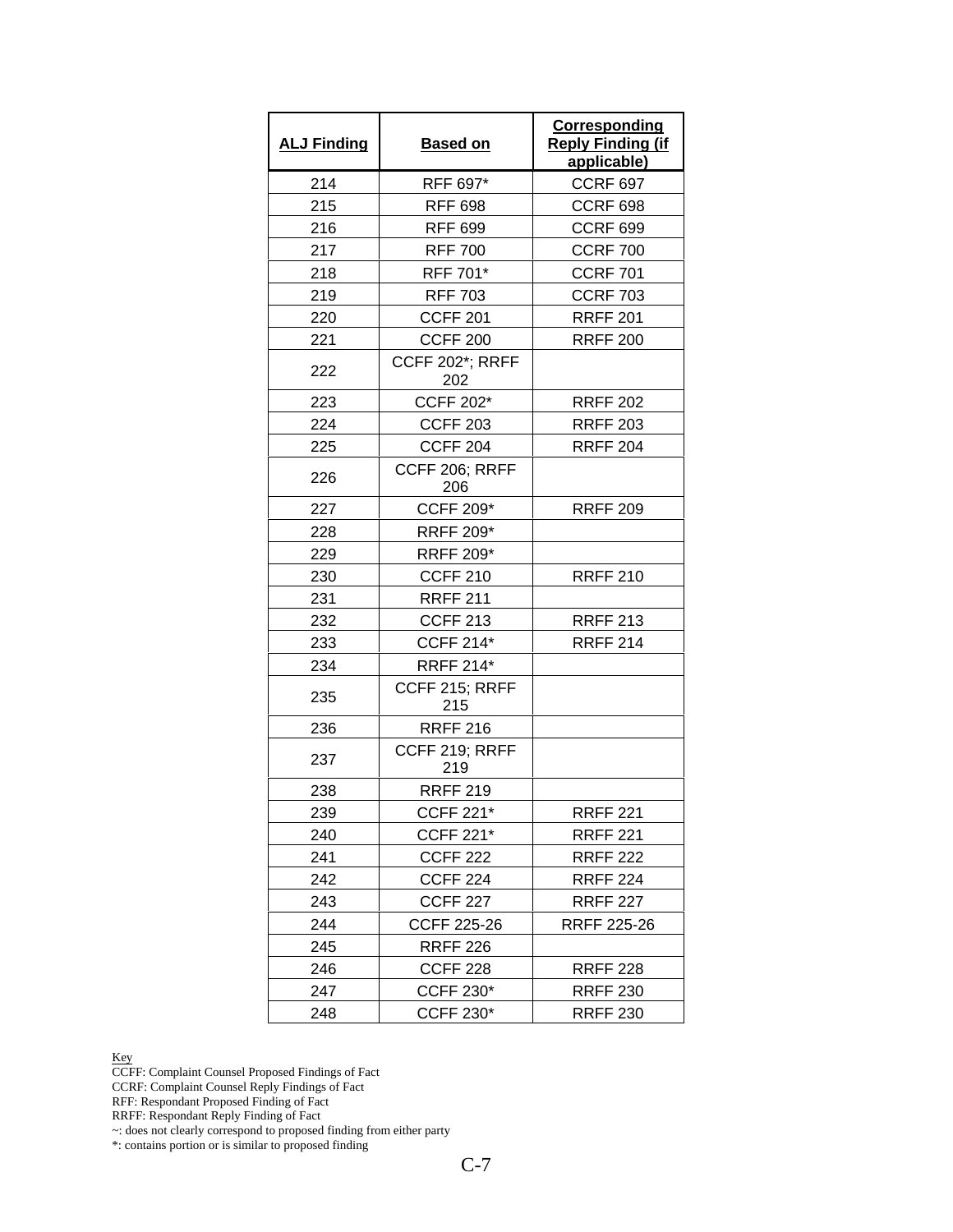| ALJ Finding | Based on | Corresponding Reply Finding (if applicable) |
|---|---|---|
| 214 | RFF 697* | CCRF 697 |
| 215 | RFF 698 | CCRF 698 |
| 216 | RFF 699 | CCRF 699 |
| 217 | RFF 700 | CCRF 700 |
| 218 | RFF 701* | CCRF 701 |
| 219 | RFF 703 | CCRF 703 |
| 220 | CCFF 201 | RRFF 201 |
| 221 | CCFF 200 | RRFF 200 |
| 222 | CCFF 202*; RRFF 202 | |
| 223 | CCFF 202* | RRFF 202 |
| 224 | CCFF 203 | RRFF 203 |
| 225 | CCFF 204 | RRFF 204 |
| 226 | CCFF 206; RRFF 206 | |
| 227 | CCFF 209* | RRFF 209 |
| 228 | RRFF 209* | |
| 229 | RRFF 209* | |
| 230 | CCFF 210 | RRFF 210 |
| 231 | RRFF 211 | |
| 232 | CCFF 213 | RRFF 213 |
| 233 | CCFF 214* | RRFF 214 |
| 234 | RRFF 214* | |
| 235 | CCFF 215; RRFF 215 | |
| 236 | RRFF 216 | |
| 237 | CCFF 219; RRFF 219 | |
| 238 | RRFF 219 | |
| 239 | CCFF 221* | RRFF 221 |
| 240 | CCFF 221* | RRFF 221 |
| 241 | CCFF 222 | RRFF 222 |
| 242 | CCFF 224 | RRFF 224 |
| 243 | CCFF 227 | RRFF 227 |
| 244 | CCFF 225-26 | RRFF 225-26 |
| 245 | RRFF 226 | |
| 246 | CCFF 228 | RRFF 228 |
| 247 | CCFF 230* | RRFF 230 |
| 248 | CCFF 230* | RRFF 230 |

Key
CCFF: Complaint Counsel Proposed Findings of Fact
CCRF: Complaint Counsel Reply Findings of Fact
RFF: Respondant Proposed Finding of Fact
RRFF: Respondant Reply Finding of Fact
~: does not clearly correspond to proposed finding from either party
*: contains portion or is similar to proposed finding

C-7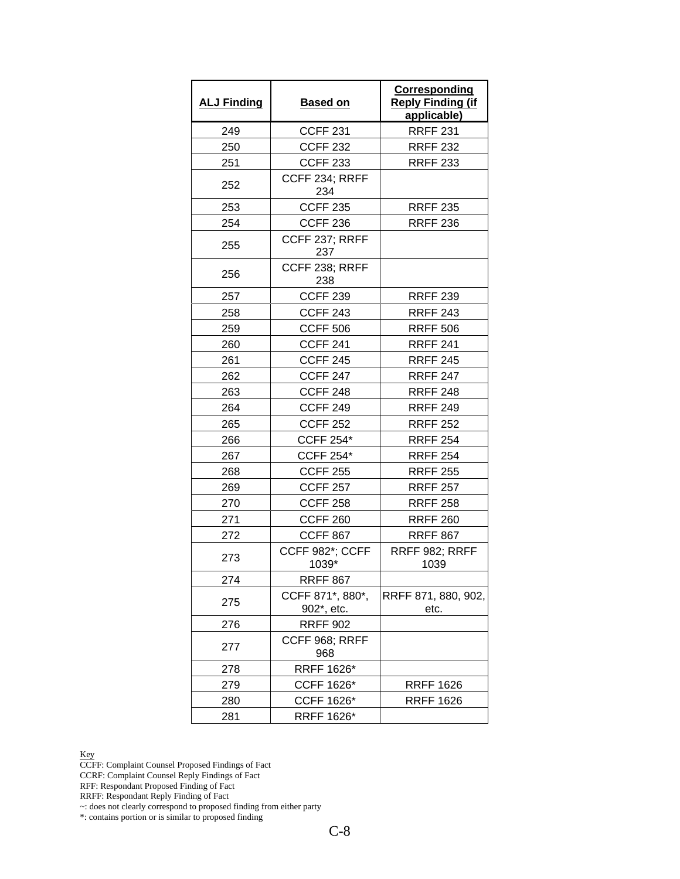| ALJ Finding | Based on | Corresponding Reply Finding (if applicable) |
|---|---|---|
| 249 | CCFF 231 | RRFF 231 |
| 250 | CCFF 232 | RRFF 232 |
| 251 | CCFF 233 | RRFF 233 |
| 252 | CCFF 234; RRFF 234 | |
| 253 | CCFF 235 | RRFF 235 |
| 254 | CCFF 236 | RRFF 236 |
| 255 | CCFF 237; RRFF 237 | |
| 256 | CCFF 238; RRFF 238 | |
| 257 | CCFF 239 | RRFF 239 |
| 258 | CCFF 243 | RRFF 243 |
| 259 | CCFF 506 | RRFF 506 |
| 260 | CCFF 241 | RRFF 241 |
| 261 | CCFF 245 | RRFF 245 |
| 262 | CCFF 247 | RRFF 247 |
| 263 | CCFF 248 | RRFF 248 |
| 264 | CCFF 249 | RRFF 249 |
| 265 | CCFF 252 | RRFF 252 |
| 266 | CCFF 254* | RRFF 254 |
| 267 | CCFF 254* | RRFF 254 |
| 268 | CCFF 255 | RRFF 255 |
| 269 | CCFF 257 | RRFF 257 |
| 270 | CCFF 258 | RRFF 258 |
| 271 | CCFF 260 | RRFF 260 |
| 272 | CCFF 867 | RRFF 867 |
| 273 | CCFF 982*; CCFF 1039* | RRFF 982; RRFF 1039 |
| 274 | RRFF 867 | |
| 275 | CCFF 871*, 880*, 902*, etc. | RRFF 871, 880, 902, etc. |
| 276 | RRFF 902 | |
| 277 | CCFF 968; RRFF 968 | |
| 278 | RRFF 1626* | |
| 279 | CCFF 1626* | RRFF 1626 |
| 280 | CCFF 1626* | RRFF 1626 |
| 281 | RRFF 1626* | |

Key
CCFF: Complaint Counsel Proposed Findings of Fact
CCRF: Complaint Counsel Reply Findings of Fact
RFF: Respondant Proposed Finding of Fact
RRFF: Respondant Reply Finding of Fact
~: does not clearly correspond to proposed finding from either party
*: contains portion or is similar to proposed finding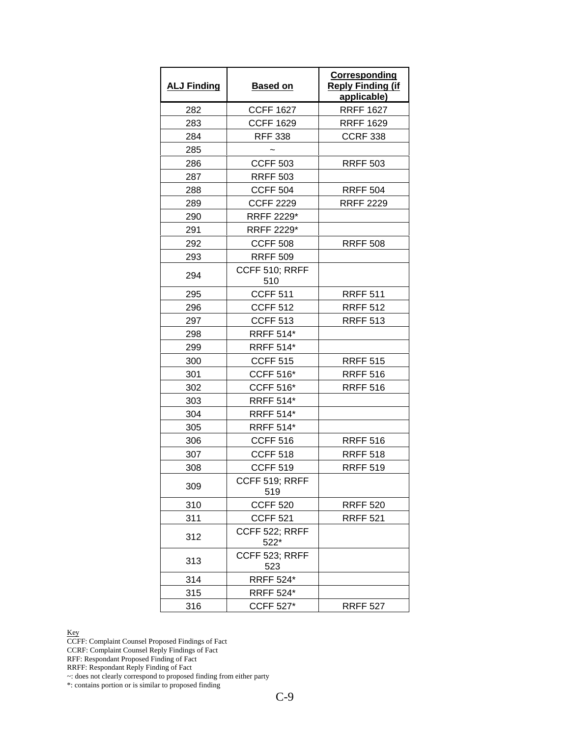| ALJ Finding | Based on | Corresponding Reply Finding (if applicable) |
| --- | --- | --- |
| 282 | CCFF 1627 | RRFF 1627 |
| 283 | CCFF 1629 | RRFF 1629 |
| 284 | RFF 338 | CCRF 338 |
| 285 | ~ | |
| 286 | CCFF 503 | RRFF 503 |
| 287 | RRFF 503 | |
| 288 | CCFF 504 | RRFF 504 |
| 289 | CCFF 2229 | RRFF 2229 |
| 290 | RRFF 2229* | |
| 291 | RRFF 2229* | |
| 292 | CCFF 508 | RRFF 508 |
| 293 | RRFF 509 | |
| 294 | CCFF 510; RRFF 510 | |
| 295 | CCFF 511 | RRFF 511 |
| 296 | CCFF 512 | RRFF 512 |
| 297 | CCFF 513 | RRFF 513 |
| 298 | RRFF 514* | |
| 299 | RRFF 514* | |
| 300 | CCFF 515 | RRFF 515 |
| 301 | CCFF 516* | RRFF 516 |
| 302 | CCFF 516* | RRFF 516 |
| 303 | RRFF 514* | |
| 304 | RRFF 514* | |
| 305 | RRFF 514* | |
| 306 | CCFF 516 | RRFF 516 |
| 307 | CCFF 518 | RRFF 518 |
| 308 | CCFF 519 | RRFF 519 |
| 309 | CCFF 519; RRFF 519 | |
| 310 | CCFF 520 | RRFF 520 |
| 311 | CCFF 521 | RRFF 521 |
| 312 | CCFF 522; RRFF 522* | |
| 313 | CCFF 523; RRFF 523 | |
| 314 | RRFF 524* | |
| 315 | RRFF 524* | |
| 316 | CCFF 527* | RRFF 527 |

Key
CCFF: Complaint Counsel Proposed Findings of Fact
CCRF: Complaint Counsel Reply Findings of Fact
RFF: Respondant Proposed Finding of Fact
RRFF: Respondant Reply Finding of Fact
~: does not clearly correspond to proposed finding from either party
*: contains portion or is similar to proposed finding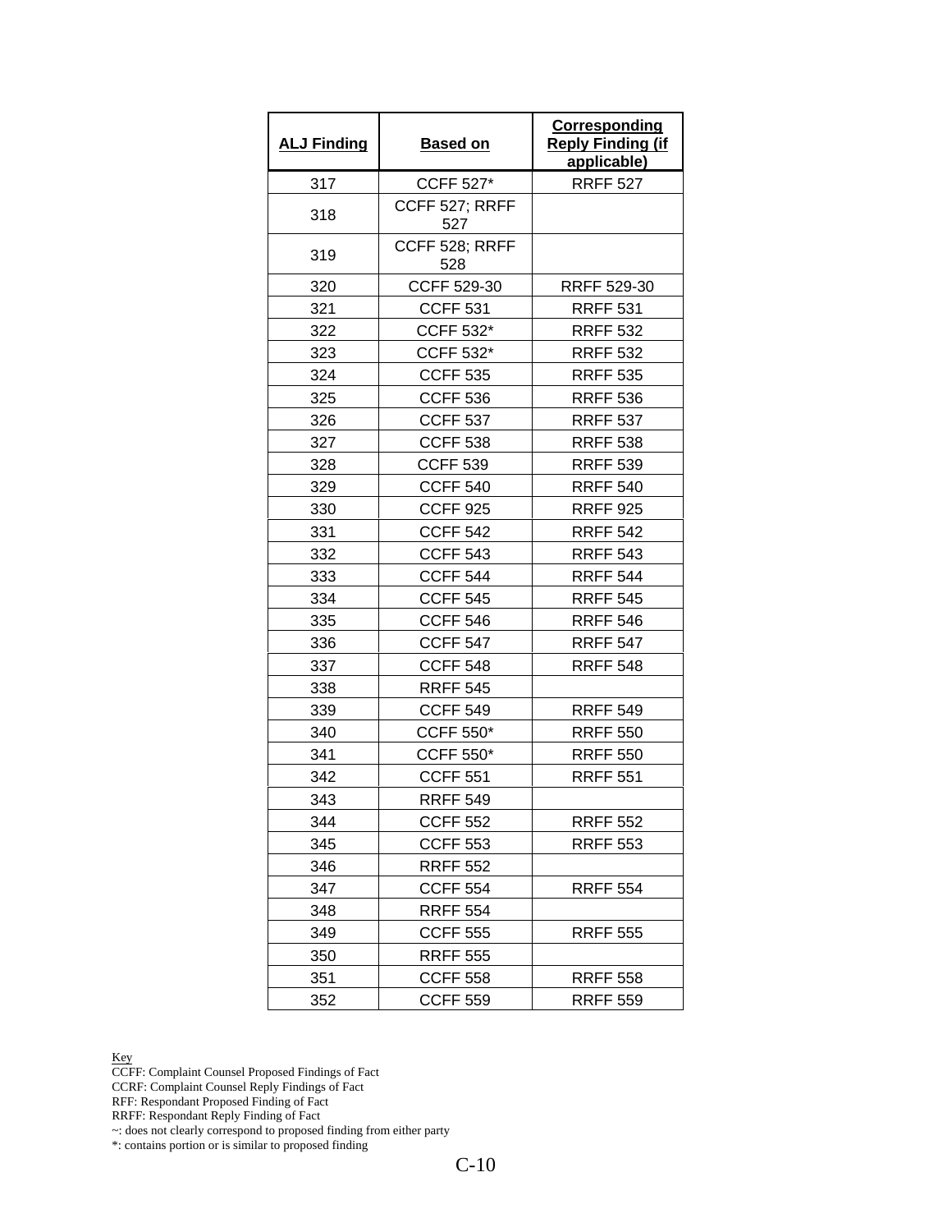| ALJ Finding | Based on | Corresponding Reply Finding (if applicable) |
|---|---|---|
| 317 | CCFF 527* | RRFF 527 |
| 318 | CCFF 527; RRFF 527 | |
| 319 | CCFF 528; RRFF 528 | |
| 320 | CCFF 529-30 | RRFF 529-30 |
| 321 | CCFF 531 | RRFF 531 |
| 322 | CCFF 532* | RRFF 532 |
| 323 | CCFF 532* | RRFF 532 |
| 324 | CCFF 535 | RRFF 535 |
| 325 | CCFF 536 | RRFF 536 |
| 326 | CCFF 537 | RRFF 537 |
| 327 | CCFF 538 | RRFF 538 |
| 328 | CCFF 539 | RRFF 539 |
| 329 | CCFF 540 | RRFF 540 |
| 330 | CCFF 925 | RRFF 925 |
| 331 | CCFF 542 | RRFF 542 |
| 332 | CCFF 543 | RRFF 543 |
| 333 | CCFF 544 | RRFF 544 |
| 334 | CCFF 545 | RRFF 545 |
| 335 | CCFF 546 | RRFF 546 |
| 336 | CCFF 547 | RRFF 547 |
| 337 | CCFF 548 | RRFF 548 |
| 338 | RRFF 545 | |
| 339 | CCFF 549 | RRFF 549 |
| 340 | CCFF 550* | RRFF 550 |
| 341 | CCFF 550* | RRFF 550 |
| 342 | CCFF 551 | RRFF 551 |
| 343 | RRFF 549 | |
| 344 | CCFF 552 | RRFF 552 |
| 345 | CCFF 553 | RRFF 553 |
| 346 | RRFF 552 | |
| 347 | CCFF 554 | RRFF 554 |
| 348 | RRFF 554 | |
| 349 | CCFF 555 | RRFF 555 |
| 350 | RRFF 555 | |
| 351 | CCFF 558 | RRFF 558 |
| 352 | CCFF 559 | RRFF 559 |

Key
CCFF: Complaint Counsel Proposed Findings of Fact
CCRF: Complaint Counsel Reply Findings of Fact
RFF: Respondant Proposed Finding of Fact
RRFF: Respondant Reply Finding of Fact
~: does not clearly correspond to proposed finding from either party
*: contains portion or is similar to proposed finding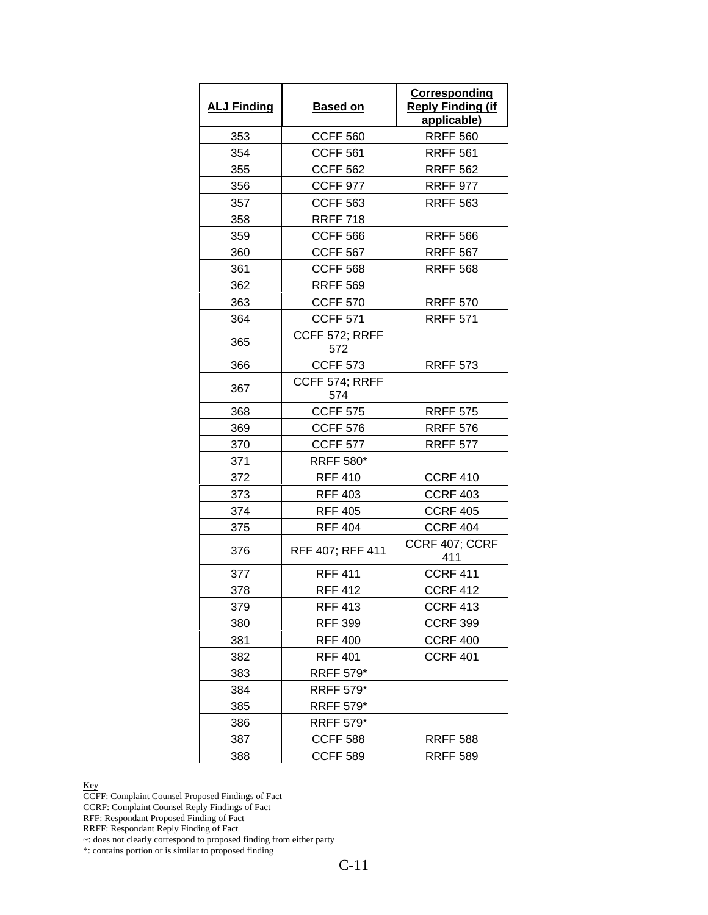| ALJ Finding | Based on | Corresponding Reply Finding (if applicable) |
|---|---|---|
| 353 | CCFF 560 | RRFF 560 |
| 354 | CCFF 561 | RRFF 561 |
| 355 | CCFF 562 | RRFF 562 |
| 356 | CCFF 977 | RRFF 977 |
| 357 | CCFF 563 | RRFF 563 |
| 358 | RRFF 718 | |
| 359 | CCFF 566 | RRFF 566 |
| 360 | CCFF 567 | RRFF 567 |
| 361 | CCFF 568 | RRFF 568 |
| 362 | RRFF 569 | |
| 363 | CCFF 570 | RRFF 570 |
| 364 | CCFF 571 | RRFF 571 |
| 365 | CCFF 572; RRFF 572 | |
| 366 | CCFF 573 | RRFF 573 |
| 367 | CCFF 574; RRFF 574 | |
| 368 | CCFF 575 | RRFF 575 |
| 369 | CCFF 576 | RRFF 576 |
| 370 | CCFF 577 | RRFF 577 |
| 371 | RRFF 580* | |
| 372 | RFF 410 | CCRF 410 |
| 373 | RFF 403 | CCRF 403 |
| 374 | RFF 405 | CCRF 405 |
| 375 | RFF 404 | CCRF 404 |
| 376 | RFF 407; RFF 411 | CCRF 407; CCRF 411 |
| 377 | RFF 411 | CCRF 411 |
| 378 | RFF 412 | CCRF 412 |
| 379 | RFF 413 | CCRF 413 |
| 380 | RFF 399 | CCRF 399 |
| 381 | RFF 400 | CCRF 400 |
| 382 | RFF 401 | CCRF 401 |
| 383 | RRFF 579* | |
| 384 | RRFF 579* | |
| 385 | RRFF 579* | |
| 386 | RRFF 579* | |
| 387 | CCFF 588 | RRFF 588 |
| 388 | CCFF 589 | RRFF 589 |

Key
CCFF: Complaint Counsel Proposed Findings of Fact
CCRF: Complaint Counsel Reply Findings of Fact
RFF: Respondant Proposed Finding of Fact
RRFF: Respondant Reply Finding of Fact
~: does not clearly correspond to proposed finding from either party
*: contains portion or is similar to proposed finding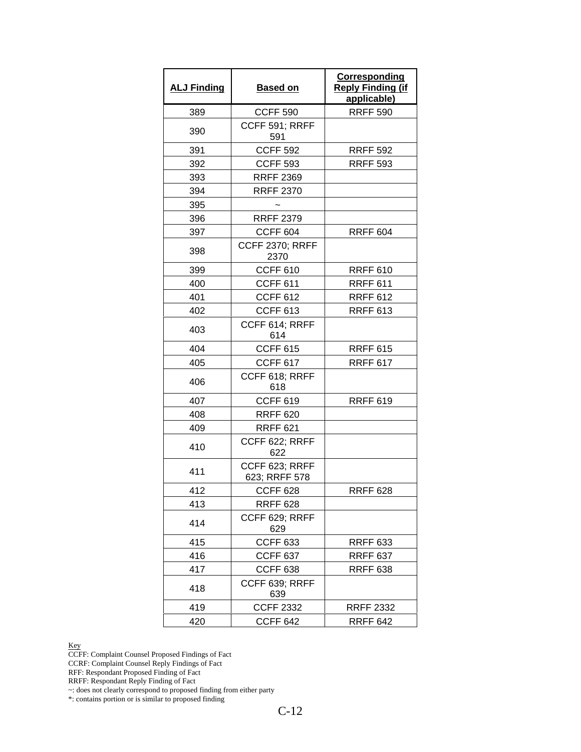| ALJ Finding | Based on | Corresponding Reply Finding (if applicable) |
|---|---|---|
| 389 | CCFF 590 | RRFF 590 |
| 390 | CCFF 591; RRFF 591 | |
| 391 | CCFF 592 | RRFF 592 |
| 392 | CCFF 593 | RRFF 593 |
| 393 | RRFF 2369 | |
| 394 | RRFF 2370 | |
| 395 | ~ | |
| 396 | RRFF 2379 | |
| 397 | CCFF 604 | RRFF 604 |
| 398 | CCFF 2370; RRFF 2370 | |
| 399 | CCFF 610 | RRFF 610 |
| 400 | CCFF 611 | RRFF 611 |
| 401 | CCFF 612 | RRFF 612 |
| 402 | CCFF 613 | RRFF 613 |
| 403 | CCFF 614; RRFF 614 | |
| 404 | CCFF 615 | RRFF 615 |
| 405 | CCFF 617 | RRFF 617 |
| 406 | CCFF 618; RRFF 618 | |
| 407 | CCFF 619 | RRFF 619 |
| 408 | RRFF 620 | |
| 409 | RRFF 621 | |
| 410 | CCFF 622; RRFF 622 | |
| 411 | CCFF 623; RRFF 623; RRFF 578 | |
| 412 | CCFF 628 | RRFF 628 |
| 413 | RRFF 628 | |
| 414 | CCFF 629; RRFF 629 | |
| 415 | CCFF 633 | RRFF 633 |
| 416 | CCFF 637 | RRFF 637 |
| 417 | CCFF 638 | RRFF 638 |
| 418 | CCFF 639; RRFF 639 | |
| 419 | CCFF 2332 | RRFF 2332 |
| 420 | CCFF 642 | RRFF 642 |

Key
CCFF: Complaint Counsel Proposed Findings of Fact
CCRF: Complaint Counsel Reply Findings of Fact
RFF: Respondant Proposed Finding of Fact
RRFF: Respondant Reply Finding of Fact
~: does not clearly correspond to proposed finding from either party
*: contains portion or is similar to proposed finding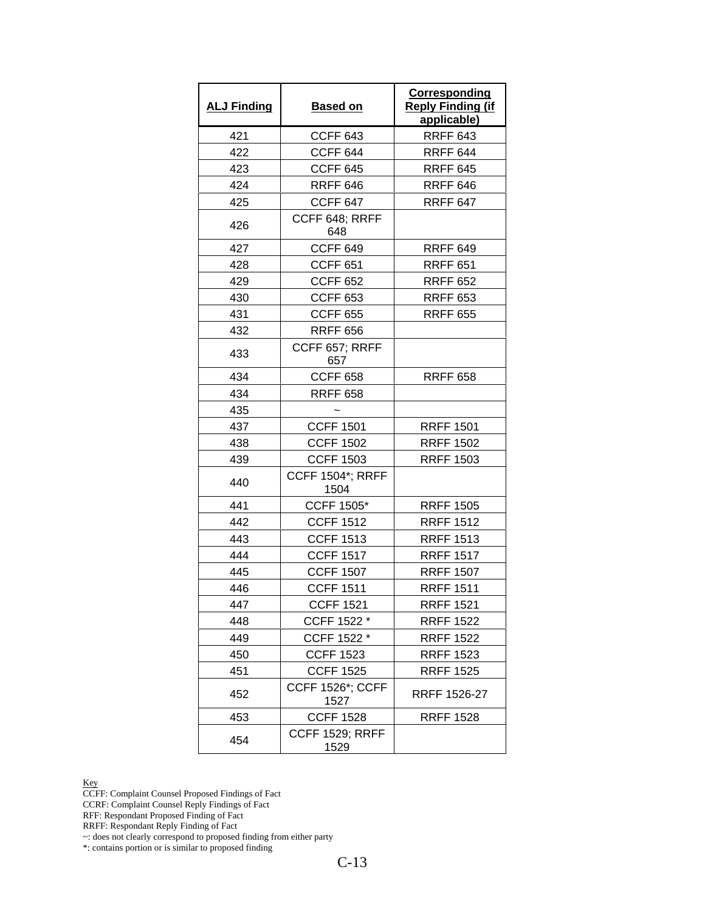| ALJ Finding | Based on | Corresponding Reply Finding (if applicable) |
|---|---|---|
| 421 | CCFF 643 | RRFF 643 |
| 422 | CCFF 644 | RRFF 644 |
| 423 | CCFF 645 | RRFF 645 |
| 424 | RRFF 646 | RRFF 646 |
| 425 | CCFF 647 | RRFF 647 |
| 426 | CCFF 648; RRFF 648 | |
| 427 | CCFF 649 | RRFF 649 |
| 428 | CCFF 651 | RRFF 651 |
| 429 | CCFF 652 | RRFF 652 |
| 430 | CCFF 653 | RRFF 653 |
| 431 | CCFF 655 | RRFF 655 |
| 432 | RRFF 656 | |
| 433 | CCFF 657; RRFF 657 | |
| 434 | CCFF 658 | RRFF 658 |
| 434 | RRFF 658 | |
| 435 | ~ | |
| 437 | CCFF 1501 | RRFF 1501 |
| 438 | CCFF 1502 | RRFF 1502 |
| 439 | CCFF 1503 | RRFF 1503 |
| 440 | CCFF 1504*; RRFF 1504 | |
| 441 | CCFF 1505* | RRFF 1505 |
| 442 | CCFF 1512 | RRFF 1512 |
| 443 | CCFF 1513 | RRFF 1513 |
| 444 | CCFF 1517 | RRFF 1517 |
| 445 | CCFF 1507 | RRFF 1507 |
| 446 | CCFF 1511 | RRFF 1511 |
| 447 | CCFF 1521 | RRFF 1521 |
| 448 | CCFF 1522 * | RRFF 1522 |
| 449 | CCFF 1522 * | RRFF 1522 |
| 450 | CCFF 1523 | RRFF 1523 |
| 451 | CCFF 1525 | RRFF 1525 |
| 452 | CCFF 1526*; CCFF 1527 | RRFF 1526-27 |
| 453 | CCFF 1528 | RRFF 1528 |
| 454 | CCFF 1529; RRFF 1529 | |

Key
CCFF: Complaint Counsel Proposed Findings of Fact
CCRF: Complaint Counsel Reply Findings of Fact
RFF: Respondant Proposed Finding of Fact
RRFF: Respondant Reply Finding of Fact
~: does not clearly correspond to proposed finding from either party
*: contains portion or is similar to proposed finding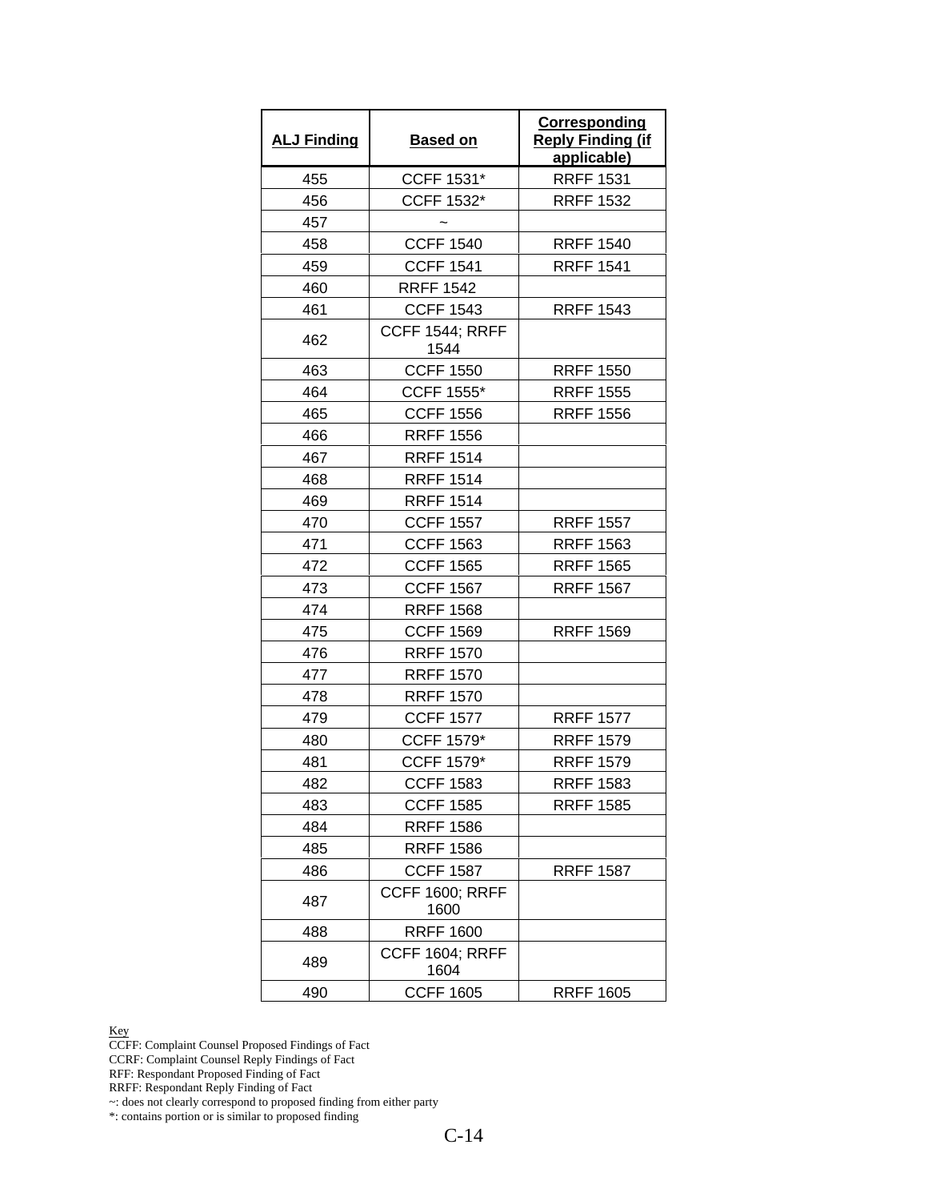| ALJ Finding | Based on | Corresponding Reply Finding (if applicable) |
|---|---|---|
| 455 | CCFF 1531* | RRFF 1531 |
| 456 | CCFF 1532* | RRFF 1532 |
| 457 | ~ | |
| 458 | CCFF 1540 | RRFF 1540 |
| 459 | CCFF 1541 | RRFF 1541 |
| 460 | RRFF 1542 | |
| 461 | CCFF 1543 | RRFF 1543 |
| 462 | CCFF 1544; RRFF 1544 | |
| 463 | CCFF 1550 | RRFF 1550 |
| 464 | CCFF 1555* | RRFF 1555 |
| 465 | CCFF 1556 | RRFF 1556 |
| 466 | RRFF 1556 | |
| 467 | RRFF 1514 | |
| 468 | RRFF 1514 | |
| 469 | RRFF 1514 | |
| 470 | CCFF 1557 | RRFF 1557 |
| 471 | CCFF 1563 | RRFF 1563 |
| 472 | CCFF 1565 | RRFF 1565 |
| 473 | CCFF 1567 | RRFF 1567 |
| 474 | RRFF 1568 | |
| 475 | CCFF 1569 | RRFF 1569 |
| 476 | RRFF 1570 | |
| 477 | RRFF 1570 | |
| 478 | RRFF 1570 | |
| 479 | CCFF 1577 | RRFF 1577 |
| 480 | CCFF 1579* | RRFF 1579 |
| 481 | CCFF 1579* | RRFF 1579 |
| 482 | CCFF 1583 | RRFF 1583 |
| 483 | CCFF 1585 | RRFF 1585 |
| 484 | RRFF 1586 | |
| 485 | RRFF 1586 | |
| 486 | CCFF 1587 | RRFF 1587 |
| 487 | CCFF 1600; RRFF 1600 | |
| 488 | RRFF 1600 | |
| 489 | CCFF 1604; RRFF 1604 | |
| 490 | CCFF 1605 | RRFF 1605 |

Key
CCFF: Complaint Counsel Proposed Findings of Fact
CCRF: Complaint Counsel Reply Findings of Fact
RFF: Respondant Proposed Finding of Fact
RRFF: Respondant Reply Finding of Fact
~: does not clearly correspond to proposed finding from either party
*: contains portion or is similar to proposed finding

C-14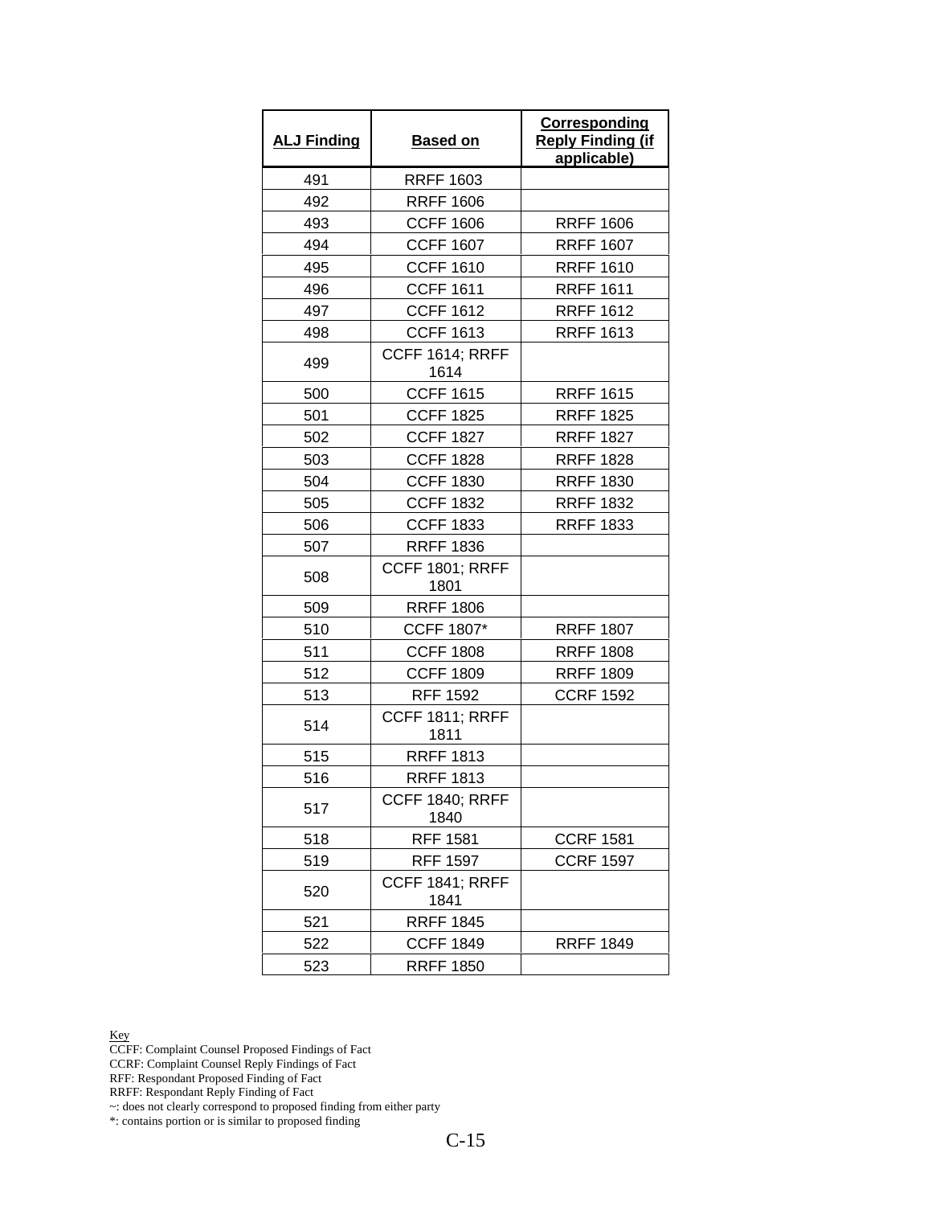| ALJ Finding | Based on | Corresponding Reply Finding (if applicable) |
|---|---|---|
| 491 | RRFF 1603 | |
| 492 | RRFF 1606 | |
| 493 | CCFF 1606 | RRFF 1606 |
| 494 | CCFF 1607 | RRFF 1607 |
| 495 | CCFF 1610 | RRFF 1610 |
| 496 | CCFF 1611 | RRFF 1611 |
| 497 | CCFF 1612 | RRFF 1612 |
| 498 | CCFF 1613 | RRFF 1613 |
| 499 | CCFF 1614; RRFF 1614 | |
| 500 | CCFF 1615 | RRFF 1615 |
| 501 | CCFF 1825 | RRFF 1825 |
| 502 | CCFF 1827 | RRFF 1827 |
| 503 | CCFF 1828 | RRFF 1828 |
| 504 | CCFF 1830 | RRFF 1830 |
| 505 | CCFF 1832 | RRFF 1832 |
| 506 | CCFF 1833 | RRFF 1833 |
| 507 | RRFF 1836 | |
| 508 | CCFF 1801; RRFF 1801 | |
| 509 | RRFF 1806 | |
| 510 | CCFF 1807* | RRFF 1807 |
| 511 | CCFF 1808 | RRFF 1808 |
| 512 | CCFF 1809 | RRFF 1809 |
| 513 | RFF 1592 | CCRF 1592 |
| 514 | CCFF 1811; RRFF 1811 | |
| 515 | RRFF 1813 | |
| 516 | RRFF 1813 | |
| 517 | CCFF 1840; RRFF 1840 | |
| 518 | RFF 1581 | CCRF 1581 |
| 519 | RFF 1597 | CCRF 1597 |
| 520 | CCFF 1841; RRFF 1841 | |
| 521 | RRFF 1845 | |
| 522 | CCFF 1849 | RRFF 1849 |
| 523 | RRFF 1850 | |

Key
CCFF: Complaint Counsel Proposed Findings of Fact
CCRF: Complaint Counsel Reply Findings of Fact
RFF: Respondant Proposed Finding of Fact
RRFF: Respondant Reply Finding of Fact
~: does not clearly correspond to proposed finding from either party
*: contains portion or is similar to proposed finding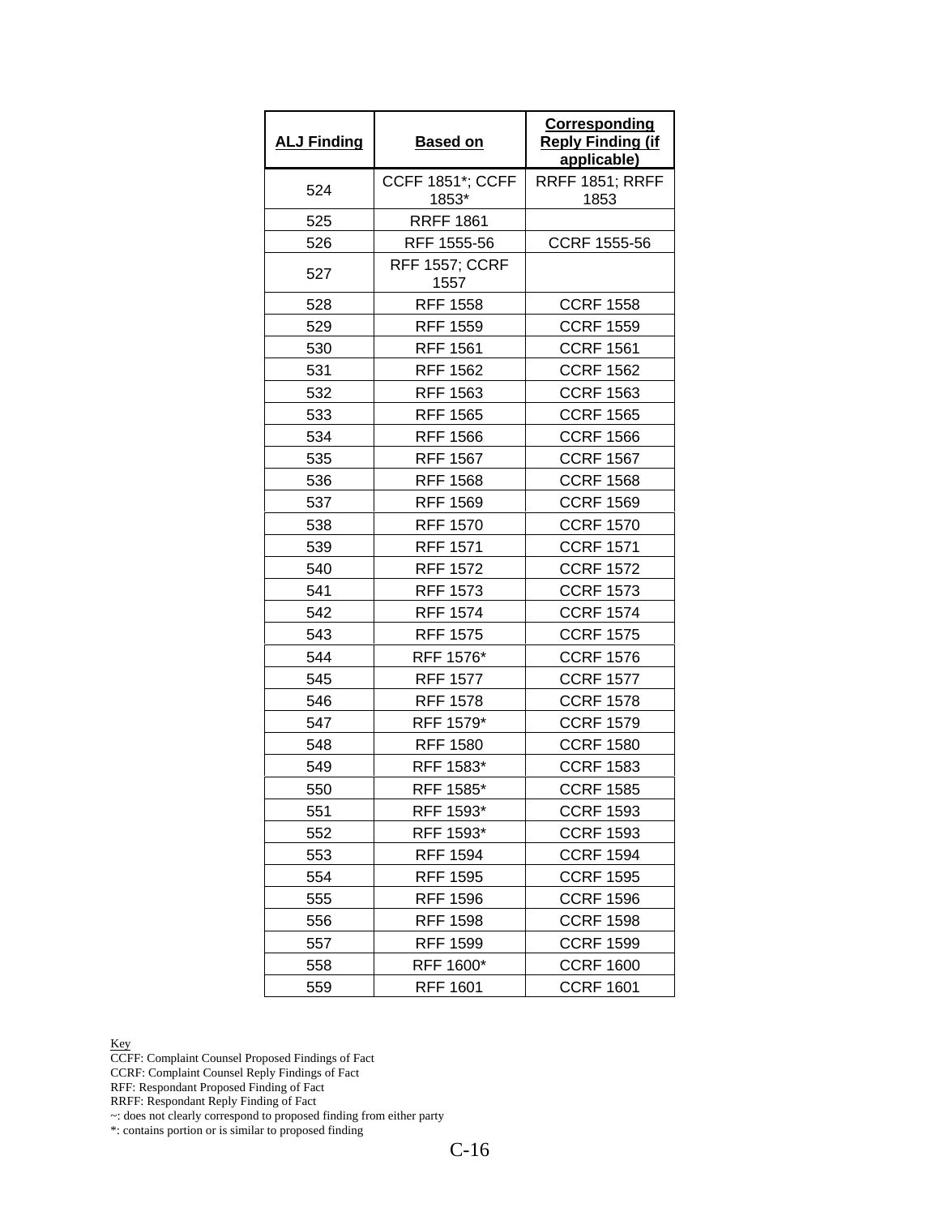| ALJ Finding | Based on | Corresponding Reply Finding (if applicable) |
|---|---|---|
| 524 | CCFF 1851*; CCFF 1853* | RRFF 1851; RRFF 1853 |
| 525 | RRFF 1861 | |
| 526 | RFF 1555-56 | CCRF 1555-56 |
| 527 | RFF 1557; CCRF 1557 | |
| 528 | RFF 1558 | CCRF 1558 |
| 529 | RFF 1559 | CCRF 1559 |
| 530 | RFF 1561 | CCRF 1561 |
| 531 | RFF 1562 | CCRF 1562 |
| 532 | RFF 1563 | CCRF 1563 |
| 533 | RFF 1565 | CCRF 1565 |
| 534 | RFF 1566 | CCRF 1566 |
| 535 | RFF 1567 | CCRF 1567 |
| 536 | RFF 1568 | CCRF 1568 |
| 537 | RFF 1569 | CCRF 1569 |
| 538 | RFF 1570 | CCRF 1570 |
| 539 | RFF 1571 | CCRF 1571 |
| 540 | RFF 1572 | CCRF 1572 |
| 541 | RFF 1573 | CCRF 1573 |
| 542 | RFF 1574 | CCRF 1574 |
| 543 | RFF 1575 | CCRF 1575 |
| 544 | RFF 1576* | CCRF 1576 |
| 545 | RFF 1577 | CCRF 1577 |
| 546 | RFF 1578 | CCRF 1578 |
| 547 | RFF 1579* | CCRF 1579 |
| 548 | RFF 1580 | CCRF 1580 |
| 549 | RFF 1583* | CCRF 1583 |
| 550 | RFF 1585* | CCRF 1585 |
| 551 | RFF 1593* | CCRF 1593 |
| 552 | RFF 1593* | CCRF 1593 |
| 553 | RFF 1594 | CCRF 1594 |
| 554 | RFF 1595 | CCRF 1595 |
| 555 | RFF 1596 | CCRF 1596 |
| 556 | RFF 1598 | CCRF 1598 |
| 557 | RFF 1599 | CCRF 1599 |
| 558 | RFF 1600* | CCRF 1600 |
| 559 | RFF 1601 | CCRF 1601 |

Key
CCFF: Complaint Counsel Proposed Findings of Fact
CCRF: Complaint Counsel Reply Findings of Fact
RFF: Respondant Proposed Finding of Fact
RRFF: Respondant Reply Finding of Fact
~: does not clearly correspond to proposed finding from either party
*: contains portion or is similar to proposed finding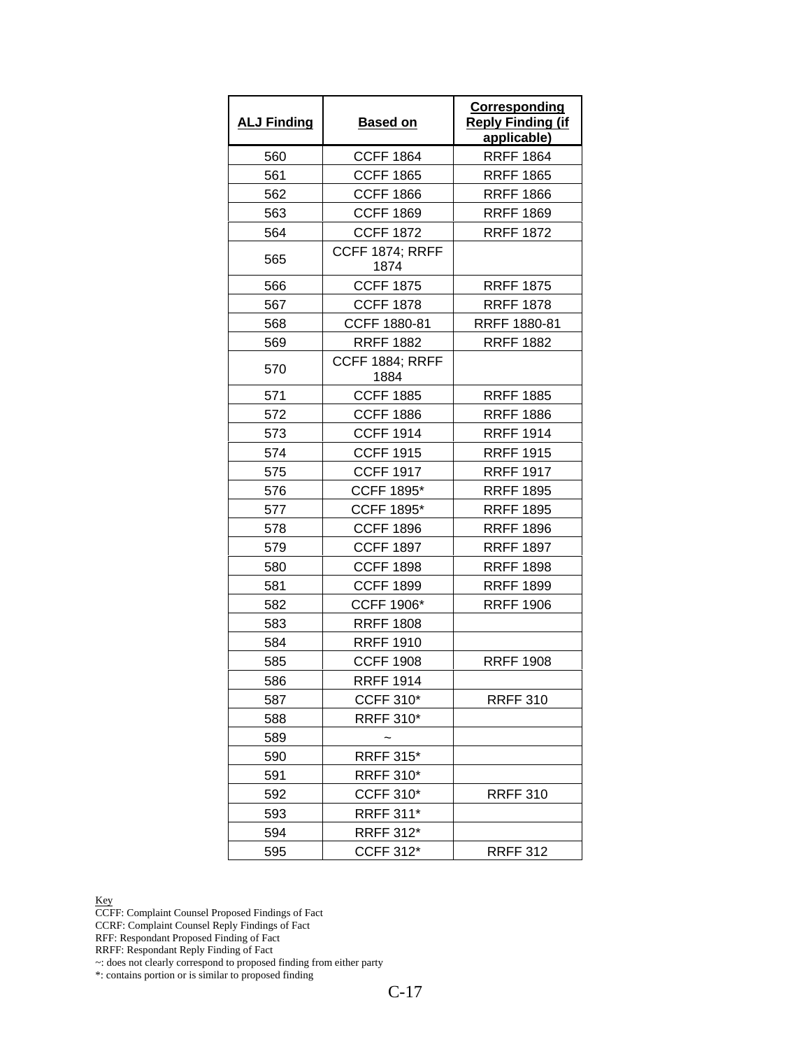| ALJ Finding | Based on | Corresponding Reply Finding (if applicable) |
|---|---|---|
| 560 | CCFF 1864 | RRFF 1864 |
| 561 | CCFF 1865 | RRFF 1865 |
| 562 | CCFF 1866 | RRFF 1866 |
| 563 | CCFF 1869 | RRFF 1869 |
| 564 | CCFF 1872 | RRFF 1872 |
| 565 | CCFF 1874; RRFF 1874 | |
| 566 | CCFF 1875 | RRFF 1875 |
| 567 | CCFF 1878 | RRFF 1878 |
| 568 | CCFF 1880-81 | RRFF 1880-81 |
| 569 | RRFF 1882 | RRFF 1882 |
| 570 | CCFF 1884; RRFF 1884 | |
| 571 | CCFF 1885 | RRFF 1885 |
| 572 | CCFF 1886 | RRFF 1886 |
| 573 | CCFF 1914 | RRFF 1914 |
| 574 | CCFF 1915 | RRFF 1915 |
| 575 | CCFF 1917 | RRFF 1917 |
| 576 | CCFF 1895* | RRFF 1895 |
| 577 | CCFF 1895* | RRFF 1895 |
| 578 | CCFF 1896 | RRFF 1896 |
| 579 | CCFF 1897 | RRFF 1897 |
| 580 | CCFF 1898 | RRFF 1898 |
| 581 | CCFF 1899 | RRFF 1899 |
| 582 | CCFF 1906* | RRFF 1906 |
| 583 | RRFF 1808 | |
| 584 | RRFF 1910 | |
| 585 | CCFF 1908 | RRFF 1908 |
| 586 | RRFF 1914 | |
| 587 | CCFF 310* | RRFF 310 |
| 588 | RRFF 310* | |
| 589 | ~ | |
| 590 | RRFF 315* | |
| 591 | RRFF 310* | |
| 592 | CCFF 310* | RRFF 310 |
| 593 | RRFF 311* | |
| 594 | RRFF 312* | |
| 595 | CCFF 312* | RRFF 312 |

Key
CCFF: Complaint Counsel Proposed Findings of Fact
CCRF: Complaint Counsel Reply Findings of Fact
RFF: Respondant Proposed Finding of Fact
RRFF: Respondant Reply Finding of Fact
~: does not clearly correspond to proposed finding from either party
*: contains portion or is similar to proposed finding

C-17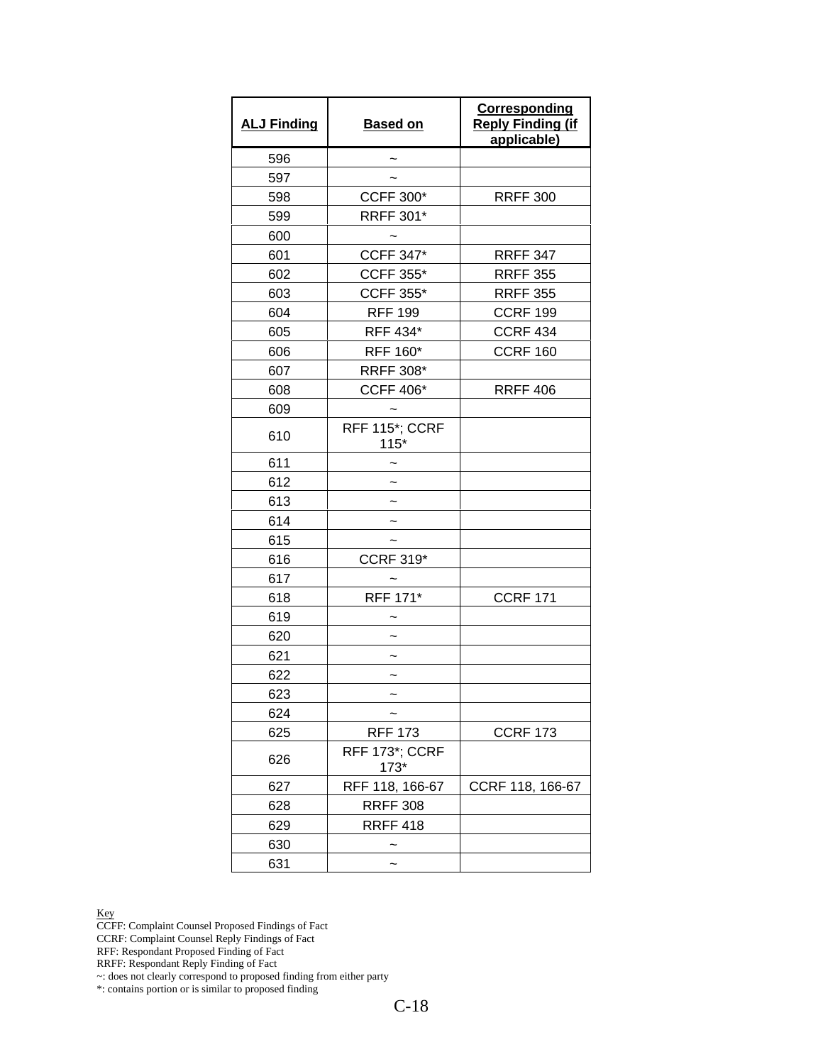| ALJ Finding | Based on | Corresponding Reply Finding (if applicable) |
|---|---|---|
| 596 | ~ | |
| 597 | ~ | |
| 598 | CCFF 300* | RRFF 300 |
| 599 | RRFF 301* | |
| 600 | ~ | |
| 601 | CCFF 347* | RRFF 347 |
| 602 | CCFF 355* | RRFF 355 |
| 603 | CCFF 355* | RRFF 355 |
| 604 | RFF 199 | CCRF 199 |
| 605 | RFF 434* | CCRF 434 |
| 606 | RFF 160* | CCRF 160 |
| 607 | RRFF 308* | |
| 608 | CCFF 406* | RRFF 406 |
| 609 | ~ | |
| 610 | RFF 115*; CCRF 115* | |
| 611 | ~ | |
| 612 | ~ | |
| 613 | ~ | |
| 614 | ~ | |
| 615 | ~ | |
| 616 | CCRF 319* | |
| 617 | ~ | |
| 618 | RFF 171* | CCRF 171 |
| 619 | ~ | |
| 620 | ~ | |
| 621 | ~ | |
| 622 | ~ | |
| 623 | ~ | |
| 624 | ~ | |
| 625 | RFF 173 | CCRF 173 |
| 626 | RFF 173*; CCRF 173* | |
| 627 | RFF 118, 166-67 | CCRF 118, 166-67 |
| 628 | RRFF 308 | |
| 629 | RRFF 418 | |
| 630 | ~ | |
| 631 | ~ | |

Key
CCFF: Complaint Counsel Proposed Findings of Fact
CCRF: Complaint Counsel Reply Findings of Fact
RFF: Respondant Proposed Finding of Fact
RRFF: Respondant Reply Finding of Fact
~: does not clearly correspond to proposed finding from either party
*: contains portion or is similar to proposed finding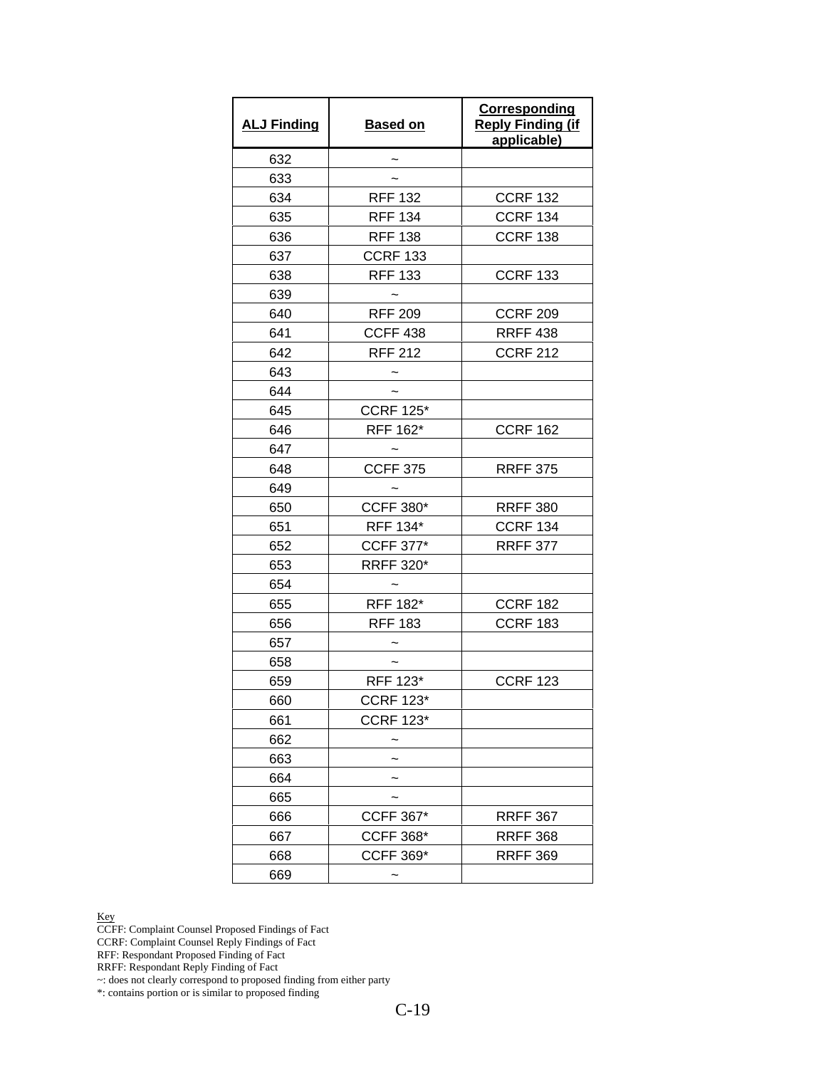| ALJ Finding | Based on | Corresponding Reply Finding (if applicable) |
|---|---|---|
| 632 | ~ | |
| 633 | ~ | |
| 634 | RFF 132 | CCRF 132 |
| 635 | RFF 134 | CCRF 134 |
| 636 | RFF 138 | CCRF 138 |
| 637 | CCRF 133 | |
| 638 | RFF 133 | CCRF 133 |
| 639 | ~ | |
| 640 | RFF 209 | CCRF 209 |
| 641 | CCFF 438 | RRFF 438 |
| 642 | RFF 212 | CCRF 212 |
| 643 | ~ | |
| 644 | ~ | |
| 645 | CCRF 125* | |
| 646 | RFF 162* | CCRF 162 |
| 647 | ~ | |
| 648 | CCFF 375 | RRFF 375 |
| 649 | ~ | |
| 650 | CCFF 380* | RRFF 380 |
| 651 | RFF 134* | CCRF 134 |
| 652 | CCFF 377* | RRFF 377 |
| 653 | RRFF 320* | |
| 654 | ~ | |
| 655 | RFF 182* | CCRF 182 |
| 656 | RFF 183 | CCRF 183 |
| 657 | ~ | |
| 658 | ~ | |
| 659 | RFF 123* | CCRF 123 |
| 660 | CCRF 123* | |
| 661 | CCRF 123* | |
| 662 | ~ | |
| 663 | ~ | |
| 664 | ~ | |
| 665 | ~ | |
| 666 | CCFF 367* | RRFF 367 |
| 667 | CCFF 368* | RRFF 368 |
| 668 | CCFF 369* | RRFF 369 |
| 669 | ~ | |

Key
CCFF: Complaint Counsel Proposed Findings of Fact
CCRF: Complaint Counsel Reply Findings of Fact
RFF: Respondant Proposed Finding of Fact
RRFF: Respondant Reply Finding of Fact
~: does not clearly correspond to proposed finding from either party
*: contains portion or is similar to proposed finding

C-19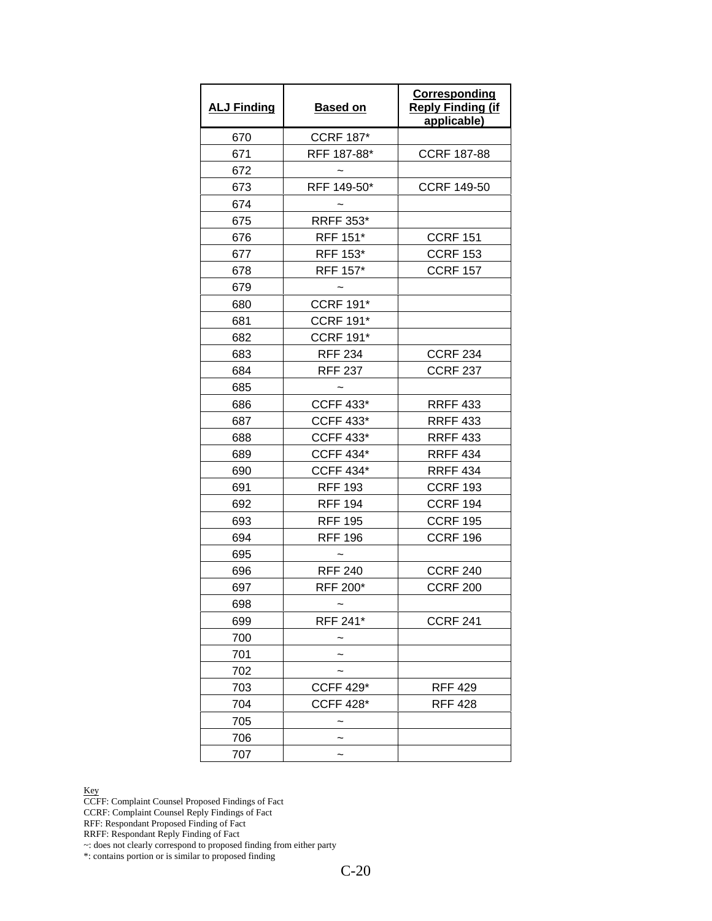| ALJ Finding | Based on | Corresponding Reply Finding (if applicable) |
|---|---|---|
| 670 | CCRF 187* | |
| 671 | RFF 187-88* | CCRF 187-88 |
| 672 | ~ | |
| 673 | RFF 149-50* | CCRF 149-50 |
| 674 | ~ | |
| 675 | RRFF 353* | |
| 676 | RFF 151* | CCRF 151 |
| 677 | RFF 153* | CCRF 153 |
| 678 | RFF 157* | CCRF 157 |
| 679 | ~ | |
| 680 | CCRF 191* | |
| 681 | CCRF 191* | |
| 682 | CCRF 191* | |
| 683 | RFF 234 | CCRF 234 |
| 684 | RFF 237 | CCRF 237 |
| 685 | ~ | |
| 686 | CCFF 433* | RRFF 433 |
| 687 | CCFF 433* | RRFF 433 |
| 688 | CCFF 433* | RRFF 433 |
| 689 | CCFF 434* | RRFF 434 |
| 690 | CCFF 434* | RRFF 434 |
| 691 | RFF 193 | CCRF 193 |
| 692 | RFF 194 | CCRF 194 |
| 693 | RFF 195 | CCRF 195 |
| 694 | RFF 196 | CCRF 196 |
| 695 | ~ | |
| 696 | RFF 240 | CCRF 240 |
| 697 | RFF 200* | CCRF 200 |
| 698 | ~ | |
| 699 | RFF 241* | CCRF 241 |
| 700 | ~ | |
| 701 | ~ | |
| 702 | ~ | |
| 703 | CCFF 429* | RFF 429 |
| 704 | CCFF 428* | RFF 428 |
| 705 | ~ | |
| 706 | ~ | |
| 707 | ~ | |

Key
CCFF: Complaint Counsel Proposed Findings of Fact
CCRF: Complaint Counsel Reply Findings of Fact
RFF: Respondant Proposed Finding of Fact
RRFF: Respondant Reply Finding of Fact
~: does not clearly correspond to proposed finding from either party
*: contains portion or is similar to proposed finding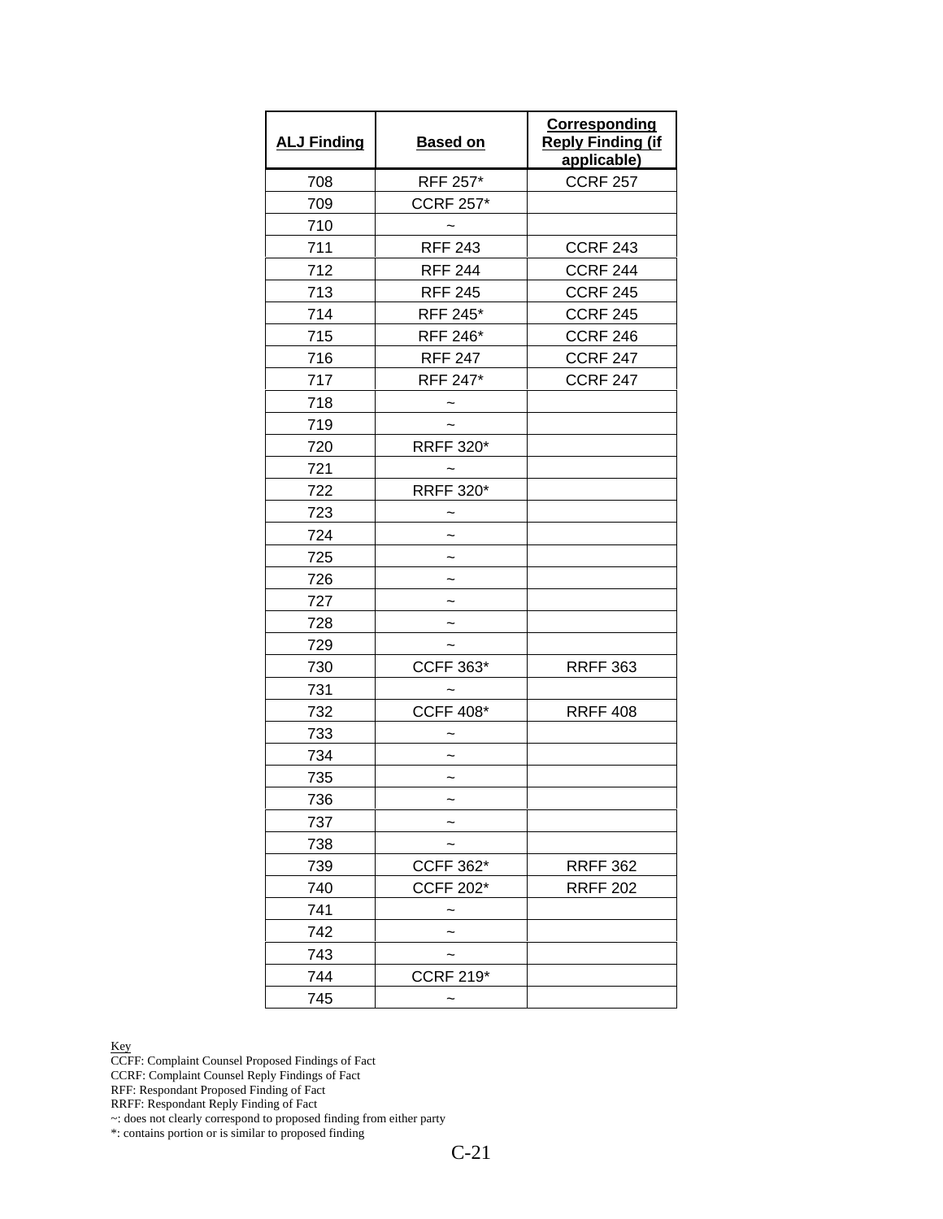| ALJ Finding | Based on | Corresponding Reply Finding (if applicable) |
|---|---|---|
| 708 | RFF 257* | CCRF 257 |
| 709 | CCRF 257* | |
| 710 | ~ | |
| 711 | RFF 243 | CCRF 243 |
| 712 | RFF 244 | CCRF 244 |
| 713 | RFF 245 | CCRF 245 |
| 714 | RFF 245* | CCRF 245 |
| 715 | RFF 246* | CCRF 246 |
| 716 | RFF 247 | CCRF 247 |
| 717 | RFF 247* | CCRF 247 |
| 718 | ~ | |
| 719 | ~ | |
| 720 | RRFF 320* | |
| 721 | ~ | |
| 722 | RRFF 320* | |
| 723 | ~ | |
| 724 | ~ | |
| 725 | ~ | |
| 726 | ~ | |
| 727 | ~ | |
| 728 | ~ | |
| 729 | ~ | |
| 730 | CCFF 363* | RRFF 363 |
| 731 | ~ | |
| 732 | CCFF 408* | RRFF 408 |
| 733 | ~ | |
| 734 | ~ | |
| 735 | ~ | |
| 736 | ~ | |
| 737 | ~ | |
| 738 | ~ | |
| 739 | CCFF 362* | RRFF 362 |
| 740 | CCFF 202* | RRFF 202 |
| 741 | ~ | |
| 742 | ~ | |
| 743 | ~ | |
| 744 | CCRF 219* | |
| 745 | ~ | |

Key
CCFF: Complaint Counsel Proposed Findings of Fact
CCRF: Complaint Counsel Reply Findings of Fact
RFF: Respondant Proposed Finding of Fact
RRFF: Respondant Reply Finding of Fact
~: does not clearly correspond to proposed finding from either party
*: contains portion or is similar to proposed finding

C-21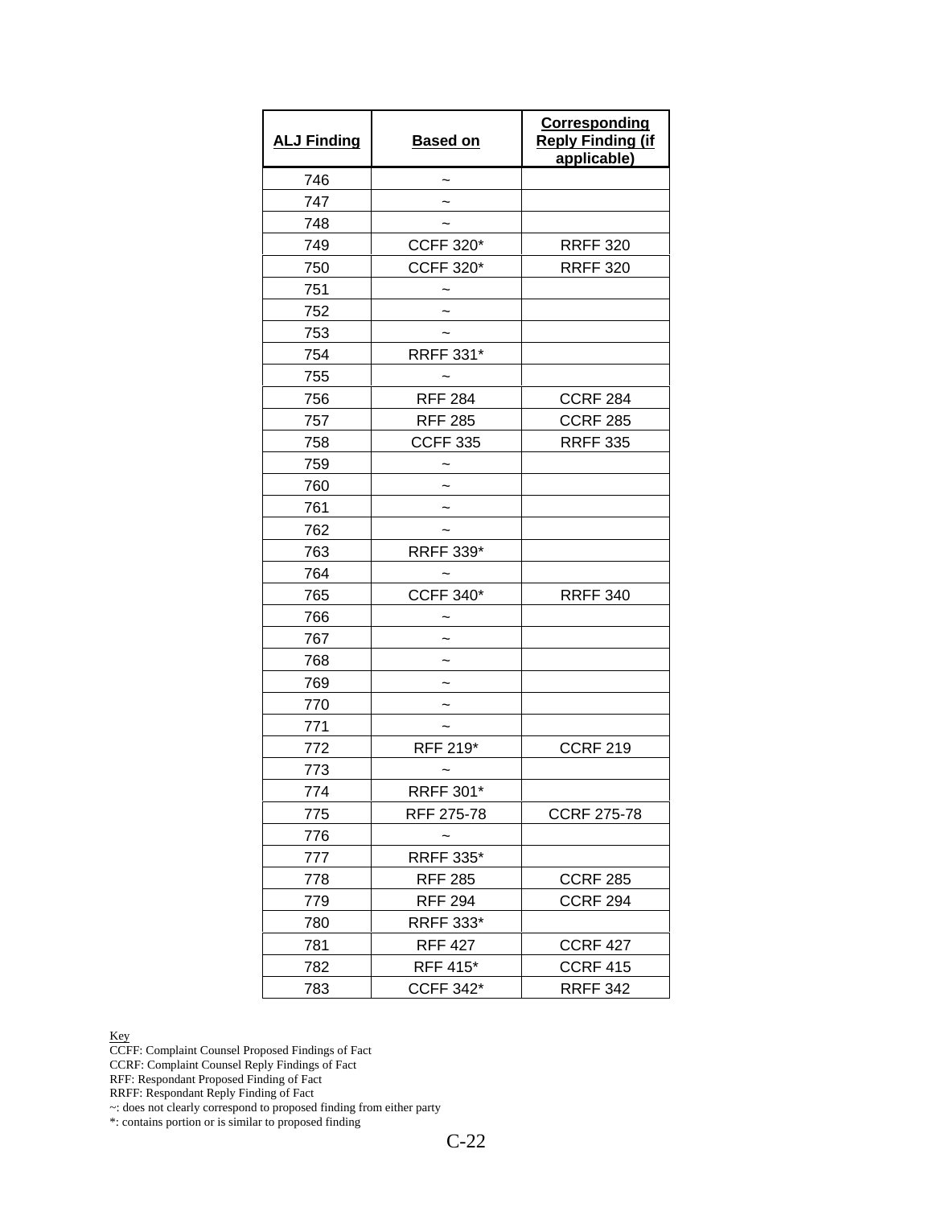| ALJ Finding | Based on | Corresponding Reply Finding (if applicable) |
|---|---|---|
| 746 | ~ | |
| 747 | ~ | |
| 748 | ~ | |
| 749 | CCFF 320* | RRFF 320 |
| 750 | CCFF 320* | RRFF 320 |
| 751 | ~ | |
| 752 | ~ | |
| 753 | ~ | |
| 754 | RRFF 331* | |
| 755 | ~ | |
| 756 | RFF 284 | CCRF 284 |
| 757 | RFF 285 | CCRF 285 |
| 758 | CCFF 335 | RRFF 335 |
| 759 | ~ | |
| 760 | ~ | |
| 761 | ~ | |
| 762 | ~ | |
| 763 | RRFF 339* | |
| 764 | ~ | |
| 765 | CCFF 340* | RRFF 340 |
| 766 | ~ | |
| 767 | ~ | |
| 768 | ~ | |
| 769 | ~ | |
| 770 | ~ | |
| 771 | ~ | |
| 772 | RFF 219* | CCRF 219 |
| 773 | ~ | |
| 774 | RRFF 301* | |
| 775 | RFF 275-78 | CCRF 275-78 |
| 776 | ~ | |
| 777 | RRFF 335* | |
| 778 | RFF 285 | CCRF 285 |
| 779 | RFF 294 | CCRF 294 |
| 780 | RRFF 333* | |
| 781 | RFF 427 | CCRF 427 |
| 782 | RFF 415* | CCRF 415 |
| 783 | CCFF 342* | RRFF 342 |

Key

CCFF: Complaint Counsel Proposed Findings of Fact
CCRF: Complaint Counsel Reply Findings of Fact
RFF: Respondant Proposed Finding of Fact
RRFF: Respondant Reply Finding of Fact
~: does not clearly correspond to proposed finding from either party
*: contains portion or is similar to proposed finding

C-22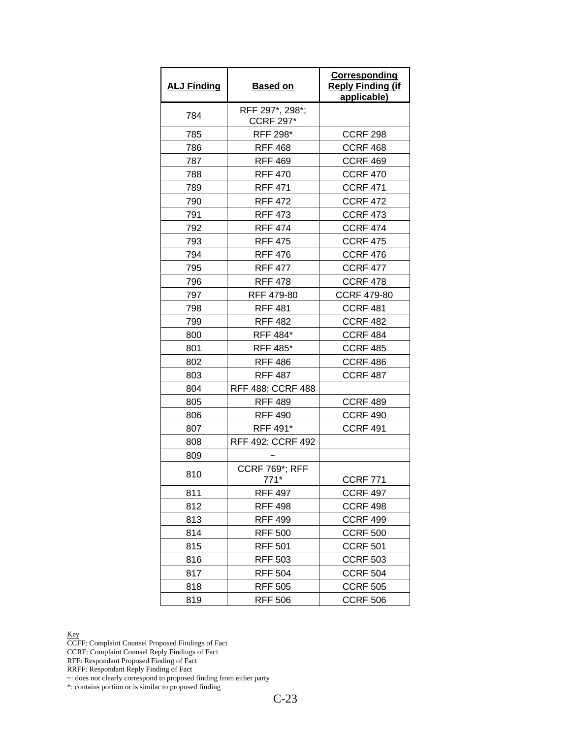| ALJ Finding | Based on | Corresponding Reply Finding (if applicable) |
|---|---|---|
| 784 | RFF 297*, 298*; CCRF 297* | |
| 785 | RFF 298* | CCRF 298 |
| 786 | RFF 468 | CCRF 468 |
| 787 | RFF 469 | CCRF 469 |
| 788 | RFF 470 | CCRF 470 |
| 789 | RFF 471 | CCRF 471 |
| 790 | RFF 472 | CCRF 472 |
| 791 | RFF 473 | CCRF 473 |
| 792 | RFF 474 | CCRF 474 |
| 793 | RFF 475 | CCRF 475 |
| 794 | RFF 476 | CCRF 476 |
| 795 | RFF 477 | CCRF 477 |
| 796 | RFF 478 | CCRF 478 |
| 797 | RFF 479-80 | CCRF 479-80 |
| 798 | RFF 481 | CCRF 481 |
| 799 | RFF 482 | CCRF 482 |
| 800 | RFF 484* | CCRF 484 |
| 801 | RFF 485* | CCRF 485 |
| 802 | RFF 486 | CCRF 486 |
| 803 | RFF 487 | CCRF 487 |
| 804 | RFF 488; CCRF 488 | |
| 805 | RFF 489 | CCRF 489 |
| 806 | RFF 490 | CCRF 490 |
| 807 | RFF 491* | CCRF 491 |
| 808 | RFF 492; CCRF 492 | |
| 809 | ~ | |
| 810 | CCRF 769*; RFF 771* | CCRF 771 |
| 811 | RFF 497 | CCRF 497 |
| 812 | RFF 498 | CCRF 498 |
| 813 | RFF 499 | CCRF 499 |
| 814 | RFF 500 | CCRF 500 |
| 815 | RFF 501 | CCRF 501 |
| 816 | RFF 503 | CCRF 503 |
| 817 | RFF 504 | CCRF 504 |
| 818 | RFF 505 | CCRF 505 |
| 819 | RFF 506 | CCRF 506 |

Key
CCFF: Complaint Counsel Proposed Findings of Fact
CCRF: Complaint Counsel Reply Findings of Fact
RFF: Respondant Proposed Finding of Fact
RRFF: Respondant Reply Finding of Fact
~: does not clearly correspond to proposed finding from either party
*: contains portion or is similar to proposed finding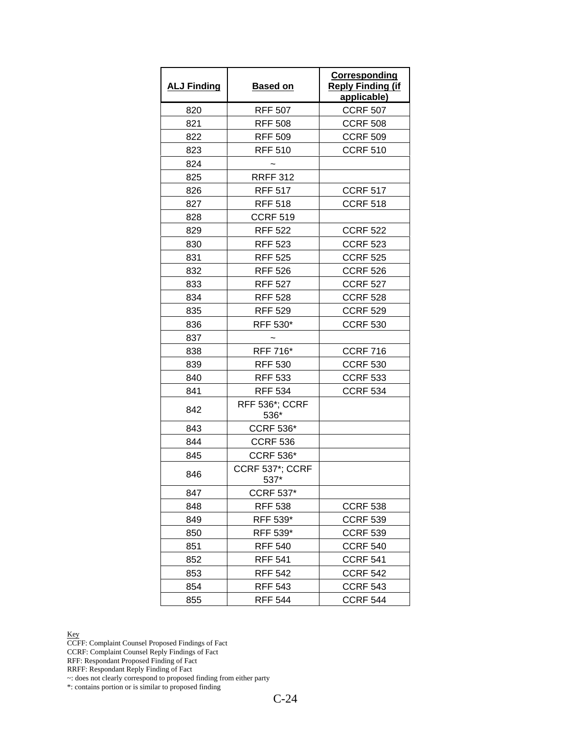| ALJ Finding | Based on | Corresponding Reply Finding (if applicable) |
|---|---|---|
| 820 | RFF 507 | CCRF 507 |
| 821 | RFF 508 | CCRF 508 |
| 822 | RFF 509 | CCRF 509 |
| 823 | RFF 510 | CCRF 510 |
| 824 | ~ | |
| 825 | RRFF 312 | |
| 826 | RFF 517 | CCRF 517 |
| 827 | RFF 518 | CCRF 518 |
| 828 | CCRF 519 | |
| 829 | RFF 522 | CCRF 522 |
| 830 | RFF 523 | CCRF 523 |
| 831 | RFF 525 | CCRF 525 |
| 832 | RFF 526 | CCRF 526 |
| 833 | RFF 527 | CCRF 527 |
| 834 | RFF 528 | CCRF 528 |
| 835 | RFF 529 | CCRF 529 |
| 836 | RFF 530* | CCRF 530 |
| 837 | ~ | |
| 838 | RFF 716* | CCRF 716 |
| 839 | RFF 530 | CCRF 530 |
| 840 | RFF 533 | CCRF 533 |
| 841 | RFF 534 | CCRF 534 |
| 842 | RFF 536*; CCRF 536* | |
| 843 | CCRF 536* | |
| 844 | CCRF 536 | |
| 845 | CCRF 536* | |
| 846 | CCRF 537*; CCRF 537* | |
| 847 | CCRF 537* | |
| 848 | RFF 538 | CCRF 538 |
| 849 | RFF 539* | CCRF 539 |
| 850 | RFF 539* | CCRF 539 |
| 851 | RFF 540 | CCRF 540 |
| 852 | RFF 541 | CCRF 541 |
| 853 | RFF 542 | CCRF 542 |
| 854 | RFF 543 | CCRF 543 |
| 855 | RFF 544 | CCRF 544 |

Key
CCFF: Complaint Counsel Proposed Findings of Fact
CCRF: Complaint Counsel Reply Findings of Fact
RFF: Respondant Proposed Finding of Fact
RRFF: Respondant Reply Finding of Fact
~: does not clearly correspond to proposed finding from either party
*: contains portion or is similar to proposed finding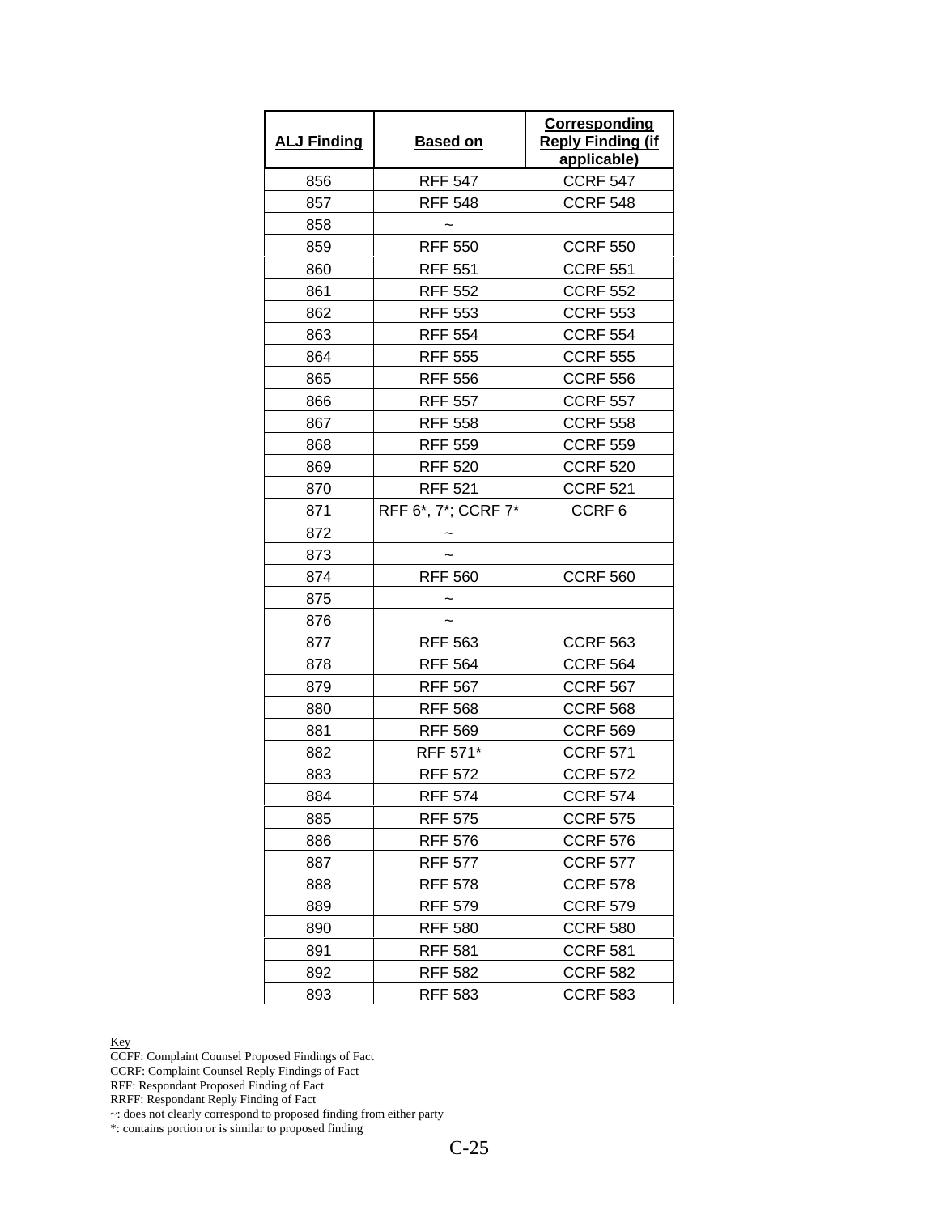| ALJ Finding | Based on | Corresponding Reply Finding (if applicable) |
|---|---|---|
| 856 | RFF 547 | CCRF 547 |
| 857 | RFF 548 | CCRF 548 |
| 858 | ~ | |
| 859 | RFF 550 | CCRF 550 |
| 860 | RFF 551 | CCRF 551 |
| 861 | RFF 552 | CCRF 552 |
| 862 | RFF 553 | CCRF 553 |
| 863 | RFF 554 | CCRF 554 |
| 864 | RFF 555 | CCRF 555 |
| 865 | RFF 556 | CCRF 556 |
| 866 | RFF 557 | CCRF 557 |
| 867 | RFF 558 | CCRF 558 |
| 868 | RFF 559 | CCRF 559 |
| 869 | RFF 520 | CCRF 520 |
| 870 | RFF 521 | CCRF 521 |
| 871 | RFF 6*, 7*; CCRF 7* | CCRF 6 |
| 872 | ~ | |
| 873 | ~ | |
| 874 | RFF 560 | CCRF 560 |
| 875 | ~ | |
| 876 | ~ | |
| 877 | RFF 563 | CCRF 563 |
| 878 | RFF 564 | CCRF 564 |
| 879 | RFF 567 | CCRF 567 |
| 880 | RFF 568 | CCRF 568 |
| 881 | RFF 569 | CCRF 569 |
| 882 | RFF 571* | CCRF 571 |
| 883 | RFF 572 | CCRF 572 |
| 884 | RFF 574 | CCRF 574 |
| 885 | RFF 575 | CCRF 575 |
| 886 | RFF 576 | CCRF 576 |
| 887 | RFF 577 | CCRF 577 |
| 888 | RFF 578 | CCRF 578 |
| 889 | RFF 579 | CCRF 579 |
| 890 | RFF 580 | CCRF 580 |
| 891 | RFF 581 | CCRF 581 |
| 892 | RFF 582 | CCRF 582 |
| 893 | RFF 583 | CCRF 583 |

Key
CCFF: Complaint Counsel Proposed Findings of Fact
CCRF: Complaint Counsel Reply Findings of Fact
RFF: Respondant Proposed Finding of Fact
RRFF: Respondant Reply Finding of Fact
~: does not clearly correspond to proposed finding from either party
*: contains portion or is similar to proposed finding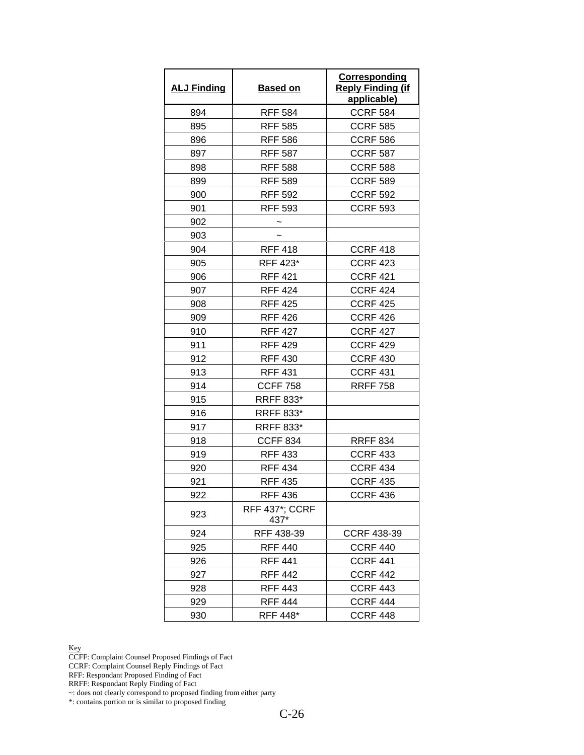| ALJ Finding | Based on | Corresponding Reply Finding (if applicable) |
|---|---|---|
| 894 | RFF 584 | CCRF 584 |
| 895 | RFF 585 | CCRF 585 |
| 896 | RFF 586 | CCRF 586 |
| 897 | RFF 587 | CCRF 587 |
| 898 | RFF 588 | CCRF 588 |
| 899 | RFF 589 | CCRF 589 |
| 900 | RFF 592 | CCRF 592 |
| 901 | RFF 593 | CCRF 593 |
| 902 | ~ | |
| 903 | ~ | |
| 904 | RFF 418 | CCRF 418 |
| 905 | RFF 423* | CCRF 423 |
| 906 | RFF 421 | CCRF 421 |
| 907 | RFF 424 | CCRF 424 |
| 908 | RFF 425 | CCRF 425 |
| 909 | RFF 426 | CCRF 426 |
| 910 | RFF 427 | CCRF 427 |
| 911 | RFF 429 | CCRF 429 |
| 912 | RFF 430 | CCRF 430 |
| 913 | RFF 431 | CCRF 431 |
| 914 | CCFF 758 | RRFF 758 |
| 915 | RRFF 833* | |
| 916 | RRFF 833* | |
| 917 | RRFF 833* | |
| 918 | CCFF 834 | RRFF 834 |
| 919 | RFF 433 | CCRF 433 |
| 920 | RFF 434 | CCRF 434 |
| 921 | RFF 435 | CCRF 435 |
| 922 | RFF 436 | CCRF 436 |
| 923 | RFF 437*; CCRF 437* | |
| 924 | RFF 438-39 | CCRF 438-39 |
| 925 | RFF 440 | CCRF 440 |
| 926 | RFF 441 | CCRF 441 |
| 927 | RFF 442 | CCRF 442 |
| 928 | RFF 443 | CCRF 443 |
| 929 | RFF 444 | CCRF 444 |
| 930 | RFF 448* | CCRF 448 |

Key
CCFF: Complaint Counsel Proposed Findings of Fact
CCRF: Complaint Counsel Reply Findings of Fact
RFF: Respondant Proposed Finding of Fact
RRFF: Respondant Reply Finding of Fact
~: does not clearly correspond to proposed finding from either party
*: contains portion or is similar to proposed finding

C-26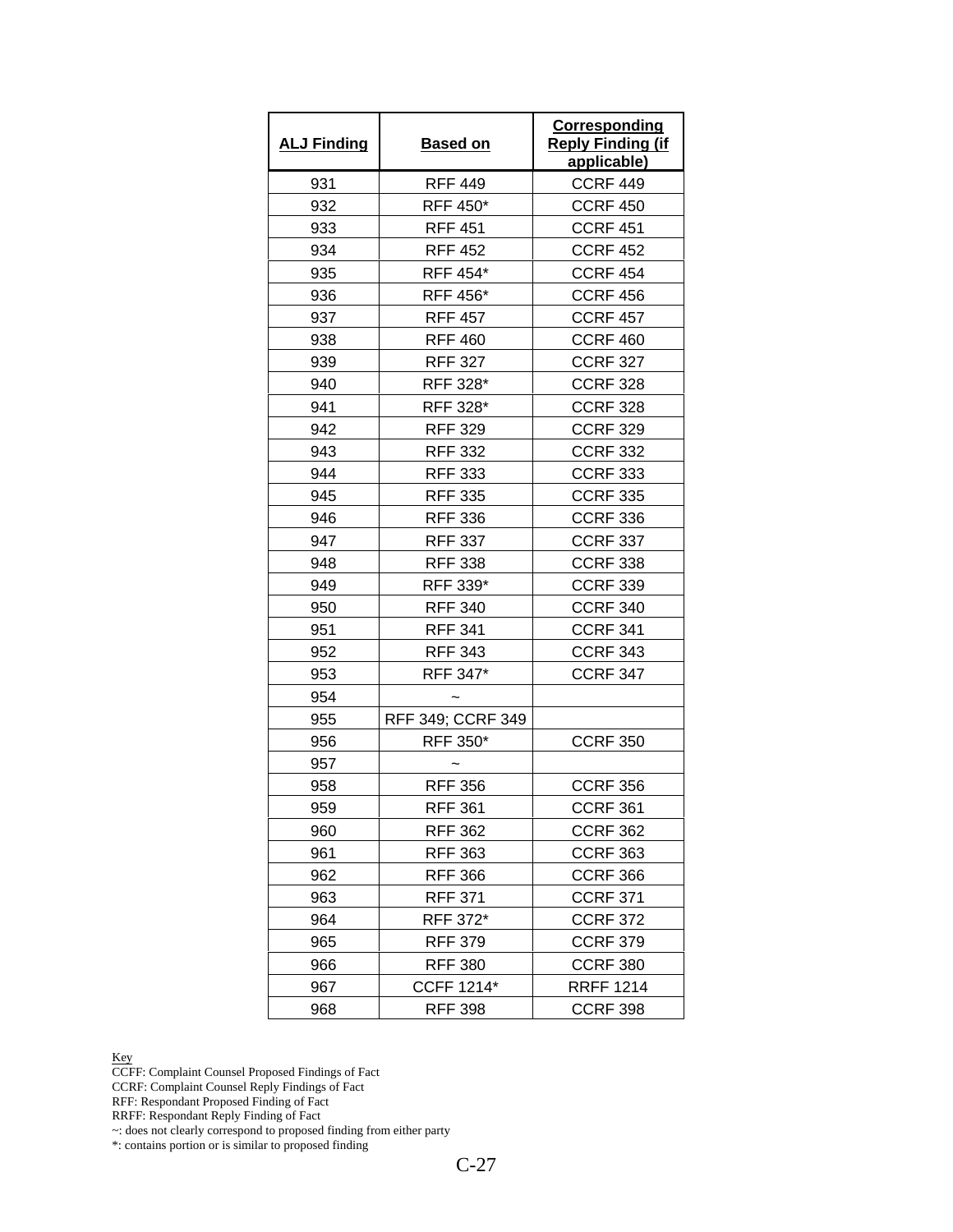| ALJ Finding | Based on | Corresponding Reply Finding (if applicable) |
|---|---|---|
| 931 | RFF 449 | CCRF 449 |
| 932 | RFF 450* | CCRF 450 |
| 933 | RFF 451 | CCRF 451 |
| 934 | RFF 452 | CCRF 452 |
| 935 | RFF 454* | CCRF 454 |
| 936 | RFF 456* | CCRF 456 |
| 937 | RFF 457 | CCRF 457 |
| 938 | RFF 460 | CCRF 460 |
| 939 | RFF 327 | CCRF 327 |
| 940 | RFF 328* | CCRF 328 |
| 941 | RFF 328* | CCRF 328 |
| 942 | RFF 329 | CCRF 329 |
| 943 | RFF 332 | CCRF 332 |
| 944 | RFF 333 | CCRF 333 |
| 945 | RFF 335 | CCRF 335 |
| 946 | RFF 336 | CCRF 336 |
| 947 | RFF 337 | CCRF 337 |
| 948 | RFF 338 | CCRF 338 |
| 949 | RFF 339* | CCRF 339 |
| 950 | RFF 340 | CCRF 340 |
| 951 | RFF 341 | CCRF 341 |
| 952 | RFF 343 | CCRF 343 |
| 953 | RFF 347* | CCRF 347 |
| 954 | ~ | |
| 955 | RFF 349; CCRF 349 | |
| 956 | RFF 350* | CCRF 350 |
| 957 | ~ | |
| 958 | RFF 356 | CCRF 356 |
| 959 | RFF 361 | CCRF 361 |
| 960 | RFF 362 | CCRF 362 |
| 961 | RFF 363 | CCRF 363 |
| 962 | RFF 366 | CCRF 366 |
| 963 | RFF 371 | CCRF 371 |
| 964 | RFF 372* | CCRF 372 |
| 965 | RFF 379 | CCRF 379 |
| 966 | RFF 380 | CCRF 380 |
| 967 | CCFF 1214* | RRFF 1214 |
| 968 | RFF 398 | CCRF 398 |

Key
CCFF: Complaint Counsel Proposed Findings of Fact
CCRF: Complaint Counsel Reply Findings of Fact
RFF: Respondant Proposed Finding of Fact
RRFF: Respondant Reply Finding of Fact
~: does not clearly correspond to proposed finding from either party
*: contains portion or is similar to proposed finding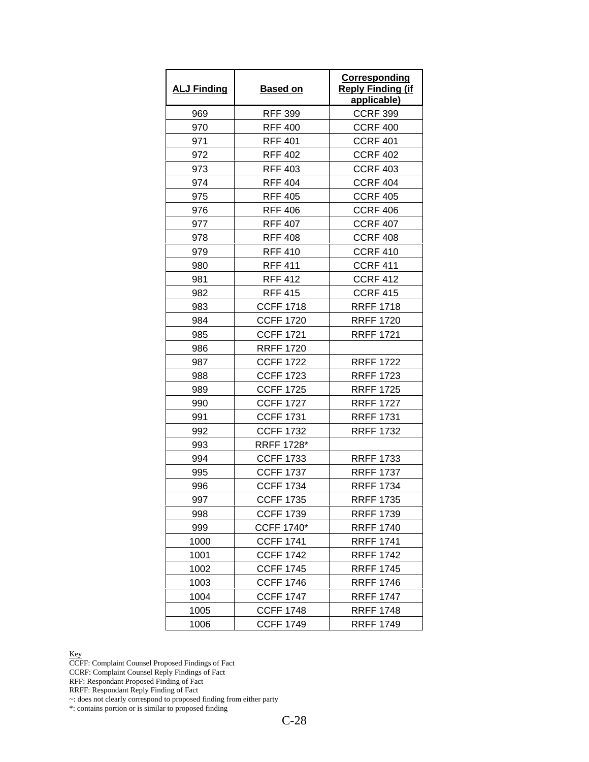| ALJ Finding | Based on | Corresponding Reply Finding (if applicable) |
|---|---|---|
| 969 | RFF 399 | CCRF 399 |
| 970 | RFF 400 | CCRF 400 |
| 971 | RFF 401 | CCRF 401 |
| 972 | RFF 402 | CCRF 402 |
| 973 | RFF 403 | CCRF 403 |
| 974 | RFF 404 | CCRF 404 |
| 975 | RFF 405 | CCRF 405 |
| 976 | RFF 406 | CCRF 406 |
| 977 | RFF 407 | CCRF 407 |
| 978 | RFF 408 | CCRF 408 |
| 979 | RFF 410 | CCRF 410 |
| 980 | RFF 411 | CCRF 411 |
| 981 | RFF 412 | CCRF 412 |
| 982 | RFF 415 | CCRF 415 |
| 983 | CCFF 1718 | RRFF 1718 |
| 984 | CCFF 1720 | RRFF 1720 |
| 985 | CCFF 1721 | RRFF 1721 |
| 986 | RRFF 1720 | |
| 987 | CCFF 1722 | RRFF 1722 |
| 988 | CCFF 1723 | RRFF 1723 |
| 989 | CCFF 1725 | RRFF 1725 |
| 990 | CCFF 1727 | RRFF 1727 |
| 991 | CCFF 1731 | RRFF 1731 |
| 992 | CCFF 1732 | RRFF 1732 |
| 993 | RRFF 1728* | |
| 994 | CCFF 1733 | RRFF 1733 |
| 995 | CCFF 1737 | RRFF 1737 |
| 996 | CCFF 1734 | RRFF 1734 |
| 997 | CCFF 1735 | RRFF 1735 |
| 998 | CCFF 1739 | RRFF 1739 |
| 999 | CCFF 1740* | RRFF 1740 |
| 1000 | CCFF 1741 | RRFF 1741 |
| 1001 | CCFF 1742 | RRFF 1742 |
| 1002 | CCFF 1745 | RRFF 1745 |
| 1003 | CCFF 1746 | RRFF 1746 |
| 1004 | CCFF 1747 | RRFF 1747 |
| 1005 | CCFF 1748 | RRFF 1748 |
| 1006 | CCFF 1749 | RRFF 1749 |

Key
CCFF: Complaint Counsel Proposed Findings of Fact
CCRF: Complaint Counsel Reply Findings of Fact
RFF: Respondant Proposed Finding of Fact
RRFF: Respondant Reply Finding of Fact
~: does not clearly correspond to proposed finding from either party
*: contains portion or is similar to proposed finding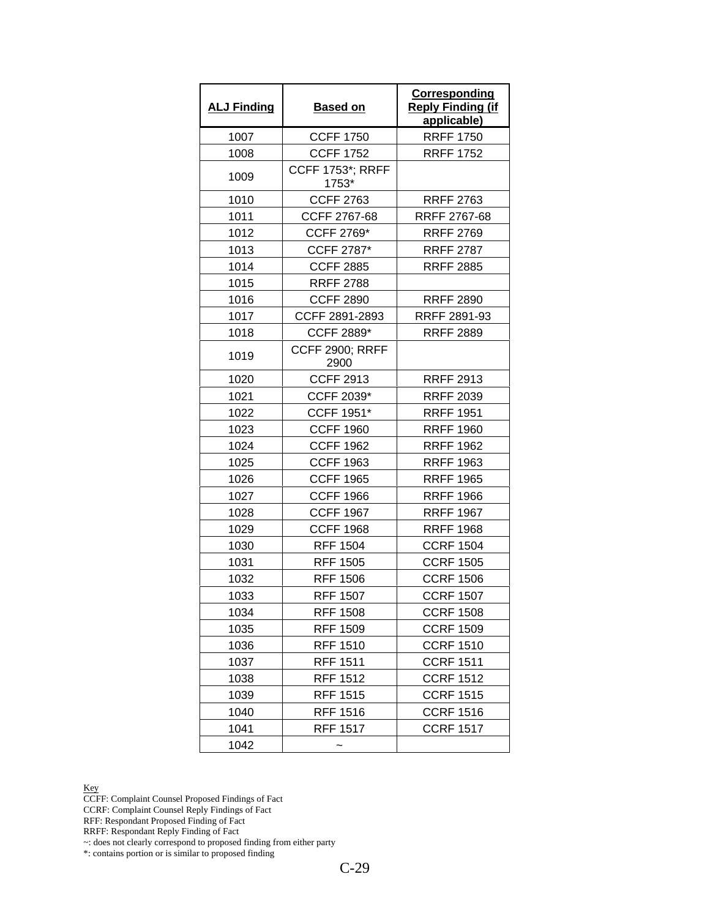| ALJ Finding | Based on | Corresponding Reply Finding (if applicable) |
|---|---|---|
| 1007 | CCFF 1750 | RRFF 1750 |
| 1008 | CCFF 1752 | RRFF 1752 |
| 1009 | CCFF 1753*; RRFF 1753* | |
| 1010 | CCFF 2763 | RRFF 2763 |
| 1011 | CCFF 2767-68 | RRFF 2767-68 |
| 1012 | CCFF 2769* | RRFF 2769 |
| 1013 | CCFF 2787* | RRFF 2787 |
| 1014 | CCFF 2885 | RRFF 2885 |
| 1015 | RRFF 2788 | |
| 1016 | CCFF 2890 | RRFF 2890 |
| 1017 | CCFF 2891-2893 | RRFF 2891-93 |
| 1018 | CCFF 2889* | RRFF 2889 |
| 1019 | CCFF 2900; RRFF 2900 | |
| 1020 | CCFF 2913 | RRFF 2913 |
| 1021 | CCFF 2039* | RRFF 2039 |
| 1022 | CCFF 1951* | RRFF 1951 |
| 1023 | CCFF 1960 | RRFF 1960 |
| 1024 | CCFF 1962 | RRFF 1962 |
| 1025 | CCFF 1963 | RRFF 1963 |
| 1026 | CCFF 1965 | RRFF 1965 |
| 1027 | CCFF 1966 | RRFF 1966 |
| 1028 | CCFF 1967 | RRFF 1967 |
| 1029 | CCFF 1968 | RRFF 1968 |
| 1030 | RFF 1504 | CCRF 1504 |
| 1031 | RFF 1505 | CCRF 1505 |
| 1032 | RFF 1506 | CCRF 1506 |
| 1033 | RFF 1507 | CCRF 1507 |
| 1034 | RFF 1508 | CCRF 1508 |
| 1035 | RFF 1509 | CCRF 1509 |
| 1036 | RFF 1510 | CCRF 1510 |
| 1037 | RFF 1511 | CCRF 1511 |
| 1038 | RFF 1512 | CCRF 1512 |
| 1039 | RFF 1515 | CCRF 1515 |
| 1040 | RFF 1516 | CCRF 1516 |
| 1041 | RFF 1517 | CCRF 1517 |
| 1042 | ~ | |

Key
CCFF: Complaint Counsel Proposed Findings of Fact
CCRF: Complaint Counsel Reply Findings of Fact
RFF: Respondant Proposed Finding of Fact
RRFF: Respondant Reply Finding of Fact
~: does not clearly correspond to proposed finding from either party
*: contains portion or is similar to proposed finding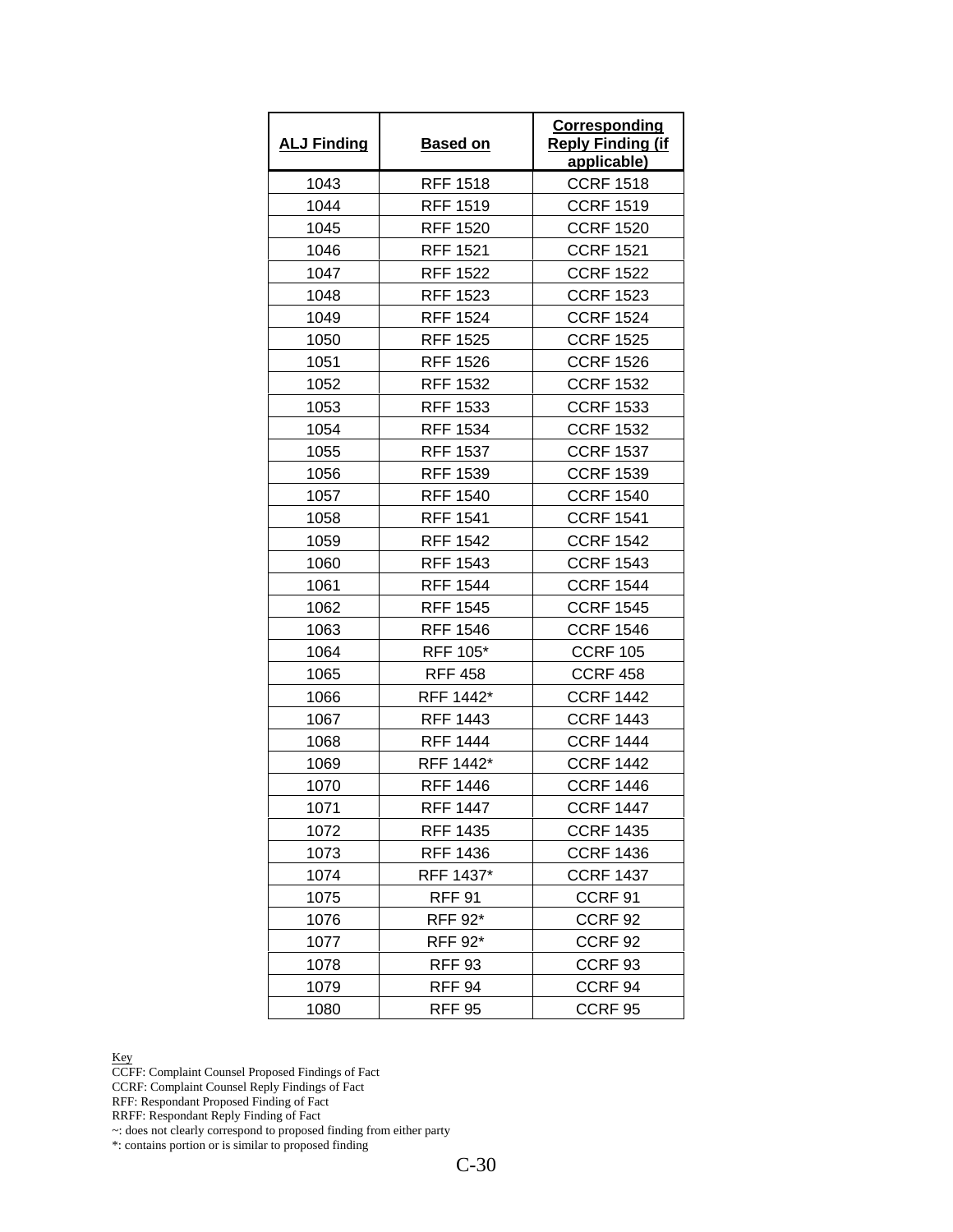| ALJ Finding | Based on | Corresponding Reply Finding (if applicable) |
|---|---|---|
| 1043 | RFF 1518 | CCRF 1518 |
| 1044 | RFF 1519 | CCRF 1519 |
| 1045 | RFF 1520 | CCRF 1520 |
| 1046 | RFF 1521 | CCRF 1521 |
| 1047 | RFF 1522 | CCRF 1522 |
| 1048 | RFF 1523 | CCRF 1523 |
| 1049 | RFF 1524 | CCRF 1524 |
| 1050 | RFF 1525 | CCRF 1525 |
| 1051 | RFF 1526 | CCRF 1526 |
| 1052 | RFF 1532 | CCRF 1532 |
| 1053 | RFF 1533 | CCRF 1533 |
| 1054 | RFF 1534 | CCRF 1532 |
| 1055 | RFF 1537 | CCRF 1537 |
| 1056 | RFF 1539 | CCRF 1539 |
| 1057 | RFF 1540 | CCRF 1540 |
| 1058 | RFF 1541 | CCRF 1541 |
| 1059 | RFF 1542 | CCRF 1542 |
| 1060 | RFF 1543 | CCRF 1543 |
| 1061 | RFF 1544 | CCRF 1544 |
| 1062 | RFF 1545 | CCRF 1545 |
| 1063 | RFF 1546 | CCRF 1546 |
| 1064 | RFF 105* | CCRF 105 |
| 1065 | RFF 458 | CCRF 458 |
| 1066 | RFF 1442* | CCRF 1442 |
| 1067 | RFF 1443 | CCRF 1443 |
| 1068 | RFF 1444 | CCRF 1444 |
| 1069 | RFF 1442* | CCRF 1442 |
| 1070 | RFF 1446 | CCRF 1446 |
| 1071 | RFF 1447 | CCRF 1447 |
| 1072 | RFF 1435 | CCRF 1435 |
| 1073 | RFF 1436 | CCRF 1436 |
| 1074 | RFF 1437* | CCRF 1437 |
| 1075 | RFF 91 | CCRF 91 |
| 1076 | RFF 92* | CCRF 92 |
| 1077 | RFF 92* | CCRF 92 |
| 1078 | RFF 93 | CCRF 93 |
| 1079 | RFF 94 | CCRF 94 |
| 1080 | RFF 95 | CCRF 95 |

Key

CCFF: Complaint Counsel Proposed Findings of Fact

CCRF: Complaint Counsel Reply Findings of Fact

RFF: Respondant Proposed Finding of Fact

RRFF: Respondant Reply Finding of Fact

~: does not clearly correspond to proposed finding from either party

*: contains portion or is similar to proposed finding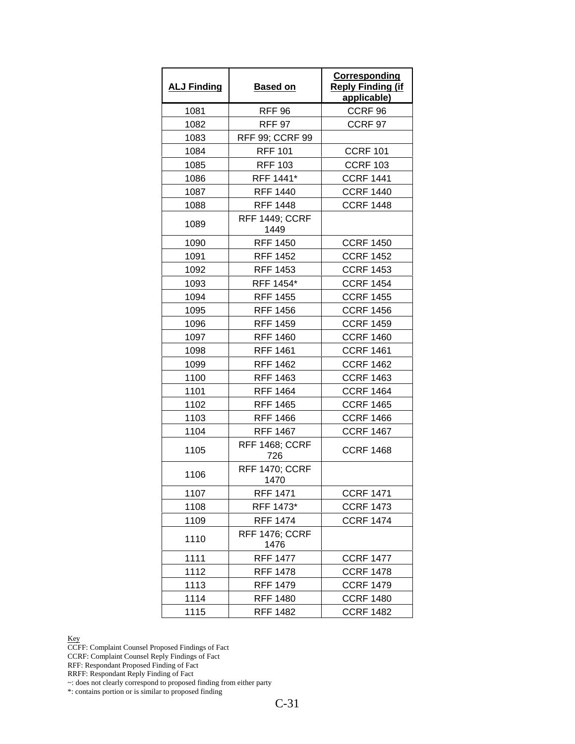| ALJ Finding | Based on | Corresponding Reply Finding (if applicable) |
|---|---|---|
| 1081 | RFF 96 | CCRF 96 |
| 1082 | RFF 97 | CCRF 97 |
| 1083 | RFF 99; CCRF 99 | |
| 1084 | RFF 101 | CCRF 101 |
| 1085 | RFF 103 | CCRF 103 |
| 1086 | RFF 1441* | CCRF 1441 |
| 1087 | RFF 1440 | CCRF 1440 |
| 1088 | RFF 1448 | CCRF 1448 |
| 1089 | RFF 1449; CCRF 1449 | |
| 1090 | RFF 1450 | CCRF 1450 |
| 1091 | RFF 1452 | CCRF 1452 |
| 1092 | RFF 1453 | CCRF 1453 |
| 1093 | RFF 1454* | CCRF 1454 |
| 1094 | RFF 1455 | CCRF 1455 |
| 1095 | RFF 1456 | CCRF 1456 |
| 1096 | RFF 1459 | CCRF 1459 |
| 1097 | RFF 1460 | CCRF 1460 |
| 1098 | RFF 1461 | CCRF 1461 |
| 1099 | RFF 1462 | CCRF 1462 |
| 1100 | RFF 1463 | CCRF 1463 |
| 1101 | RFF 1464 | CCRF 1464 |
| 1102 | RFF 1465 | CCRF 1465 |
| 1103 | RFF 1466 | CCRF 1466 |
| 1104 | RFF 1467 | CCRF 1467 |
| 1105 | RFF 1468; CCRF 726 | CCRF 1468 |
| 1106 | RFF 1470; CCRF 1470 | |
| 1107 | RFF 1471 | CCRF 1471 |
| 1108 | RFF 1473* | CCRF 1473 |
| 1109 | RFF 1474 | CCRF 1474 |
| 1110 | RFF 1476; CCRF 1476 | |
| 1111 | RFF 1477 | CCRF 1477 |
| 1112 | RFF 1478 | CCRF 1478 |
| 1113 | RFF 1479 | CCRF 1479 |
| 1114 | RFF 1480 | CCRF 1480 |
| 1115 | RFF 1482 | CCRF 1482 |

Key

CCFF: Complaint Counsel Proposed Findings of Fact
CCRF: Complaint Counsel Reply Findings of Fact
RFF: Respondant Proposed Finding of Fact
RRFF: Respondant Reply Finding of Fact
~: does not clearly correspond to proposed finding from either party
*: contains portion or is similar to proposed finding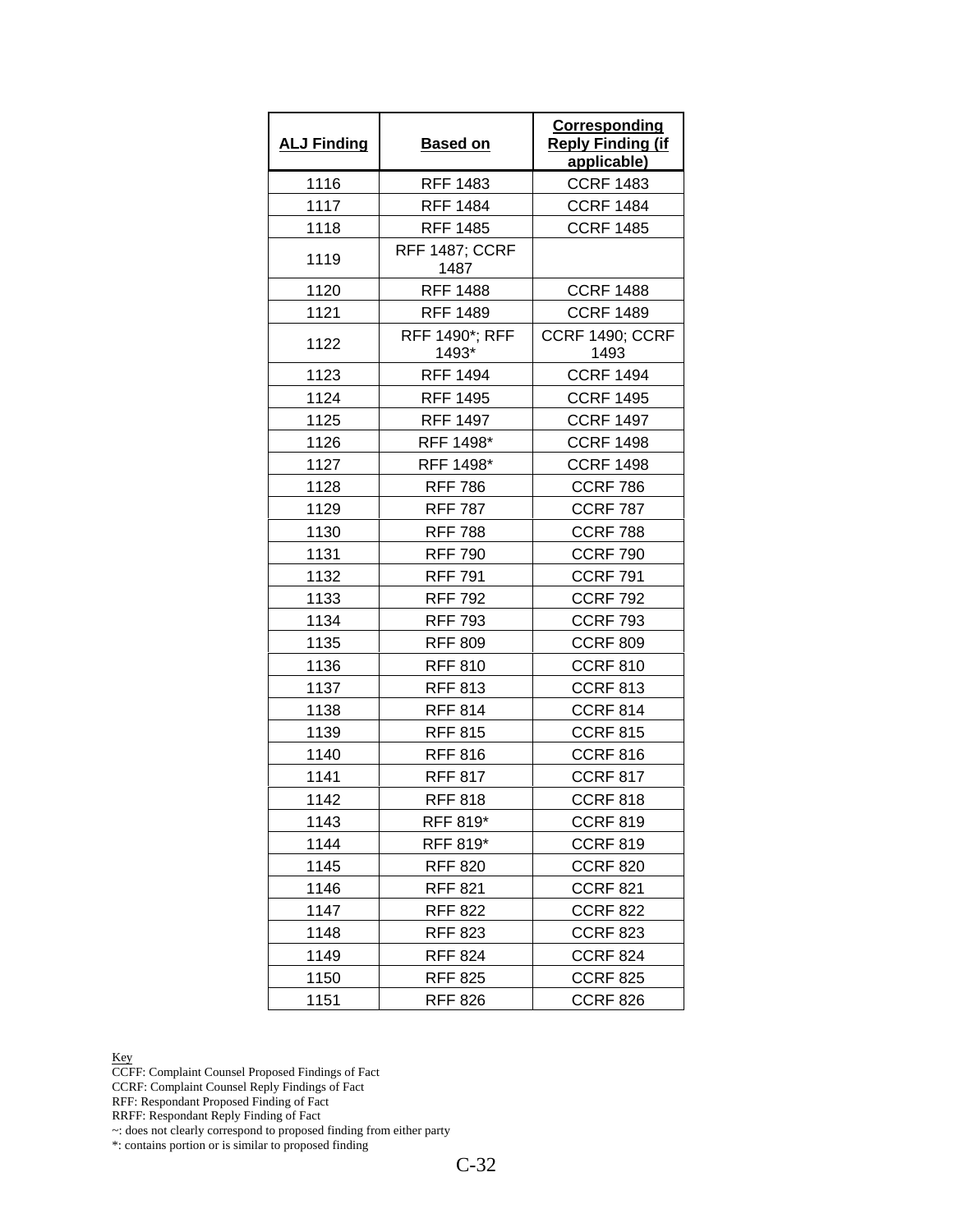| **ALJ Finding** | **Based on** | **Corresponding Reply Finding (if applicable)** |
|---|---|---|
| 1116 | RFF 1483 | CCRF 1483 |
| 1117 | RFF 1484 | CCRF 1484 |
| 1118 | RFF 1485 | CCRF 1485 |
| 1119 | RFF 1487; CCRF 1487 | |
| 1120 | RFF 1488 | CCRF 1488 |
| 1121 | RFF 1489 | CCRF 1489 |
| 1122 | RFF 1490*; RFF 1493* | CCRF 1490; CCRF 1493 |
| 1123 | RFF 1494 | CCRF 1494 |
| 1124 | RFF 1495 | CCRF 1495 |
| 1125 | RFF 1497 | CCRF 1497 |
| 1126 | RFF 1498* | CCRF 1498 |
| 1127 | RFF 1498* | CCRF 1498 |
| 1128 | RFF 786 | CCRF 786 |
| 1129 | RFF 787 | CCRF 787 |
| 1130 | RFF 788 | CCRF 788 |
| 1131 | RFF 790 | CCRF 790 |
| 1132 | RFF 791 | CCRF 791 |
| 1133 | RFF 792 | CCRF 792 |
| 1134 | RFF 793 | CCRF 793 |
| 1135 | RFF 809 | CCRF 809 |
| 1136 | RFF 810 | CCRF 810 |
| 1137 | RFF 813 | CCRF 813 |
| 1138 | RFF 814 | CCRF 814 |
| 1139 | RFF 815 | CCRF 815 |
| 1140 | RFF 816 | CCRF 816 |
| 1141 | RFF 817 | CCRF 817 |
| 1142 | RFF 818 | CCRF 818 |
| 1143 | RFF 819* | CCRF 819 |
| 1144 | RFF 819* | CCRF 819 |
| 1145 | RFF 820 | CCRF 820 |
| 1146 | RFF 821 | CCRF 821 |
| 1147 | RFF 822 | CCRF 822 |
| 1148 | RFF 823 | CCRF 823 |
| 1149 | RFF 824 | CCRF 824 |
| 1150 | RFF 825 | CCRF 825 |
| 1151 | RFF 826 | CCRF 826 |

Key
CCFF: Complaint Counsel Proposed Findings of Fact
CCRF: Complaint Counsel Reply Findings of Fact
RFF: Respondant Proposed Finding of Fact
RRFF: Respondant Reply Finding of Fact
~: does not clearly correspond to proposed finding from either party
*: contains portion or is similar to proposed finding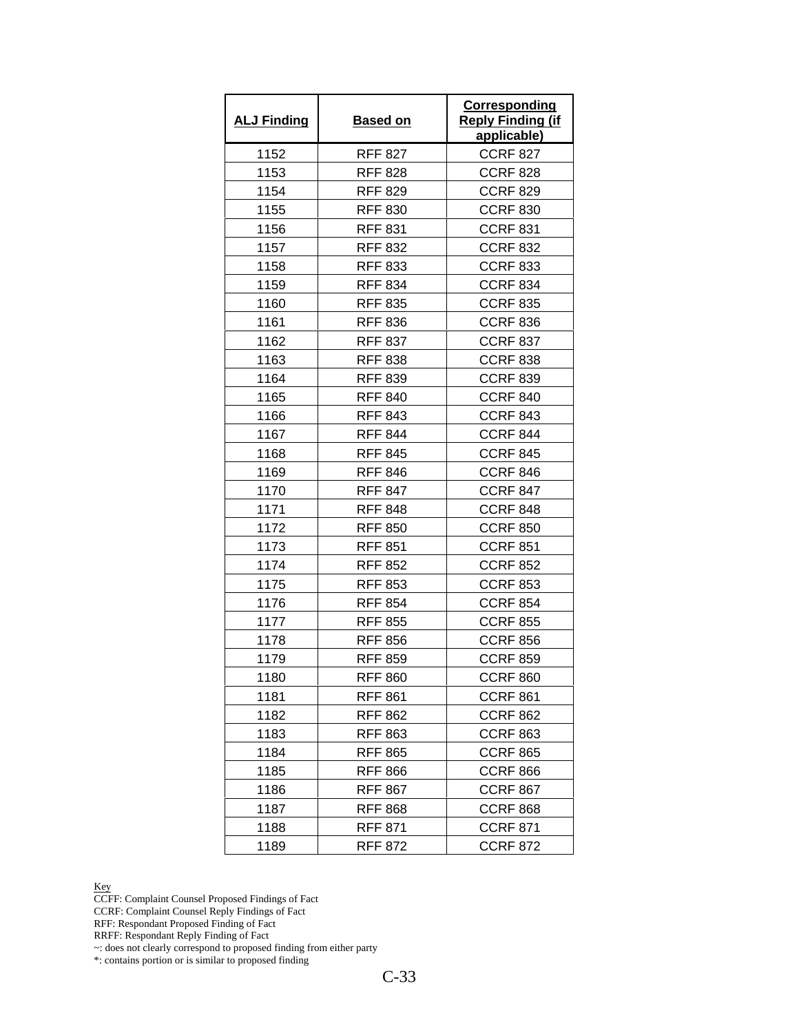| ALJ Finding | Based on | Corresponding Reply Finding (if applicable) |
|---|---|---|
| 1152 | RFF 827 | CCRF 827 |
| 1153 | RFF 828 | CCRF 828 |
| 1154 | RFF 829 | CCRF 829 |
| 1155 | RFF 830 | CCRF 830 |
| 1156 | RFF 831 | CCRF 831 |
| 1157 | RFF 832 | CCRF 832 |
| 1158 | RFF 833 | CCRF 833 |
| 1159 | RFF 834 | CCRF 834 |
| 1160 | RFF 835 | CCRF 835 |
| 1161 | RFF 836 | CCRF 836 |
| 1162 | RFF 837 | CCRF 837 |
| 1163 | RFF 838 | CCRF 838 |
| 1164 | RFF 839 | CCRF 839 |
| 1165 | RFF 840 | CCRF 840 |
| 1166 | RFF 843 | CCRF 843 |
| 1167 | RFF 844 | CCRF 844 |
| 1168 | RFF 845 | CCRF 845 |
| 1169 | RFF 846 | CCRF 846 |
| 1170 | RFF 847 | CCRF 847 |
| 1171 | RFF 848 | CCRF 848 |
| 1172 | RFF 850 | CCRF 850 |
| 1173 | RFF 851 | CCRF 851 |
| 1174 | RFF 852 | CCRF 852 |
| 1175 | RFF 853 | CCRF 853 |
| 1176 | RFF 854 | CCRF 854 |
| 1177 | RFF 855 | CCRF 855 |
| 1178 | RFF 856 | CCRF 856 |
| 1179 | RFF 859 | CCRF 859 |
| 1180 | RFF 860 | CCRF 860 |
| 1181 | RFF 861 | CCRF 861 |
| 1182 | RFF 862 | CCRF 862 |
| 1183 | RFF 863 | CCRF 863 |
| 1184 | RFF 865 | CCRF 865 |
| 1185 | RFF 866 | CCRF 866 |
| 1186 | RFF 867 | CCRF 867 |
| 1187 | RFF 868 | CCRF 868 |
| 1188 | RFF 871 | CCRF 871 |
| 1189 | RFF 872 | CCRF 872 |

Key
CCFF: Complaint Counsel Proposed Findings of Fact
CCRF: Complaint Counsel Reply Findings of Fact
RFF: Respondant Proposed Finding of Fact
RRFF: Respondant Reply Finding of Fact
~: does not clearly correspond to proposed finding from either party
*: contains portion or is similar to proposed finding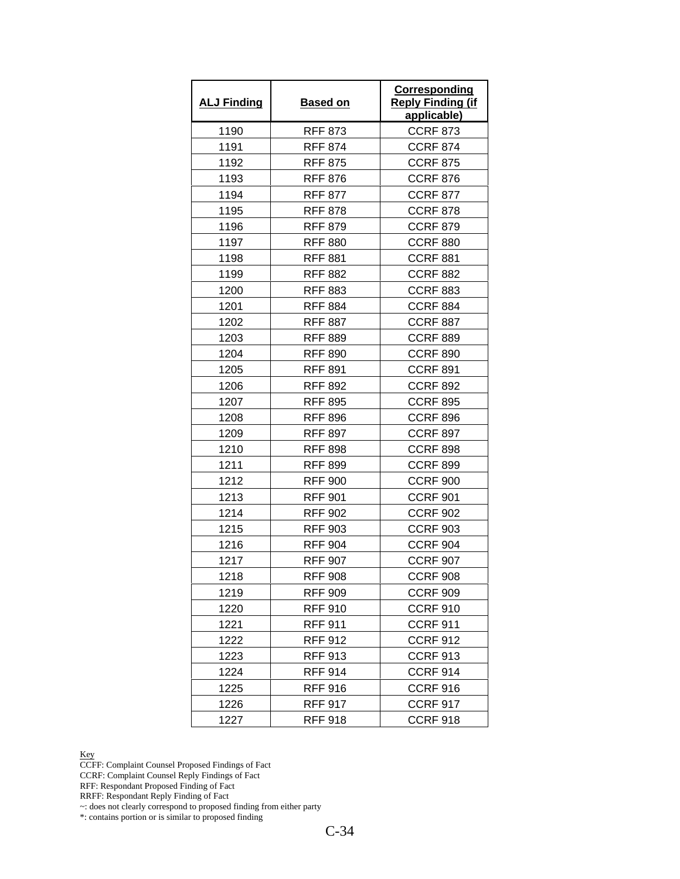| ALJ Finding | Based on | Corresponding Reply Finding (if applicable) |
|---|---|---|
| 1190 | RFF 873 | CCRF 873 |
| 1191 | RFF 874 | CCRF 874 |
| 1192 | RFF 875 | CCRF 875 |
| 1193 | RFF 876 | CCRF 876 |
| 1194 | RFF 877 | CCRF 877 |
| 1195 | RFF 878 | CCRF 878 |
| 1196 | RFF 879 | CCRF 879 |
| 1197 | RFF 880 | CCRF 880 |
| 1198 | RFF 881 | CCRF 881 |
| 1199 | RFF 882 | CCRF 882 |
| 1200 | RFF 883 | CCRF 883 |
| 1201 | RFF 884 | CCRF 884 |
| 1202 | RFF 887 | CCRF 887 |
| 1203 | RFF 889 | CCRF 889 |
| 1204 | RFF 890 | CCRF 890 |
| 1205 | RFF 891 | CCRF 891 |
| 1206 | RFF 892 | CCRF 892 |
| 1207 | RFF 895 | CCRF 895 |
| 1208 | RFF 896 | CCRF 896 |
| 1209 | RFF 897 | CCRF 897 |
| 1210 | RFF 898 | CCRF 898 |
| 1211 | RFF 899 | CCRF 899 |
| 1212 | RFF 900 | CCRF 900 |
| 1213 | RFF 901 | CCRF 901 |
| 1214 | RFF 902 | CCRF 902 |
| 1215 | RFF 903 | CCRF 903 |
| 1216 | RFF 904 | CCRF 904 |
| 1217 | RFF 907 | CCRF 907 |
| 1218 | RFF 908 | CCRF 908 |
| 1219 | RFF 909 | CCRF 909 |
| 1220 | RFF 910 | CCRF 910 |
| 1221 | RFF 911 | CCRF 911 |
| 1222 | RFF 912 | CCRF 912 |
| 1223 | RFF 913 | CCRF 913 |
| 1224 | RFF 914 | CCRF 914 |
| 1225 | RFF 916 | CCRF 916 |
| 1226 | RFF 917 | CCRF 917 |
| 1227 | RFF 918 | CCRF 918 |

Key
CCFF: Complaint Counsel Proposed Findings of Fact
CCRF: Complaint Counsel Reply Findings of Fact
RFF: Respondant Proposed Finding of Fact
RRFF: Respondant Reply Finding of Fact
~: does not clearly correspond to proposed finding from either party
*: contains portion or is similar to proposed finding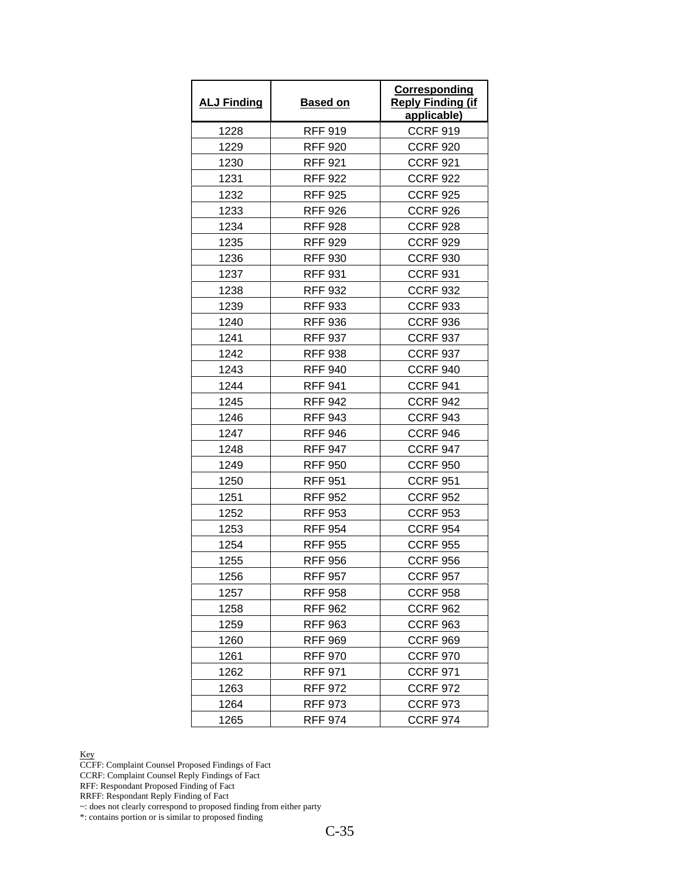| ALJ Finding | Based on | Corresponding Reply Finding (if applicable) |
|---|---|---|
| 1228 | RFF 919 | CCRF 919 |
| 1229 | RFF 920 | CCRF 920 |
| 1230 | RFF 921 | CCRF 921 |
| 1231 | RFF 922 | CCRF 922 |
| 1232 | RFF 925 | CCRF 925 |
| 1233 | RFF 926 | CCRF 926 |
| 1234 | RFF 928 | CCRF 928 |
| 1235 | RFF 929 | CCRF 929 |
| 1236 | RFF 930 | CCRF 930 |
| 1237 | RFF 931 | CCRF 931 |
| 1238 | RFF 932 | CCRF 932 |
| 1239 | RFF 933 | CCRF 933 |
| 1240 | RFF 936 | CCRF 936 |
| 1241 | RFF 937 | CCRF 937 |
| 1242 | RFF 938 | CCRF 937 |
| 1243 | RFF 940 | CCRF 940 |
| 1244 | RFF 941 | CCRF 941 |
| 1245 | RFF 942 | CCRF 942 |
| 1246 | RFF 943 | CCRF 943 |
| 1247 | RFF 946 | CCRF 946 |
| 1248 | RFF 947 | CCRF 947 |
| 1249 | RFF 950 | CCRF 950 |
| 1250 | RFF 951 | CCRF 951 |
| 1251 | RFF 952 | CCRF 952 |
| 1252 | RFF 953 | CCRF 953 |
| 1253 | RFF 954 | CCRF 954 |
| 1254 | RFF 955 | CCRF 955 |
| 1255 | RFF 956 | CCRF 956 |
| 1256 | RFF 957 | CCRF 957 |
| 1257 | RFF 958 | CCRF 958 |
| 1258 | RFF 962 | CCRF 962 |
| 1259 | RFF 963 | CCRF 963 |
| 1260 | RFF 969 | CCRF 969 |
| 1261 | RFF 970 | CCRF 970 |
| 1262 | RFF 971 | CCRF 971 |
| 1263 | RFF 972 | CCRF 972 |
| 1264 | RFF 973 | CCRF 973 |
| 1265 | RFF 974 | CCRF 974 |

Key
CCFF: Complaint Counsel Proposed Findings of Fact
CCRF: Complaint Counsel Reply Findings of Fact
RFF: Respondant Proposed Finding of Fact
RRFF: Respondant Reply Finding of Fact
~: does not clearly correspond to proposed finding from either party
*: contains portion or is similar to proposed finding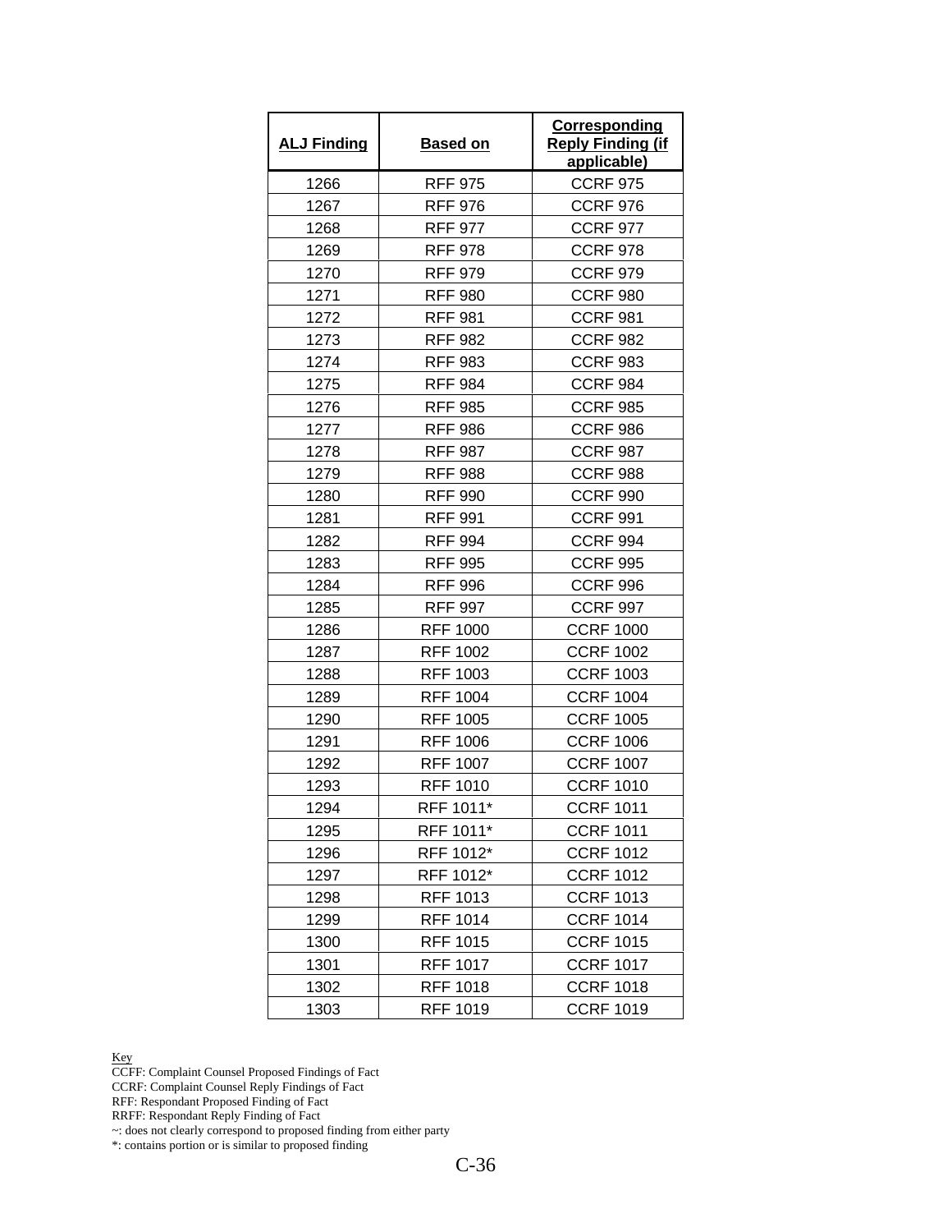| ALJ Finding | Based on | Corresponding Reply Finding (if applicable) |
| --- | --- | --- |
| 1266 | RFF 975 | CCRF 975 |
| 1267 | RFF 976 | CCRF 976 |
| 1268 | RFF 977 | CCRF 977 |
| 1269 | RFF 978 | CCRF 978 |
| 1270 | RFF 979 | CCRF 979 |
| 1271 | RFF 980 | CCRF 980 |
| 1272 | RFF 981 | CCRF 981 |
| 1273 | RFF 982 | CCRF 982 |
| 1274 | RFF 983 | CCRF 983 |
| 1275 | RFF 984 | CCRF 984 |
| 1276 | RFF 985 | CCRF 985 |
| 1277 | RFF 986 | CCRF 986 |
| 1278 | RFF 987 | CCRF 987 |
| 1279 | RFF 988 | CCRF 988 |
| 1280 | RFF 990 | CCRF 990 |
| 1281 | RFF 991 | CCRF 991 |
| 1282 | RFF 994 | CCRF 994 |
| 1283 | RFF 995 | CCRF 995 |
| 1284 | RFF 996 | CCRF 996 |
| 1285 | RFF 997 | CCRF 997 |
| 1286 | RFF 1000 | CCRF 1000 |
| 1287 | RFF 1002 | CCRF 1002 |
| 1288 | RFF 1003 | CCRF 1003 |
| 1289 | RFF 1004 | CCRF 1004 |
| 1290 | RFF 1005 | CCRF 1005 |
| 1291 | RFF 1006 | CCRF 1006 |
| 1292 | RFF 1007 | CCRF 1007 |
| 1293 | RFF 1010 | CCRF 1010 |
| 1294 | RFF 1011* | CCRF 1011 |
| 1295 | RFF 1011* | CCRF 1011 |
| 1296 | RFF 1012* | CCRF 1012 |
| 1297 | RFF 1012* | CCRF 1012 |
| 1298 | RFF 1013 | CCRF 1013 |
| 1299 | RFF 1014 | CCRF 1014 |
| 1300 | RFF 1015 | CCRF 1015 |
| 1301 | RFF 1017 | CCRF 1017 |
| 1302 | RFF 1018 | CCRF 1018 |
| 1303 | RFF 1019 | CCRF 1019 |

Key
CCFF: Complaint Counsel Proposed Findings of Fact
CCRF: Complaint Counsel Reply Findings of Fact
RFF: Respondant Proposed Finding of Fact
RRFF: Respondant Reply Finding of Fact
~: does not clearly correspond to proposed finding from either party
*: contains portion or is similar to proposed finding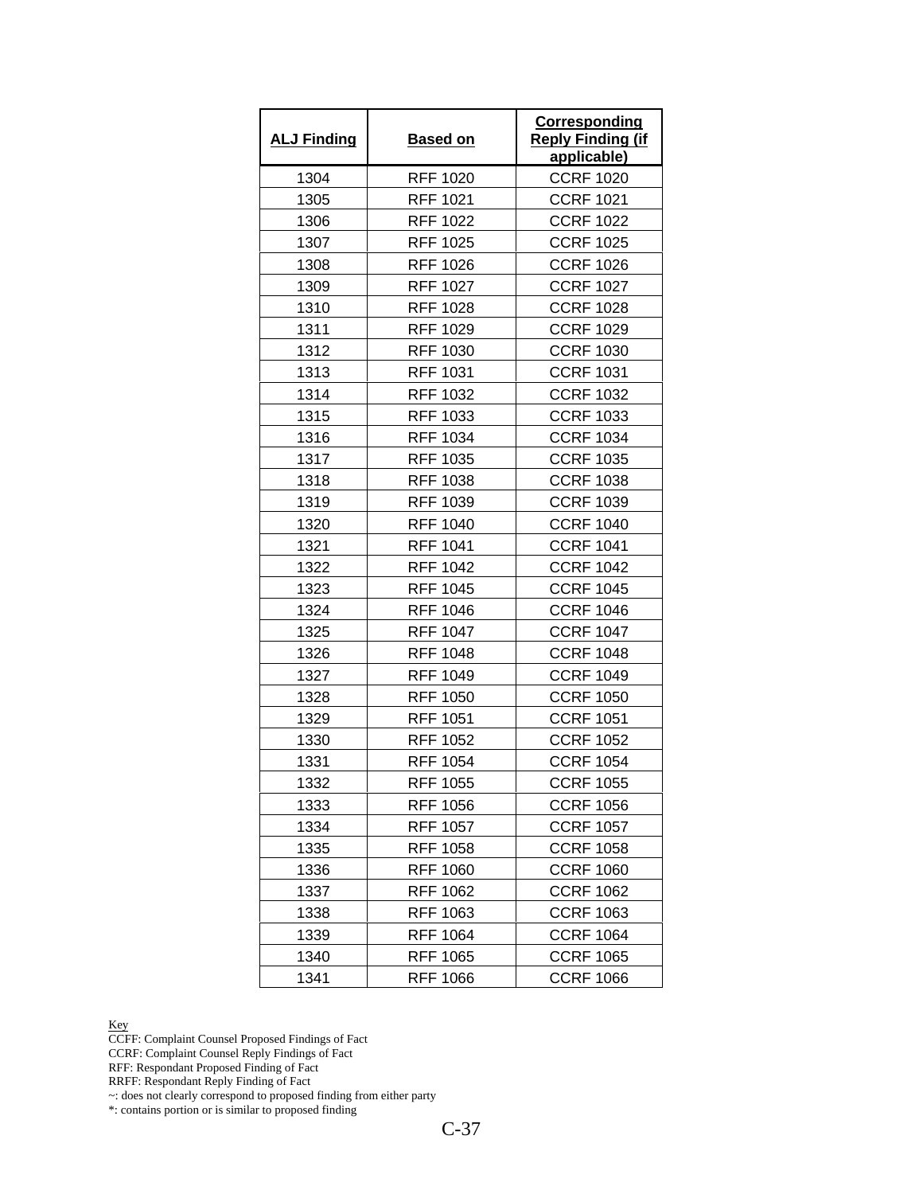| ALJ Finding | Based on | Corresponding Reply Finding (if applicable) |
|---|---|---|
| 1304 | RFF 1020 | CCRF 1020 |
| 1305 | RFF 1021 | CCRF 1021 |
| 1306 | RFF 1022 | CCRF 1022 |
| 1307 | RFF 1025 | CCRF 1025 |
| 1308 | RFF 1026 | CCRF 1026 |
| 1309 | RFF 1027 | CCRF 1027 |
| 1310 | RFF 1028 | CCRF 1028 |
| 1311 | RFF 1029 | CCRF 1029 |
| 1312 | RFF 1030 | CCRF 1030 |
| 1313 | RFF 1031 | CCRF 1031 |
| 1314 | RFF 1032 | CCRF 1032 |
| 1315 | RFF 1033 | CCRF 1033 |
| 1316 | RFF 1034 | CCRF 1034 |
| 1317 | RFF 1035 | CCRF 1035 |
| 1318 | RFF 1038 | CCRF 1038 |
| 1319 | RFF 1039 | CCRF 1039 |
| 1320 | RFF 1040 | CCRF 1040 |
| 1321 | RFF 1041 | CCRF 1041 |
| 1322 | RFF 1042 | CCRF 1042 |
| 1323 | RFF 1045 | CCRF 1045 |
| 1324 | RFF 1046 | CCRF 1046 |
| 1325 | RFF 1047 | CCRF 1047 |
| 1326 | RFF 1048 | CCRF 1048 |
| 1327 | RFF 1049 | CCRF 1049 |
| 1328 | RFF 1050 | CCRF 1050 |
| 1329 | RFF 1051 | CCRF 1051 |
| 1330 | RFF 1052 | CCRF 1052 |
| 1331 | RFF 1054 | CCRF 1054 |
| 1332 | RFF 1055 | CCRF 1055 |
| 1333 | RFF 1056 | CCRF 1056 |
| 1334 | RFF 1057 | CCRF 1057 |
| 1335 | RFF 1058 | CCRF 1058 |
| 1336 | RFF 1060 | CCRF 1060 |
| 1337 | RFF 1062 | CCRF 1062 |
| 1338 | RFF 1063 | CCRF 1063 |
| 1339 | RFF 1064 | CCRF 1064 |
| 1340 | RFF 1065 | CCRF 1065 |
| 1341 | RFF 1066 | CCRF 1066 |

Key
CCFF: Complaint Counsel Proposed Findings of Fact
CCRF: Complaint Counsel Reply Findings of Fact
RFF: Respondant Proposed Finding of Fact
RRFF: Respondant Reply Finding of Fact
~: does not clearly correspond to proposed finding from either party
*: contains portion or is similar to proposed finding

C-37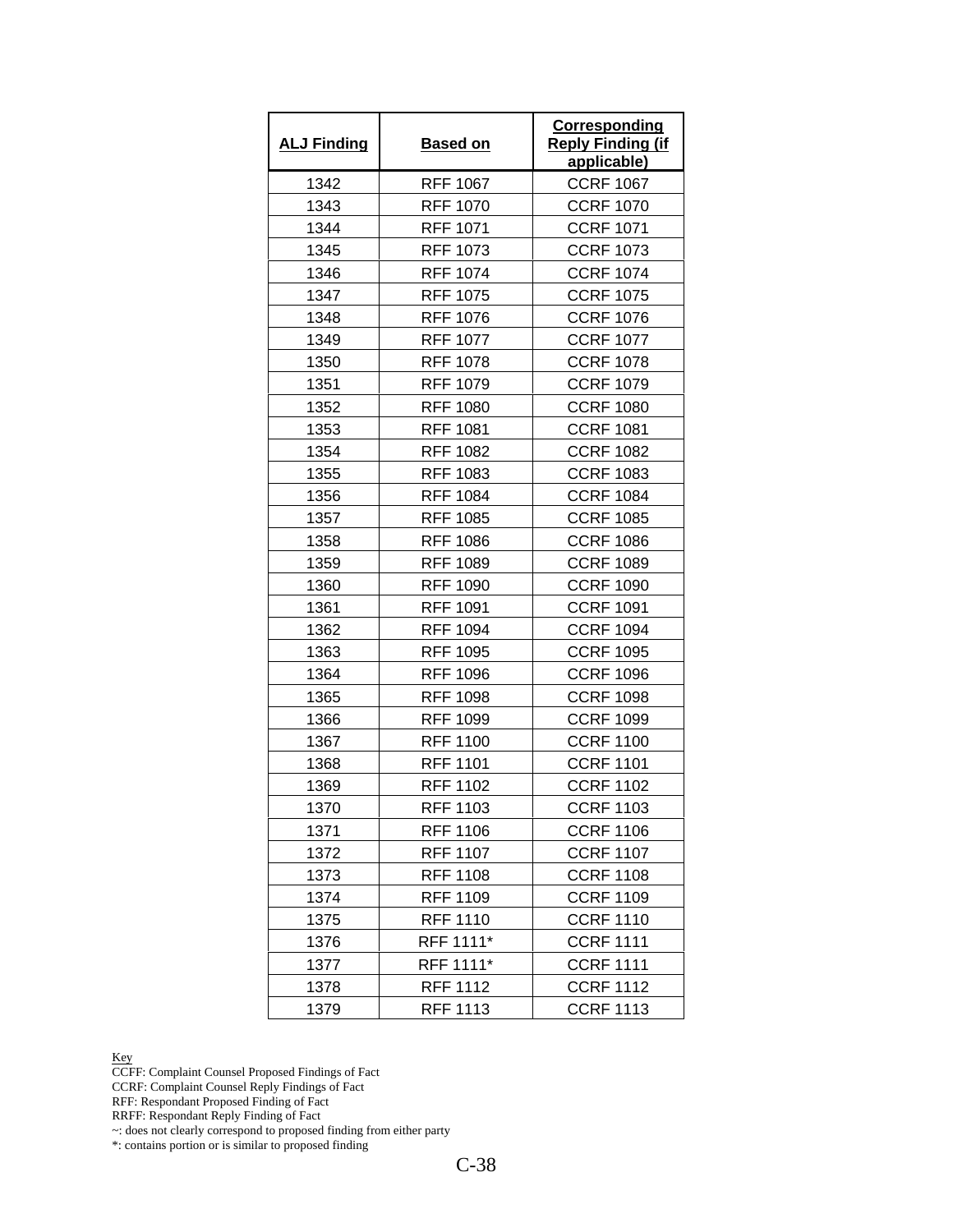| ALJ Finding | Based on | Corresponding Reply Finding (if applicable) |
|---|---|---|
| 1342 | RFF 1067 | CCRF 1067 |
| 1343 | RFF 1070 | CCRF 1070 |
| 1344 | RFF 1071 | CCRF 1071 |
| 1345 | RFF 1073 | CCRF 1073 |
| 1346 | RFF 1074 | CCRF 1074 |
| 1347 | RFF 1075 | CCRF 1075 |
| 1348 | RFF 1076 | CCRF 1076 |
| 1349 | RFF 1077 | CCRF 1077 |
| 1350 | RFF 1078 | CCRF 1078 |
| 1351 | RFF 1079 | CCRF 1079 |
| 1352 | RFF 1080 | CCRF 1080 |
| 1353 | RFF 1081 | CCRF 1081 |
| 1354 | RFF 1082 | CCRF 1082 |
| 1355 | RFF 1083 | CCRF 1083 |
| 1356 | RFF 1084 | CCRF 1084 |
| 1357 | RFF 1085 | CCRF 1085 |
| 1358 | RFF 1086 | CCRF 1086 |
| 1359 | RFF 1089 | CCRF 1089 |
| 1360 | RFF 1090 | CCRF 1090 |
| 1361 | RFF 1091 | CCRF 1091 |
| 1362 | RFF 1094 | CCRF 1094 |
| 1363 | RFF 1095 | CCRF 1095 |
| 1364 | RFF 1096 | CCRF 1096 |
| 1365 | RFF 1098 | CCRF 1098 |
| 1366 | RFF 1099 | CCRF 1099 |
| 1367 | RFF 1100 | CCRF 1100 |
| 1368 | RFF 1101 | CCRF 1101 |
| 1369 | RFF 1102 | CCRF 1102 |
| 1370 | RFF 1103 | CCRF 1103 |
| 1371 | RFF 1106 | CCRF 1106 |
| 1372 | RFF 1107 | CCRF 1107 |
| 1373 | RFF 1108 | CCRF 1108 |
| 1374 | RFF 1109 | CCRF 1109 |
| 1375 | RFF 1110 | CCRF 1110 |
| 1376 | RFF 1111* | CCRF 1111 |
| 1377 | RFF 1111* | CCRF 1111 |
| 1378 | RFF 1112 | CCRF 1112 |
| 1379 | RFF 1113 | CCRF 1113 |

Key
CCFF: Complaint Counsel Proposed Findings of Fact
CCRF: Complaint Counsel Reply Findings of Fact
RFF: Respondant Proposed Finding of Fact
RRFF: Respondant Reply Finding of Fact
~: does not clearly correspond to proposed finding from either party
*: contains portion or is similar to proposed finding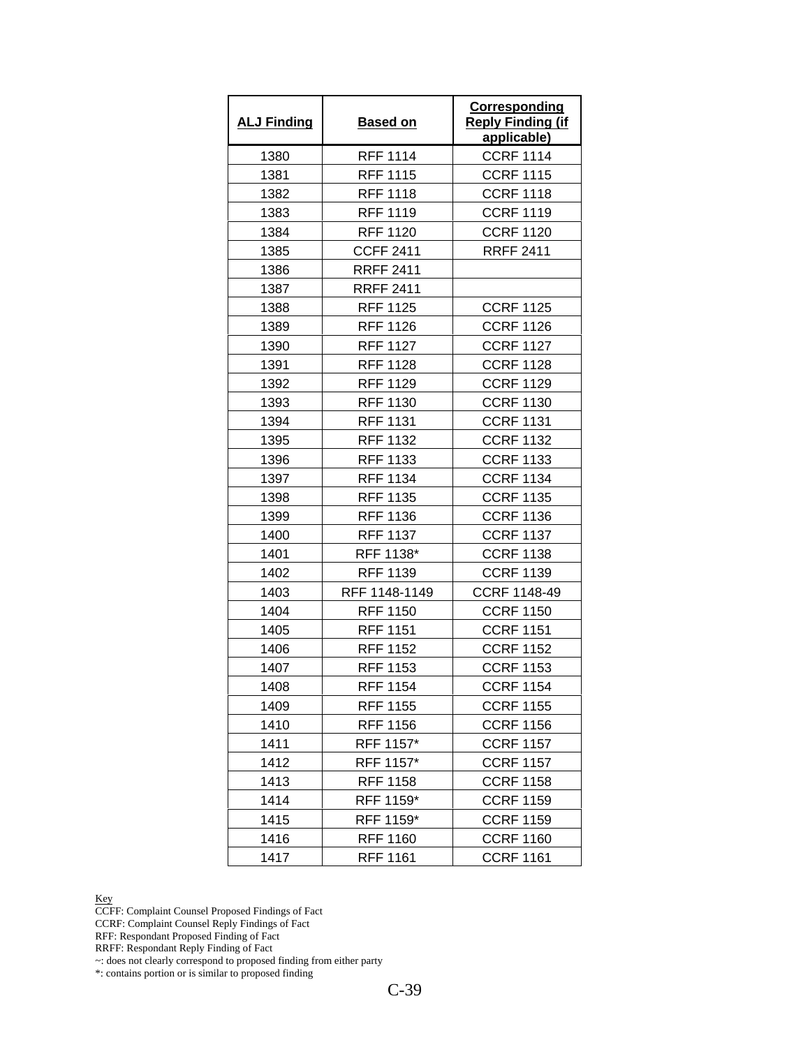| ALJ Finding | Based on | Corresponding Reply Finding (if applicable) |
|---|---|---|
| 1380 | RFF 1114 | CCRF 1114 |
| 1381 | RFF 1115 | CCRF 1115 |
| 1382 | RFF 1118 | CCRF 1118 |
| 1383 | RFF 1119 | CCRF 1119 |
| 1384 | RFF 1120 | CCRF 1120 |
| 1385 | CCFF 2411 | RRFF 2411 |
| 1386 | RRFF 2411 | |
| 1387 | RRFF 2411 | |
| 1388 | RFF 1125 | CCRF 1125 |
| 1389 | RFF 1126 | CCRF 1126 |
| 1390 | RFF 1127 | CCRF 1127 |
| 1391 | RFF 1128 | CCRF 1128 |
| 1392 | RFF 1129 | CCRF 1129 |
| 1393 | RFF 1130 | CCRF 1130 |
| 1394 | RFF 1131 | CCRF 1131 |
| 1395 | RFF 1132 | CCRF 1132 |
| 1396 | RFF 1133 | CCRF 1133 |
| 1397 | RFF 1134 | CCRF 1134 |
| 1398 | RFF 1135 | CCRF 1135 |
| 1399 | RFF 1136 | CCRF 1136 |
| 1400 | RFF 1137 | CCRF 1137 |
| 1401 | RFF 1138* | CCRF 1138 |
| 1402 | RFF 1139 | CCRF 1139 |
| 1403 | RFF 1148-1149 | CCRF 1148-49 |
| 1404 | RFF 1150 | CCRF 1150 |
| 1405 | RFF 1151 | CCRF 1151 |
| 1406 | RFF 1152 | CCRF 1152 |
| 1407 | RFF 1153 | CCRF 1153 |
| 1408 | RFF 1154 | CCRF 1154 |
| 1409 | RFF 1155 | CCRF 1155 |
| 1410 | RFF 1156 | CCRF 1156 |
| 1411 | RFF 1157* | CCRF 1157 |
| 1412 | RFF 1157* | CCRF 1157 |
| 1413 | RFF 1158 | CCRF 1158 |
| 1414 | RFF 1159* | CCRF 1159 |
| 1415 | RFF 1159* | CCRF 1159 |
| 1416 | RFF 1160 | CCRF 1160 |
| 1417 | RFF 1161 | CCRF 1161 |

Key
CCFF: Complaint Counsel Proposed Findings of Fact
CCRF: Complaint Counsel Reply Findings of Fact
RFF: Respondant Proposed Finding of Fact
RRFF: Respondant Reply Finding of Fact
~: does not clearly correspond to proposed finding from either party
*: contains portion or is similar to proposed finding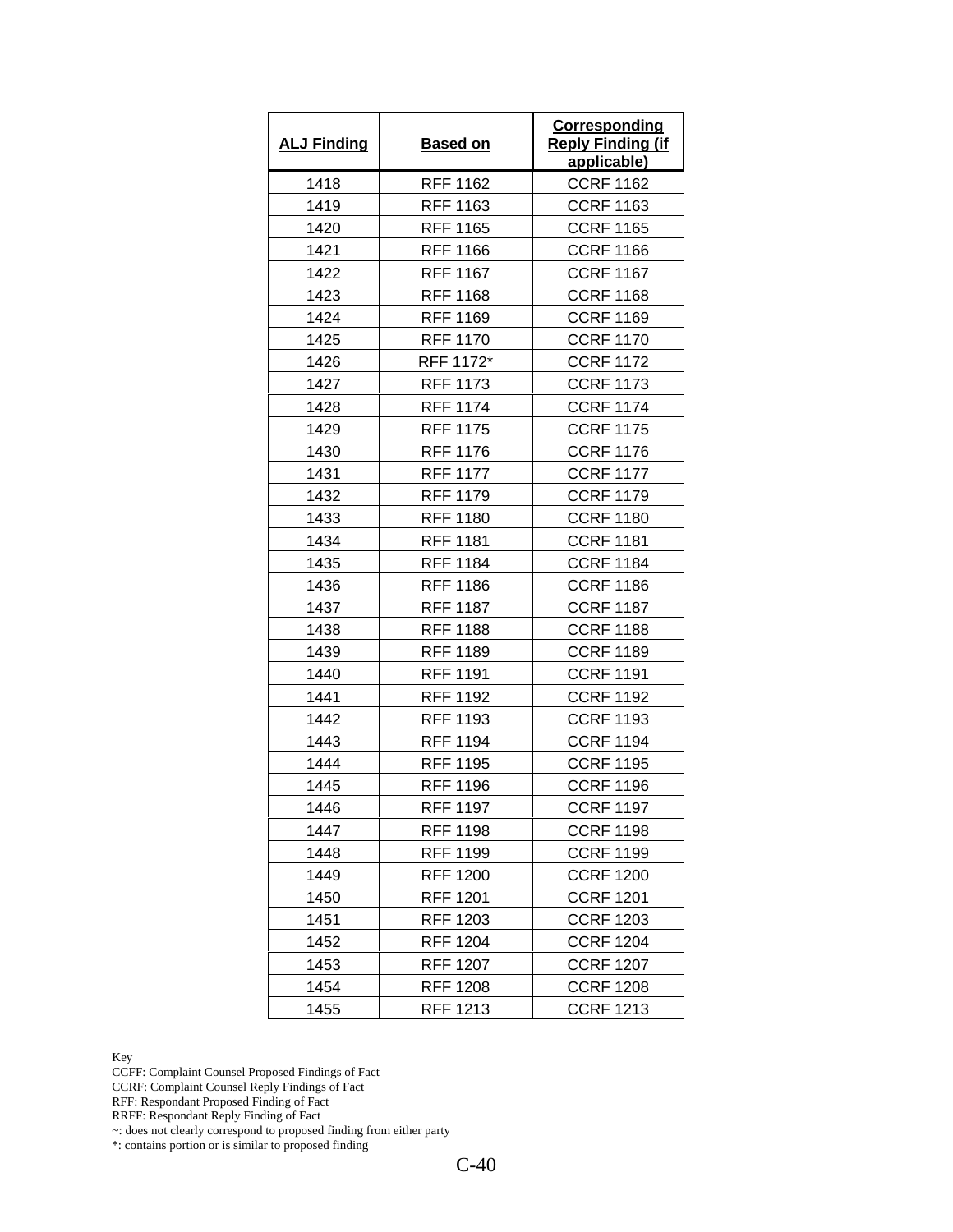| ALJ Finding | Based on | Corresponding Reply Finding (if applicable) |
|---|---|---|
| 1418 | RFF 1162 | CCRF 1162 |
| 1419 | RFF 1163 | CCRF 1163 |
| 1420 | RFF 1165 | CCRF 1165 |
| 1421 | RFF 1166 | CCRF 1166 |
| 1422 | RFF 1167 | CCRF 1167 |
| 1423 | RFF 1168 | CCRF 1168 |
| 1424 | RFF 1169 | CCRF 1169 |
| 1425 | RFF 1170 | CCRF 1170 |
| 1426 | RFF 1172* | CCRF 1172 |
| 1427 | RFF 1173 | CCRF 1173 |
| 1428 | RFF 1174 | CCRF 1174 |
| 1429 | RFF 1175 | CCRF 1175 |
| 1430 | RFF 1176 | CCRF 1176 |
| 1431 | RFF 1177 | CCRF 1177 |
| 1432 | RFF 1179 | CCRF 1179 |
| 1433 | RFF 1180 | CCRF 1180 |
| 1434 | RFF 1181 | CCRF 1181 |
| 1435 | RFF 1184 | CCRF 1184 |
| 1436 | RFF 1186 | CCRF 1186 |
| 1437 | RFF 1187 | CCRF 1187 |
| 1438 | RFF 1188 | CCRF 1188 |
| 1439 | RFF 1189 | CCRF 1189 |
| 1440 | RFF 1191 | CCRF 1191 |
| 1441 | RFF 1192 | CCRF 1192 |
| 1442 | RFF 1193 | CCRF 1193 |
| 1443 | RFF 1194 | CCRF 1194 |
| 1444 | RFF 1195 | CCRF 1195 |
| 1445 | RFF 1196 | CCRF 1196 |
| 1446 | RFF 1197 | CCRF 1197 |
| 1447 | RFF 1198 | CCRF 1198 |
| 1448 | RFF 1199 | CCRF 1199 |
| 1449 | RFF 1200 | CCRF 1200 |
| 1450 | RFF 1201 | CCRF 1201 |
| 1451 | RFF 1203 | CCRF 1203 |
| 1452 | RFF 1204 | CCRF 1204 |
| 1453 | RFF 1207 | CCRF 1207 |
| 1454 | RFF 1208 | CCRF 1208 |
| 1455 | RFF 1213 | CCRF 1213 |

Key
CCFF: Complaint Counsel Proposed Findings of Fact
CCRF: Complaint Counsel Reply Findings of Fact
RFF: Respondant Proposed Finding of Fact
RRFF: Respondant Reply Finding of Fact
~: does not clearly correspond to proposed finding from either party
*: contains portion or is similar to proposed finding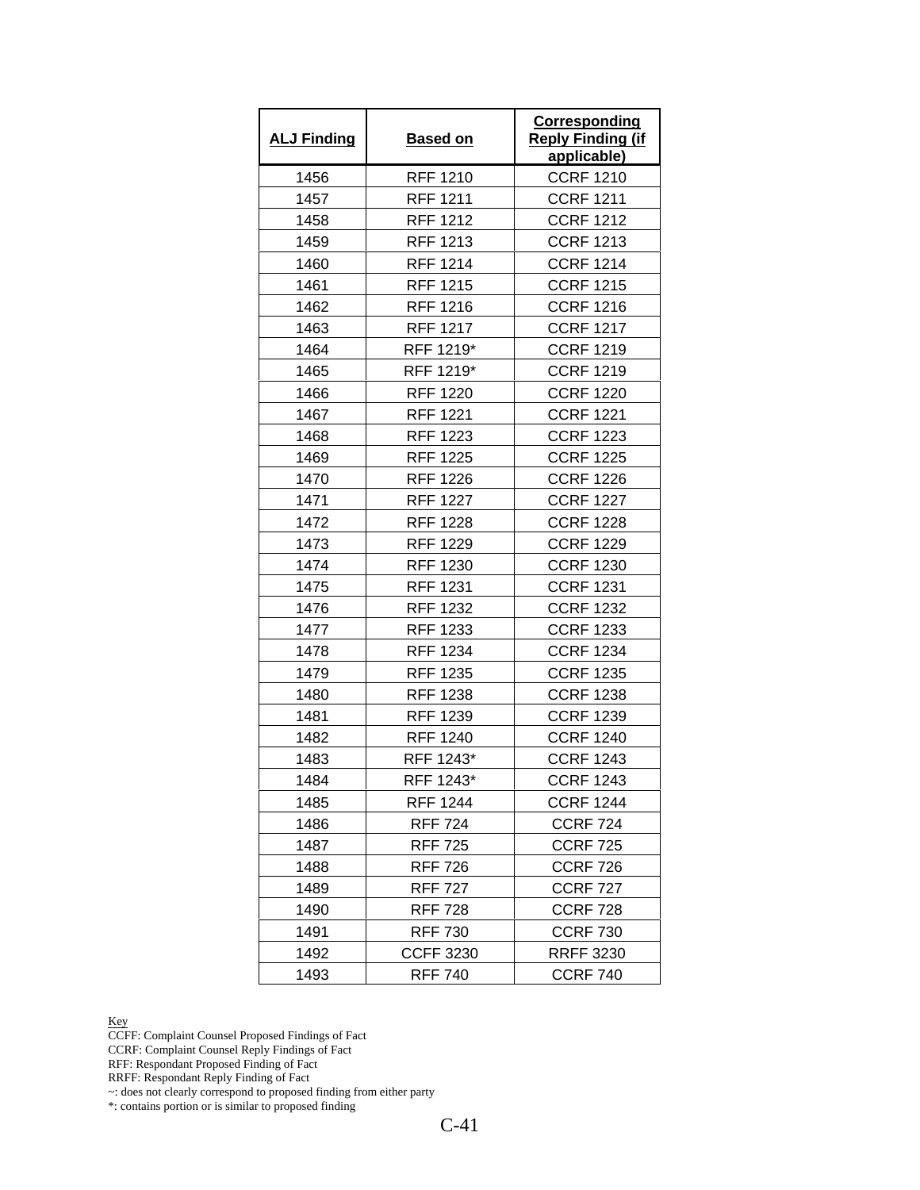| ALJ Finding | Based on | Corresponding Reply Finding (if applicable) |
|---|---|---|
| 1456 | RFF 1210 | CCRF 1210 |
| 1457 | RFF 1211 | CCRF 1211 |
| 1458 | RFF 1212 | CCRF 1212 |
| 1459 | RFF 1213 | CCRF 1213 |
| 1460 | RFF 1214 | CCRF 1214 |
| 1461 | RFF 1215 | CCRF 1215 |
| 1462 | RFF 1216 | CCRF 1216 |
| 1463 | RFF 1217 | CCRF 1217 |
| 1464 | RFF 1219* | CCRF 1219 |
| 1465 | RFF 1219* | CCRF 1219 |
| 1466 | RFF 1220 | CCRF 1220 |
| 1467 | RFF 1221 | CCRF 1221 |
| 1468 | RFF 1223 | CCRF 1223 |
| 1469 | RFF 1225 | CCRF 1225 |
| 1470 | RFF 1226 | CCRF 1226 |
| 1471 | RFF 1227 | CCRF 1227 |
| 1472 | RFF 1228 | CCRF 1228 |
| 1473 | RFF 1229 | CCRF 1229 |
| 1474 | RFF 1230 | CCRF 1230 |
| 1475 | RFF 1231 | CCRF 1231 |
| 1476 | RFF 1232 | CCRF 1232 |
| 1477 | RFF 1233 | CCRF 1233 |
| 1478 | RFF 1234 | CCRF 1234 |
| 1479 | RFF 1235 | CCRF 1235 |
| 1480 | RFF 1238 | CCRF 1238 |
| 1481 | RFF 1239 | CCRF 1239 |
| 1482 | RFF 1240 | CCRF 1240 |
| 1483 | RFF 1243* | CCRF 1243 |
| 1484 | RFF 1243* | CCRF 1243 |
| 1485 | RFF 1244 | CCRF 1244 |
| 1486 | RFF 724 | CCRF 724 |
| 1487 | RFF 725 | CCRF 725 |
| 1488 | RFF 726 | CCRF 726 |
| 1489 | RFF 727 | CCRF 727 |
| 1490 | RFF 728 | CCRF 728 |
| 1491 | RFF 730 | CCRF 730 |
| 1492 | CCFF 3230 | RRFF 3230 |
| 1493 | RFF 740 | CCRF 740 |

Key
CCFF: Complaint Counsel Proposed Findings of Fact
CCRF: Complaint Counsel Reply Findings of Fact
RFF: Respondant Proposed Finding of Fact
RRFF: Respondant Reply Finding of Fact
~: does not clearly correspond to proposed finding from either party
*: contains portion or is similar to proposed finding

C-41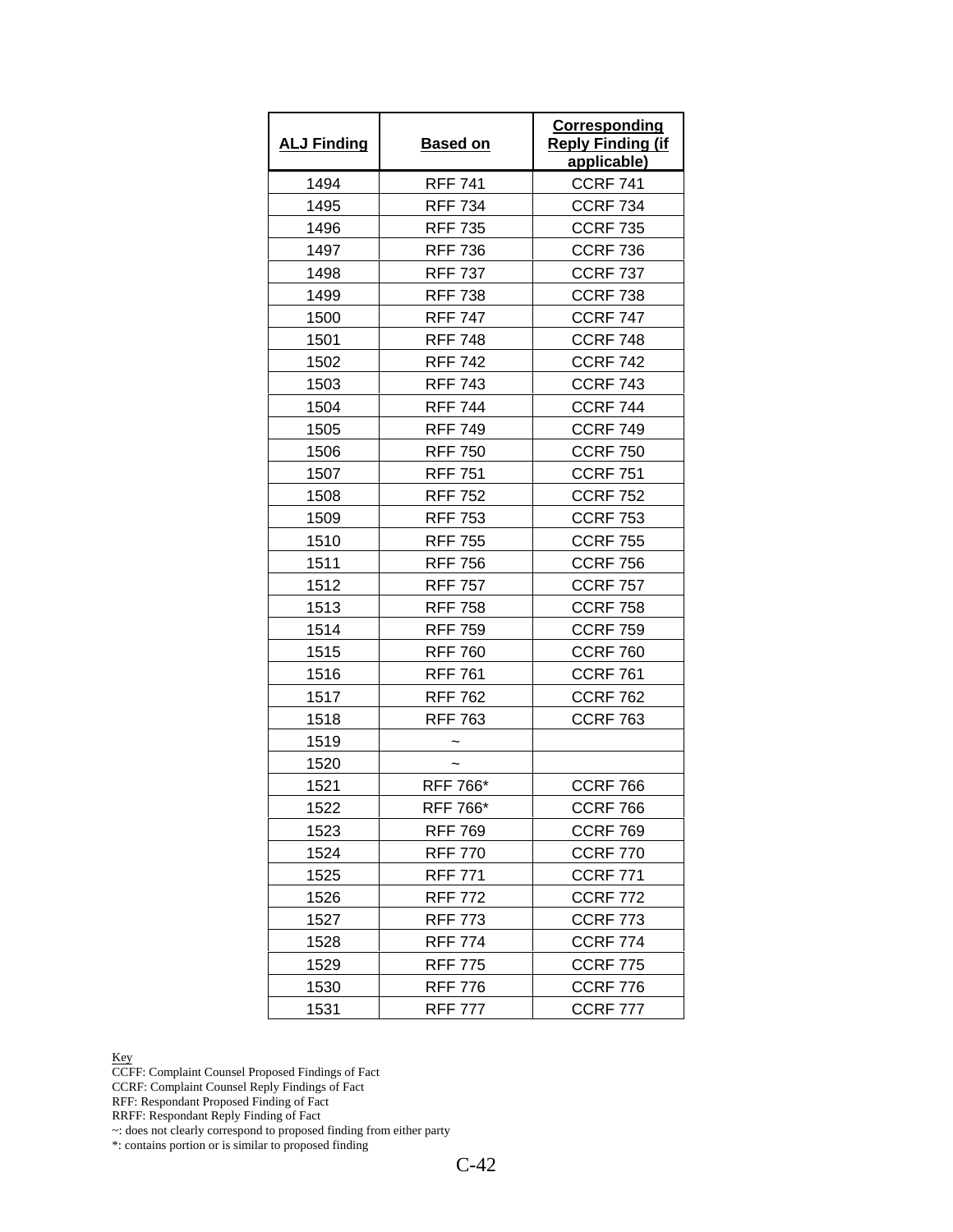| ALJ Finding | Based on | Corresponding Reply Finding (if applicable) |
| --- | --- | --- |
| 1494 | RFF 741 | CCRF 741 |
| 1495 | RFF 734 | CCRF 734 |
| 1496 | RFF 735 | CCRF 735 |
| 1497 | RFF 736 | CCRF 736 |
| 1498 | RFF 737 | CCRF 737 |
| 1499 | RFF 738 | CCRF 738 |
| 1500 | RFF 747 | CCRF 747 |
| 1501 | RFF 748 | CCRF 748 |
| 1502 | RFF 742 | CCRF 742 |
| 1503 | RFF 743 | CCRF 743 |
| 1504 | RFF 744 | CCRF 744 |
| 1505 | RFF 749 | CCRF 749 |
| 1506 | RFF 750 | CCRF 750 |
| 1507 | RFF 751 | CCRF 751 |
| 1508 | RFF 752 | CCRF 752 |
| 1509 | RFF 753 | CCRF 753 |
| 1510 | RFF 755 | CCRF 755 |
| 1511 | RFF 756 | CCRF 756 |
| 1512 | RFF 757 | CCRF 757 |
| 1513 | RFF 758 | CCRF 758 |
| 1514 | RFF 759 | CCRF 759 |
| 1515 | RFF 760 | CCRF 760 |
| 1516 | RFF 761 | CCRF 761 |
| 1517 | RFF 762 | CCRF 762 |
| 1518 | RFF 763 | CCRF 763 |
| 1519 | ~ | |
| 1520 | ~ | |
| 1521 | RFF 766* | CCRF 766 |
| 1522 | RFF 766* | CCRF 766 |
| 1523 | RFF 769 | CCRF 769 |
| 1524 | RFF 770 | CCRF 770 |
| 1525 | RFF 771 | CCRF 771 |
| 1526 | RFF 772 | CCRF 772 |
| 1527 | RFF 773 | CCRF 773 |
| 1528 | RFF 774 | CCRF 774 |
| 1529 | RFF 775 | CCRF 775 |
| 1530 | RFF 776 | CCRF 776 |
| 1531 | RFF 777 | CCRF 777 |

Key
CCFF: Complaint Counsel Proposed Findings of Fact
CCRF: Complaint Counsel Reply Findings of Fact
RFF: Respondant Proposed Finding of Fact
RRFF: Respondant Reply Finding of Fact
~: does not clearly correspond to proposed finding from either party
*: contains portion or is similar to proposed finding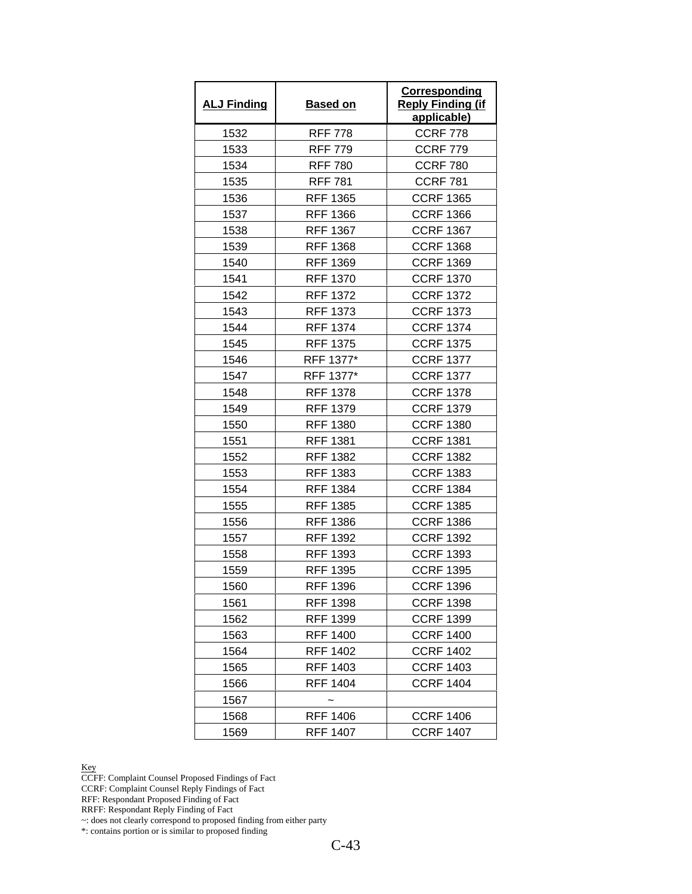| ALJ Finding | Based on | Corresponding Reply Finding (if applicable) |
|---|---|---|
| 1532 | RFF 778 | CCRF 778 |
| 1533 | RFF 779 | CCRF 779 |
| 1534 | RFF 780 | CCRF 780 |
| 1535 | RFF 781 | CCRF 781 |
| 1536 | RFF 1365 | CCRF 1365 |
| 1537 | RFF 1366 | CCRF 1366 |
| 1538 | RFF 1367 | CCRF 1367 |
| 1539 | RFF 1368 | CCRF 1368 |
| 1540 | RFF 1369 | CCRF 1369 |
| 1541 | RFF 1370 | CCRF 1370 |
| 1542 | RFF 1372 | CCRF 1372 |
| 1543 | RFF 1373 | CCRF 1373 |
| 1544 | RFF 1374 | CCRF 1374 |
| 1545 | RFF 1375 | CCRF 1375 |
| 1546 | RFF 1377* | CCRF 1377 |
| 1547 | RFF 1377* | CCRF 1377 |
| 1548 | RFF 1378 | CCRF 1378 |
| 1549 | RFF 1379 | CCRF 1379 |
| 1550 | RFF 1380 | CCRF 1380 |
| 1551 | RFF 1381 | CCRF 1381 |
| 1552 | RFF 1382 | CCRF 1382 |
| 1553 | RFF 1383 | CCRF 1383 |
| 1554 | RFF 1384 | CCRF 1384 |
| 1555 | RFF 1385 | CCRF 1385 |
| 1556 | RFF 1386 | CCRF 1386 |
| 1557 | RFF 1392 | CCRF 1392 |
| 1558 | RFF 1393 | CCRF 1393 |
| 1559 | RFF 1395 | CCRF 1395 |
| 1560 | RFF 1396 | CCRF 1396 |
| 1561 | RFF 1398 | CCRF 1398 |
| 1562 | RFF 1399 | CCRF 1399 |
| 1563 | RFF 1400 | CCRF 1400 |
| 1564 | RFF 1402 | CCRF 1402 |
| 1565 | RFF 1403 | CCRF 1403 |
| 1566 | RFF 1404 | CCRF 1404 |
| 1567 | ~ | |
| 1568 | RFF 1406 | CCRF 1406 |
| 1569 | RFF 1407 | CCRF 1407 |

Key
CCFF: Complaint Counsel Proposed Findings of Fact
CCRF: Complaint Counsel Reply Findings of Fact
RFF: Respondant Proposed Finding of Fact
RRFF: Respondant Reply Finding of Fact
~: does not clearly correspond to proposed finding from either party
*: contains portion or is similar to proposed finding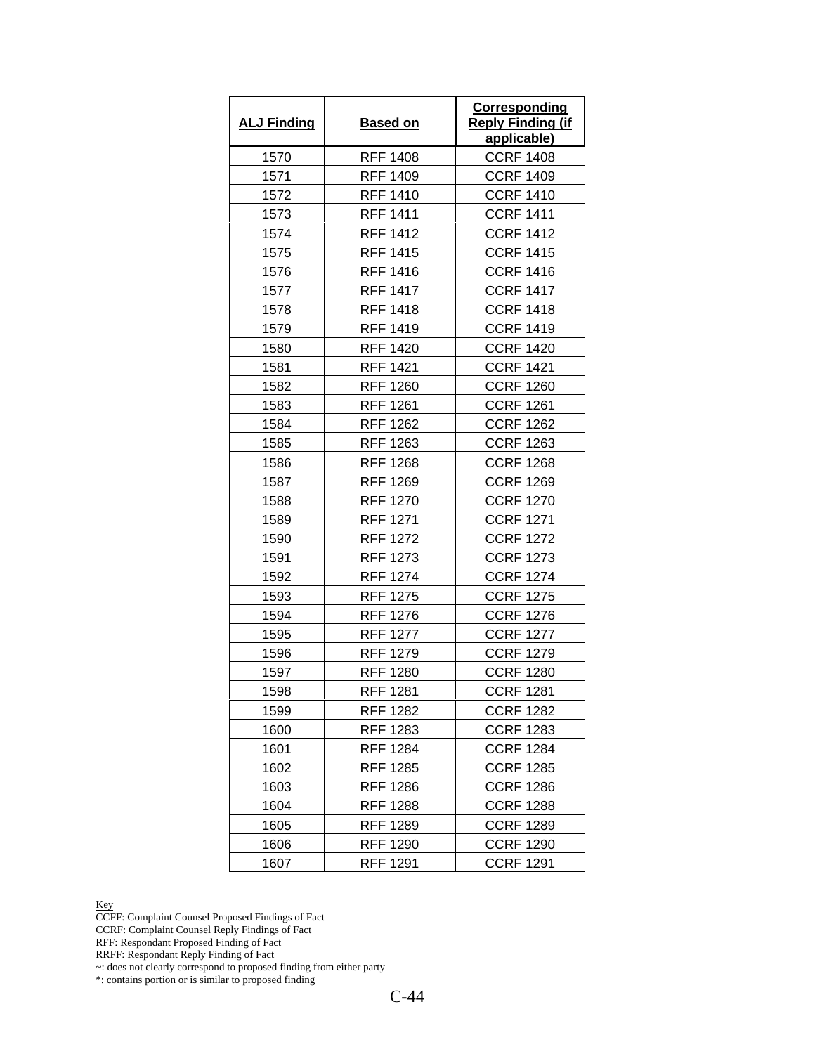| ALJ Finding | Based on | Corresponding Reply Finding (if applicable) |
|---|---|---|
| 1570 | RFF 1408 | CCRF 1408 |
| 1571 | RFF 1409 | CCRF 1409 |
| 1572 | RFF 1410 | CCRF 1410 |
| 1573 | RFF 1411 | CCRF 1411 |
| 1574 | RFF 1412 | CCRF 1412 |
| 1575 | RFF 1415 | CCRF 1415 |
| 1576 | RFF 1416 | CCRF 1416 |
| 1577 | RFF 1417 | CCRF 1417 |
| 1578 | RFF 1418 | CCRF 1418 |
| 1579 | RFF 1419 | CCRF 1419 |
| 1580 | RFF 1420 | CCRF 1420 |
| 1581 | RFF 1421 | CCRF 1421 |
| 1582 | RFF 1260 | CCRF 1260 |
| 1583 | RFF 1261 | CCRF 1261 |
| 1584 | RFF 1262 | CCRF 1262 |
| 1585 | RFF 1263 | CCRF 1263 |
| 1586 | RFF 1268 | CCRF 1268 |
| 1587 | RFF 1269 | CCRF 1269 |
| 1588 | RFF 1270 | CCRF 1270 |
| 1589 | RFF 1271 | CCRF 1271 |
| 1590 | RFF 1272 | CCRF 1272 |
| 1591 | RFF 1273 | CCRF 1273 |
| 1592 | RFF 1274 | CCRF 1274 |
| 1593 | RFF 1275 | CCRF 1275 |
| 1594 | RFF 1276 | CCRF 1276 |
| 1595 | RFF 1277 | CCRF 1277 |
| 1596 | RFF 1279 | CCRF 1279 |
| 1597 | RFF 1280 | CCRF 1280 |
| 1598 | RFF 1281 | CCRF 1281 |
| 1599 | RFF 1282 | CCRF 1282 |
| 1600 | RFF 1283 | CCRF 1283 |
| 1601 | RFF 1284 | CCRF 1284 |
| 1602 | RFF 1285 | CCRF 1285 |
| 1603 | RFF 1286 | CCRF 1286 |
| 1604 | RFF 1288 | CCRF 1288 |
| 1605 | RFF 1289 | CCRF 1289 |
| 1606 | RFF 1290 | CCRF 1290 |
| 1607 | RFF 1291 | CCRF 1291 |

Key
CCFF: Complaint Counsel Proposed Findings of Fact
CCRF: Complaint Counsel Reply Findings of Fact
RFF: Respondant Proposed Finding of Fact
RRFF: Respondant Reply Finding of Fact
~: does not clearly correspond to proposed finding from either party
*: contains portion or is similar to proposed finding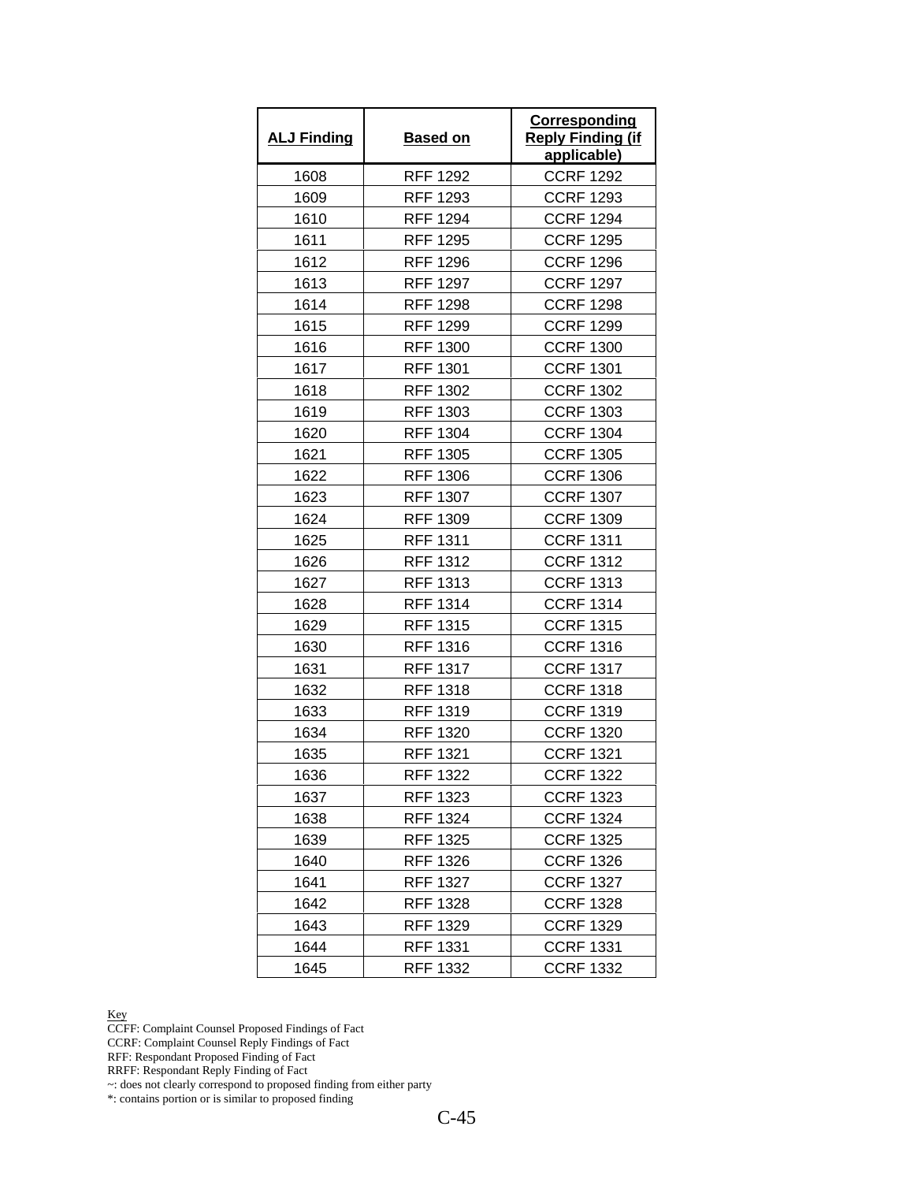| ALJ Finding | Based on | Corresponding Reply Finding (if applicable) |
|---|---|---|
| 1608 | RFF 1292 | CCRF 1292 |
| 1609 | RFF 1293 | CCRF 1293 |
| 1610 | RFF 1294 | CCRF 1294 |
| 1611 | RFF 1295 | CCRF 1295 |
| 1612 | RFF 1296 | CCRF 1296 |
| 1613 | RFF 1297 | CCRF 1297 |
| 1614 | RFF 1298 | CCRF 1298 |
| 1615 | RFF 1299 | CCRF 1299 |
| 1616 | RFF 1300 | CCRF 1300 |
| 1617 | RFF 1301 | CCRF 1301 |
| 1618 | RFF 1302 | CCRF 1302 |
| 1619 | RFF 1303 | CCRF 1303 |
| 1620 | RFF 1304 | CCRF 1304 |
| 1621 | RFF 1305 | CCRF 1305 |
| 1622 | RFF 1306 | CCRF 1306 |
| 1623 | RFF 1307 | CCRF 1307 |
| 1624 | RFF 1309 | CCRF 1309 |
| 1625 | RFF 1311 | CCRF 1311 |
| 1626 | RFF 1312 | CCRF 1312 |
| 1627 | RFF 1313 | CCRF 1313 |
| 1628 | RFF 1314 | CCRF 1314 |
| 1629 | RFF 1315 | CCRF 1315 |
| 1630 | RFF 1316 | CCRF 1316 |
| 1631 | RFF 1317 | CCRF 1317 |
| 1632 | RFF 1318 | CCRF 1318 |
| 1633 | RFF 1319 | CCRF 1319 |
| 1634 | RFF 1320 | CCRF 1320 |
| 1635 | RFF 1321 | CCRF 1321 |
| 1636 | RFF 1322 | CCRF 1322 |
| 1637 | RFF 1323 | CCRF 1323 |
| 1638 | RFF 1324 | CCRF 1324 |
| 1639 | RFF 1325 | CCRF 1325 |
| 1640 | RFF 1326 | CCRF 1326 |
| 1641 | RFF 1327 | CCRF 1327 |
| 1642 | RFF 1328 | CCRF 1328 |
| 1643 | RFF 1329 | CCRF 1329 |
| 1644 | RFF 1331 | CCRF 1331 |
| 1645 | RFF 1332 | CCRF 1332 |

Key

CCFF: Complaint Counsel Proposed Findings of Fact

CCRF: Complaint Counsel Reply Findings of Fact

RFF: Respondant Proposed Finding of Fact

RRFF: Respondant Reply Finding of Fact

~: does not clearly correspond to proposed finding from either party

*: contains portion or is similar to proposed finding

C-45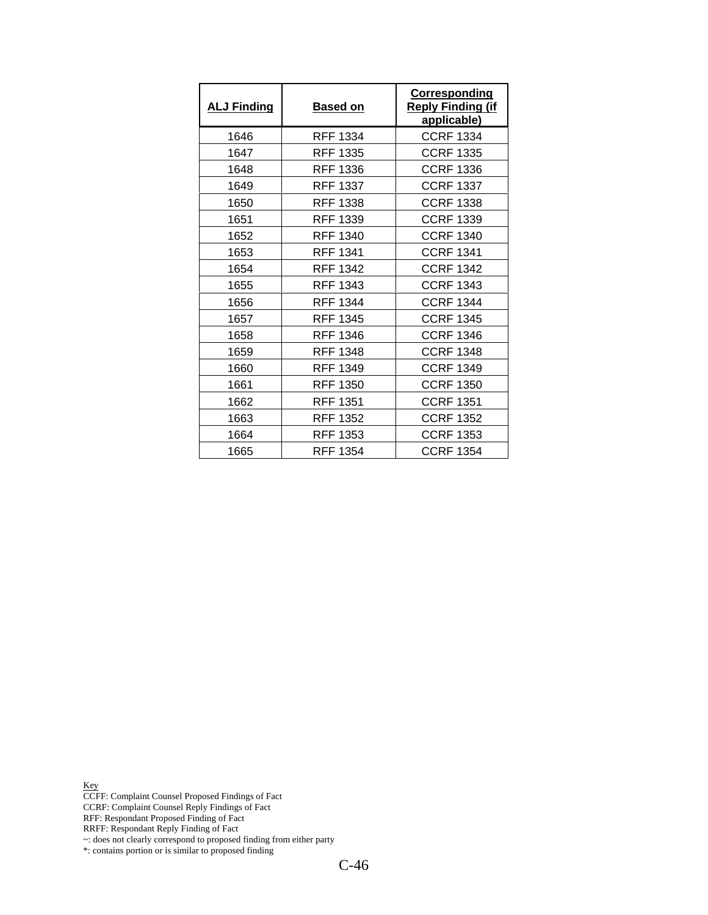| ALJ Finding | Based on | Corresponding Reply Finding (if applicable) |
|---|---|---|
| 1646 | RFF 1334 | CCRF 1334 |
| 1647 | RFF 1335 | CCRF 1335 |
| 1648 | RFF 1336 | CCRF 1336 |
| 1649 | RFF 1337 | CCRF 1337 |
| 1650 | RFF 1338 | CCRF 1338 |
| 1651 | RFF 1339 | CCRF 1339 |
| 1652 | RFF 1340 | CCRF 1340 |
| 1653 | RFF 1341 | CCRF 1341 |
| 1654 | RFF 1342 | CCRF 1342 |
| 1655 | RFF 1343 | CCRF 1343 |
| 1656 | RFF 1344 | CCRF 1344 |
| 1657 | RFF 1345 | CCRF 1345 |
| 1658 | RFF 1346 | CCRF 1346 |
| 1659 | RFF 1348 | CCRF 1348 |
| 1660 | RFF 1349 | CCRF 1349 |
| 1661 | RFF 1350 | CCRF 1350 |
| 1662 | RFF 1351 | CCRF 1351 |
| 1663 | RFF 1352 | CCRF 1352 |
| 1664 | RFF 1353 | CCRF 1353 |
| 1665 | RFF 1354 | CCRF 1354 |

Key
CCFF: Complaint Counsel Proposed Findings of Fact
CCRF: Complaint Counsel Reply Findings of Fact
RFF: Respondant Proposed Finding of Fact
RRFF: Respondant Reply Finding of Fact
~: does not clearly correspond to proposed finding from either party
*: contains portion or is similar to proposed finding

C-46